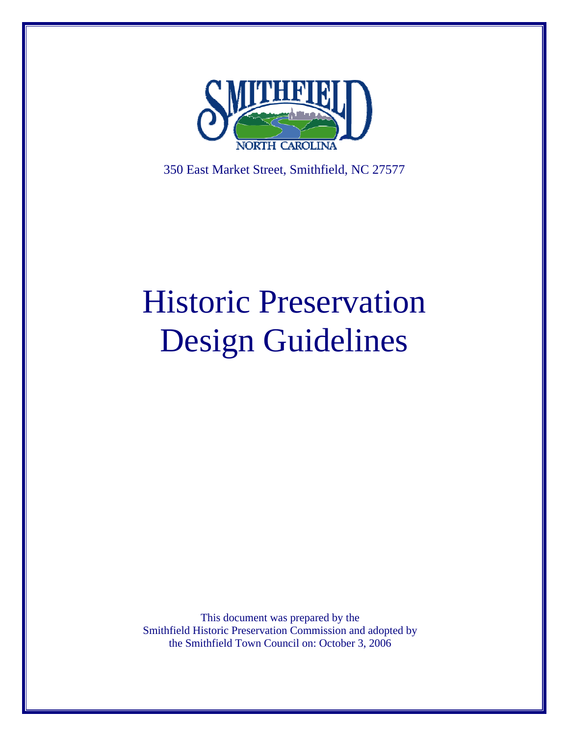SMITHFIELD

NORTH CAROLINA

350 East Market Street, Smithfield, NC 27577

# Historic Preservation Design Guidelines

This document was prepared by the
Smithfield Historic Preservation Commission and adopted by
the Smithfield Town Council on: October 3, 2006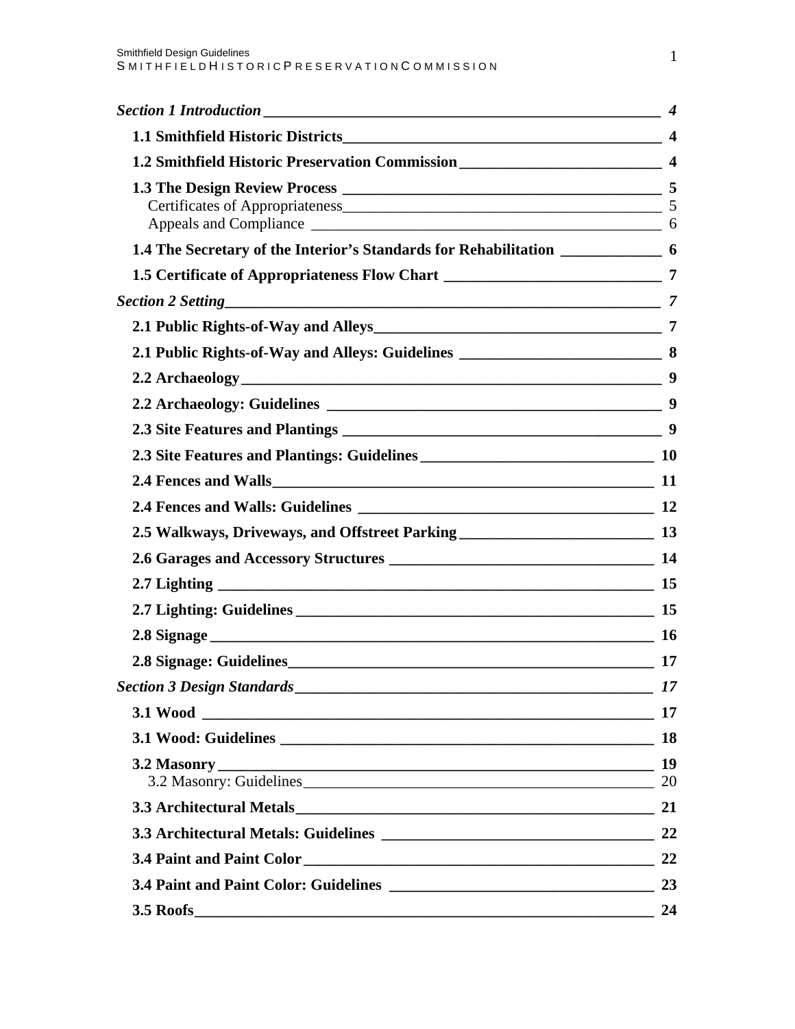*Section 1 Introduction* — *4*

**1.1 Smithfield Historic Districts** — **4**

**1.2 Smithfield Historic Preservation Commission** — **4**

**1.3 The Design Review Process** — **5**

Certificates of Appropriateness — 5

Appeals and Compliance — 6

**1.4 The Secretary of the Interior's Standards for Rehabilitation** — **6**

**1.5 Certificate of Appropriateness Flow Chart** — **7**

*Section 2 Setting* — *7*

**2.1 Public Rights-of-Way and Alleys** — **7**

**2.1 Public Rights-of-Way and Alleys: Guidelines** — **8**

**2.2 Archaeology** — **9**

**2.2 Archaeology: Guidelines** — **9**

**2.3 Site Features and Plantings** — **9**

**2.3 Site Features and Plantings: Guidelines** — **10**

**2.4 Fences and Walls** — **11**

**2.4 Fences and Walls: Guidelines** — **12**

**2.5 Walkways, Driveways, and Offstreet Parking** — **13**

**2.6 Garages and Accessory Structures** — **14**

**2.7 Lighting** — **15**

**2.7 Lighting: Guidelines** — **15**

**2.8 Signage** — **16**

**2.8 Signage: Guidelines** — **17**

*Section 3 Design Standards* — *17*

**3.1 Wood** — **17**

**3.1 Wood: Guidelines** — **18**

**3.2 Masonry** — **19**

3.2 Masonry: Guidelines — 20

**3.3 Architectural Metals** — **21**

**3.3 Architectural Metals: Guidelines** — **22**

**3.4 Paint and Paint Color** — **22**

**3.4 Paint and Paint Color: Guidelines** — **23**

**3.5 Roofs** — **24**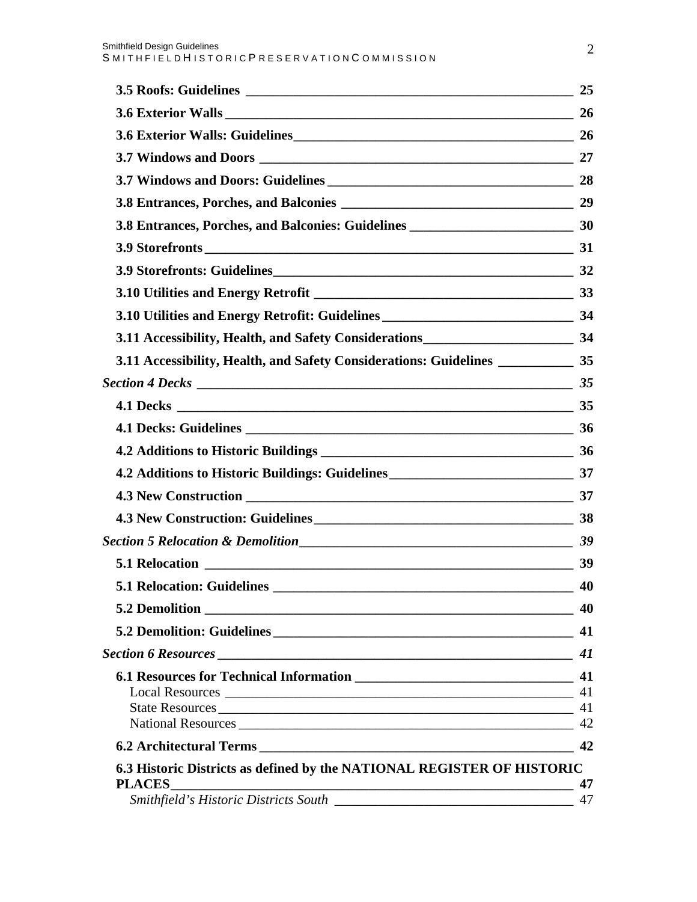**3.5 Roofs: Guidelines** 25

**3.6 Exterior Walls** 26

**3.6 Exterior Walls: Guidelines** 26

**3.7 Windows and Doors** 27

**3.7 Windows and Doors: Guidelines** 28

**3.8 Entrances, Porches, and Balconies** 29

**3.8 Entrances, Porches, and Balconies: Guidelines** 30

**3.9 Storefronts** 31

**3.9 Storefronts: Guidelines** 32

**3.10 Utilities and Energy Retrofit** 33

**3.10 Utilities and Energy Retrofit: Guidelines** 34

**3.11 Accessibility, Health, and Safety Considerations** 34

**3.11 Accessibility, Health, and Safety Considerations: Guidelines** 35

***Section 4 Decks*** 35

**4.1 Decks** 35

**4.1 Decks: Guidelines** 36

**4.2 Additions to Historic Buildings** 36

**4.2 Additions to Historic Buildings: Guidelines** 37

**4.3 New Construction** 37

**4.3 New Construction: Guidelines** 38

***Section 5 Relocation & Demolition*** 39

**5.1 Relocation** 39

**5.1 Relocation: Guidelines** 40

**5.2 Demolition** 40

**5.2 Demolition: Guidelines** 41

***Section 6 Resources*** 41

**6.1 Resources for Technical Information** 41

Local Resources 41

State Resources 41

National Resources 42

**6.2 Architectural Terms** 42

**6.3 Historic Districts as defined by the NATIONAL REGISTER OF HISTORIC PLACES** 47

*Smithfield's Historic Districts South* 47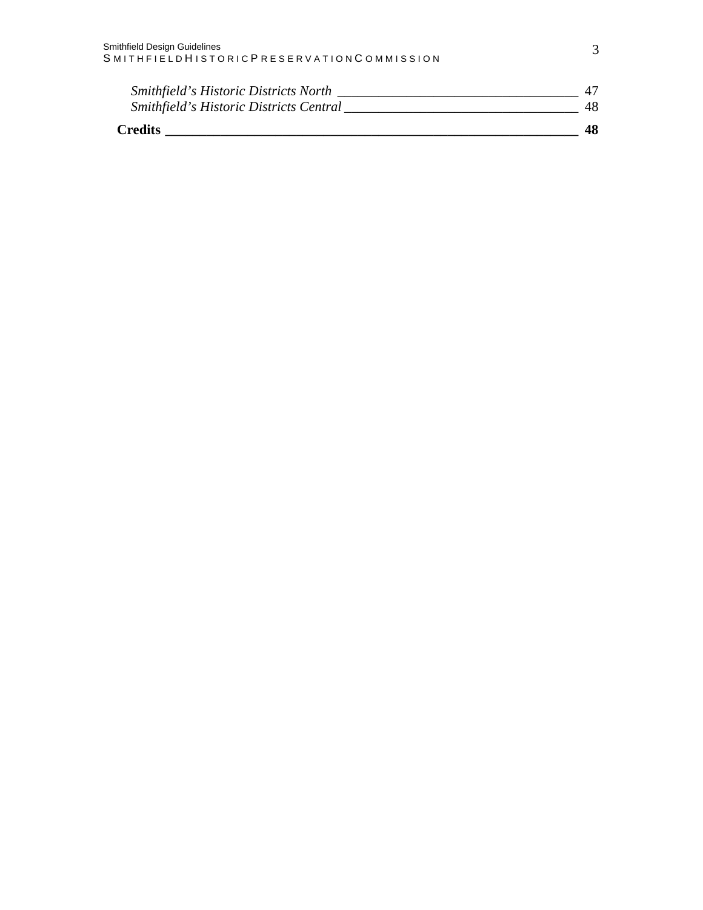*Smithfield's Historic Districts North* ____________________________________ 47
*Smithfield's Historic Districts Central* ___________________________________ 48

**Credits ______________________________________________________________ 48**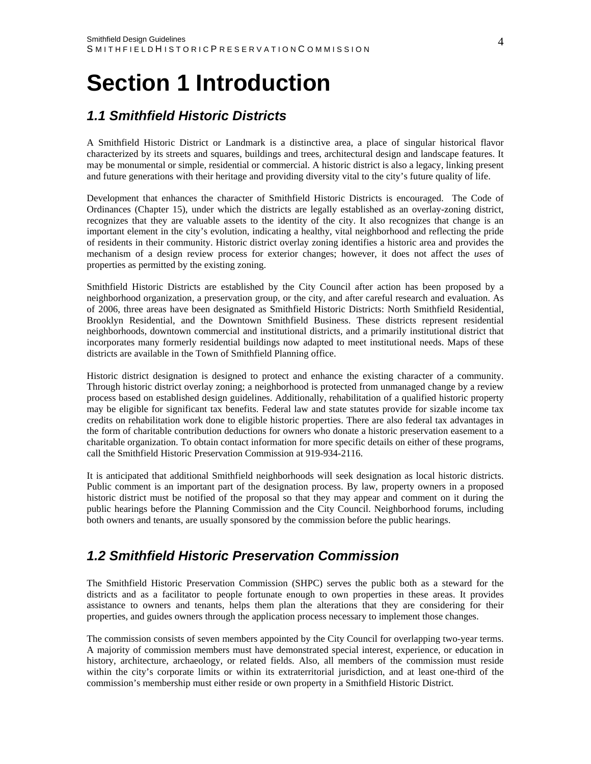# Section 1 Introduction

## *1.1 Smithfield Historic Districts*

A Smithfield Historic District or Landmark is a distinctive area, a place of singular historical flavor characterized by its streets and squares, buildings and trees, architectural design and landscape features. It may be monumental or simple, residential or commercial. A historic district is also a legacy, linking present and future generations with their heritage and providing diversity vital to the city's future quality of life.

Development that enhances the character of Smithfield Historic Districts is encouraged. The Code of Ordinances (Chapter 15), under which the districts are legally established as an overlay-zoning district, recognizes that they are valuable assets to the identity of the city. It also recognizes that change is an important element in the city's evolution, indicating a healthy, vital neighborhood and reflecting the pride of residents in their community. Historic district overlay zoning identifies a historic area and provides the mechanism of a design review process for exterior changes; however, it does not affect the *uses* of properties as permitted by the existing zoning.

Smithfield Historic Districts are established by the City Council after action has been proposed by a neighborhood organization, a preservation group, or the city, and after careful research and evaluation. As of 2006, three areas have been designated as Smithfield Historic Districts: North Smithfield Residential, Brooklyn Residential, and the Downtown Smithfield Business. These districts represent residential neighborhoods, downtown commercial and institutional districts, and a primarily institutional district that incorporates many formerly residential buildings now adapted to meet institutional needs. Maps of these districts are available in the Town of Smithfield Planning office.

Historic district designation is designed to protect and enhance the existing character of a community. Through historic district overlay zoning; a neighborhood is protected from unmanaged change by a review process based on established design guidelines. Additionally, rehabilitation of a qualified historic property may be eligible for significant tax benefits. Federal law and state statutes provide for sizable income tax credits on rehabilitation work done to eligible historic properties. There are also federal tax advantages in the form of charitable contribution deductions for owners who donate a historic preservation easement to a charitable organization. To obtain contact information for more specific details on either of these programs, call the Smithfield Historic Preservation Commission at 919-934-2116.

It is anticipated that additional Smithfield neighborhoods will seek designation as local historic districts. Public comment is an important part of the designation process. By law, property owners in a proposed historic district must be notified of the proposal so that they may appear and comment on it during the public hearings before the Planning Commission and the City Council. Neighborhood forums, including both owners and tenants, are usually sponsored by the commission before the public hearings.

## *1.2 Smithfield Historic Preservation Commission*

The Smithfield Historic Preservation Commission (SHPC) serves the public both as a steward for the districts and as a facilitator to people fortunate enough to own properties in these areas. It provides assistance to owners and tenants, helps them plan the alterations that they are considering for their properties, and guides owners through the application process necessary to implement those changes.

The commission consists of seven members appointed by the City Council for overlapping two-year terms. A majority of commission members must have demonstrated special interest, experience, or education in history, architecture, archaeology, or related fields. Also, all members of the commission must reside within the city's corporate limits or within its extraterritorial jurisdiction, and at least one-third of the commission's membership must either reside or own property in a Smithfield Historic District.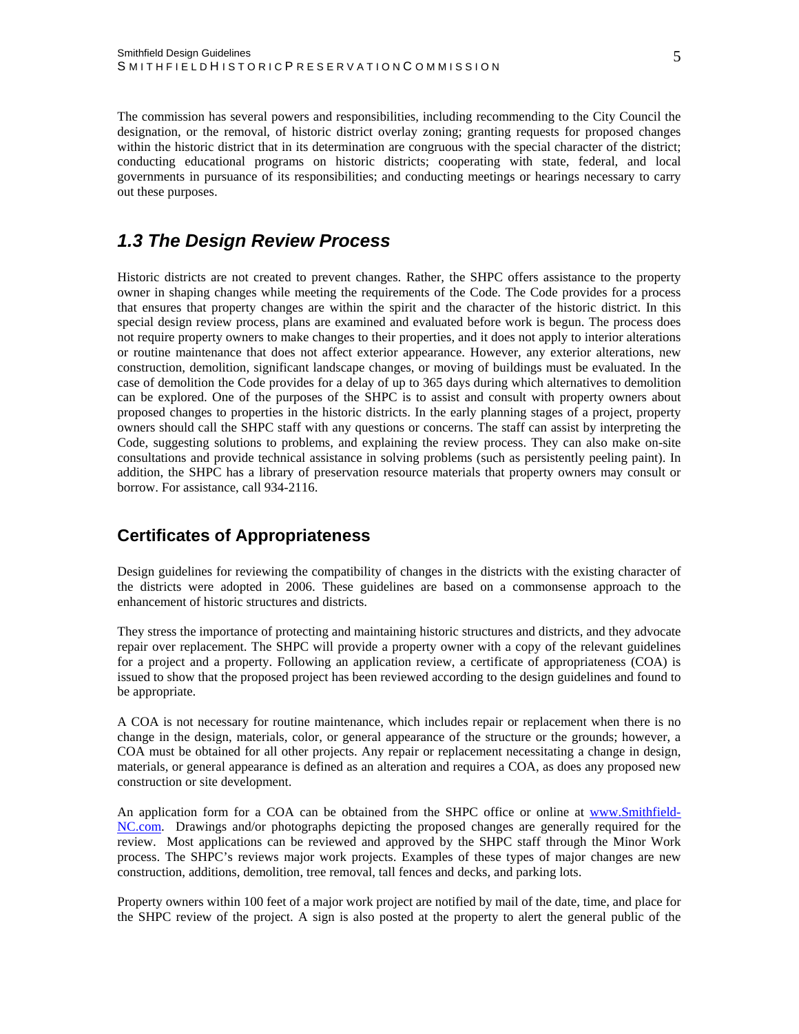The commission has several powers and responsibilities, including recommending to the City Council the designation, or the removal, of historic district overlay zoning; granting requests for proposed changes within the historic district that in its determination are congruous with the special character of the district; conducting educational programs on historic districts; cooperating with state, federal, and local governments in pursuance of its responsibilities; and conducting meetings or hearings necessary to carry out these purposes.

## *1.3 The Design Review Process*

Historic districts are not created to prevent changes. Rather, the SHPC offers assistance to the property owner in shaping changes while meeting the requirements of the Code. The Code provides for a process that ensures that property changes are within the spirit and the character of the historic district. In this special design review process, plans are examined and evaluated before work is begun. The process does not require property owners to make changes to their properties, and it does not apply to interior alterations or routine maintenance that does not affect exterior appearance. However, any exterior alterations, new construction, demolition, significant landscape changes, or moving of buildings must be evaluated. In the case of demolition the Code provides for a delay of up to 365 days during which alternatives to demolition can be explored. One of the purposes of the SHPC is to assist and consult with property owners about proposed changes to properties in the historic districts. In the early planning stages of a project, property owners should call the SHPC staff with any questions or concerns. The staff can assist by interpreting the Code, suggesting solutions to problems, and explaining the review process. They can also make on-site consultations and provide technical assistance in solving problems (such as persistently peeling paint). In addition, the SHPC has a library of preservation resource materials that property owners may consult or borrow. For assistance, call 934-2116.

### Certificates of Appropriateness

Design guidelines for reviewing the compatibility of changes in the districts with the existing character of the districts were adopted in 2006. These guidelines are based on a commonsense approach to the enhancement of historic structures and districts.

They stress the importance of protecting and maintaining historic structures and districts, and they advocate repair over replacement. The SHPC will provide a property owner with a copy of the relevant guidelines for a project and a property. Following an application review, a certificate of appropriateness (COA) is issued to show that the proposed project has been reviewed according to the design guidelines and found to be appropriate.

A COA is not necessary for routine maintenance, which includes repair or replacement when there is no change in the design, materials, color, or general appearance of the structure or the grounds; however, a COA must be obtained for all other projects. Any repair or replacement necessitating a change in design, materials, or general appearance is defined as an alteration and requires a COA, as does any proposed new construction or site development.

An application form for a COA can be obtained from the SHPC office or online at [www.Smithfield-NC.com](http://www.Smithfield-NC.com). Drawings and/or photographs depicting the proposed changes are generally required for the review. Most applications can be reviewed and approved by the SHPC staff through the Minor Work process. The SHPC's reviews major work projects. Examples of these types of major changes are new construction, additions, demolition, tree removal, tall fences and decks, and parking lots.

Property owners within 100 feet of a major work project are notified by mail of the date, time, and place for the SHPC review of the project. A sign is also posted at the property to alert the general public of the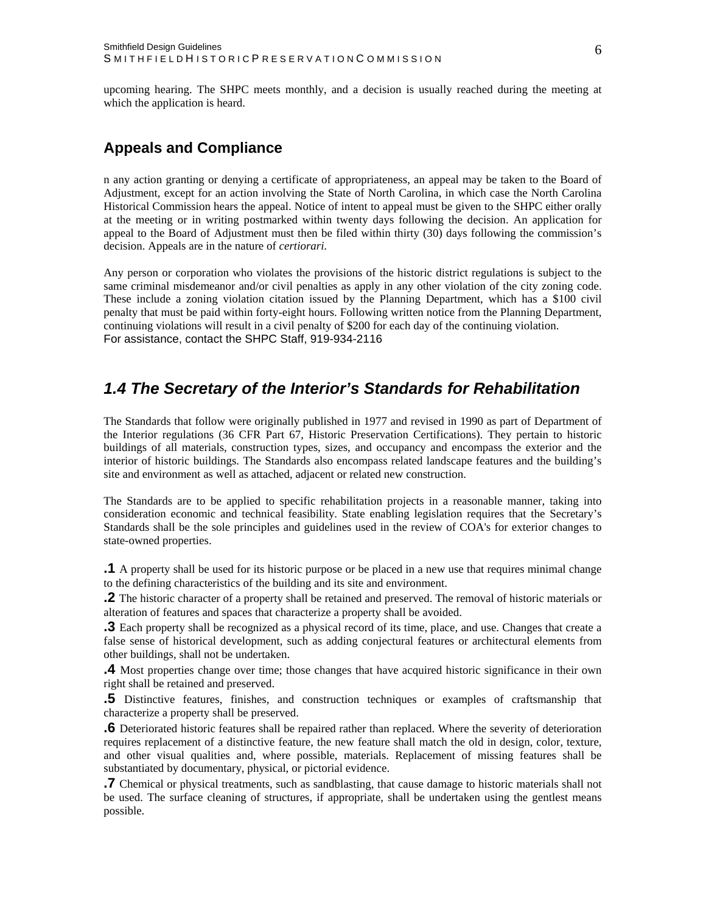upcoming hearing. The SHPC meets monthly, and a decision is usually reached during the meeting at which the application is heard.

## Appeals and Compliance

n any action granting or denying a certificate of appropriateness, an appeal may be taken to the Board of Adjustment, except for an action involving the State of North Carolina, in which case the North Carolina Historical Commission hears the appeal. Notice of intent to appeal must be given to the SHPC either orally at the meeting or in writing postmarked within twenty days following the decision. An application for appeal to the Board of Adjustment must then be filed within thirty (30) days following the commission's decision. Appeals are in the nature of *certiorari*.

Any person or corporation who violates the provisions of the historic district regulations is subject to the same criminal misdemeanor and/or civil penalties as apply in any other violation of the city zoning code. These include a zoning violation citation issued by the Planning Department, which has a $100 civil penalty that must be paid within forty-eight hours. Following written notice from the Planning Department, continuing violations will result in a civil penalty of $200 for each day of the continuing violation.
For assistance, contact the SHPC Staff, 919-934-2116

## *1.4 The Secretary of the Interior's Standards for Rehabilitation*

The Standards that follow were originally published in 1977 and revised in 1990 as part of Department of the Interior regulations (36 CFR Part 67, Historic Preservation Certifications). They pertain to historic buildings of all materials, construction types, sizes, and occupancy and encompass the exterior and the interior of historic buildings. The Standards also encompass related landscape features and the building's site and environment as well as attached, adjacent or related new construction.

The Standards are to be applied to specific rehabilitation projects in a reasonable manner, taking into consideration economic and technical feasibility. State enabling legislation requires that the Secretary's Standards shall be the sole principles and guidelines used in the review of COA's for exterior changes to state-owned properties.

**.1** A property shall be used for its historic purpose or be placed in a new use that requires minimal change to the defining characteristics of the building and its site and environment.

**.2** The historic character of a property shall be retained and preserved. The removal of historic materials or alteration of features and spaces that characterize a property shall be avoided.

**.3** Each property shall be recognized as a physical record of its time, place, and use. Changes that create a false sense of historical development, such as adding conjectural features or architectural elements from other buildings, shall not be undertaken.

**.4** Most properties change over time; those changes that have acquired historic significance in their own right shall be retained and preserved.

**.5** Distinctive features, finishes, and construction techniques or examples of craftsmanship that characterize a property shall be preserved.

**.6** Deteriorated historic features shall be repaired rather than replaced. Where the severity of deterioration requires replacement of a distinctive feature, the new feature shall match the old in design, color, texture, and other visual qualities and, where possible, materials. Replacement of missing features shall be substantiated by documentary, physical, or pictorial evidence.

**.7** Chemical or physical treatments, such as sandblasting, that cause damage to historic materials shall not be used. The surface cleaning of structures, if appropriate, shall be undertaken using the gentlest means possible.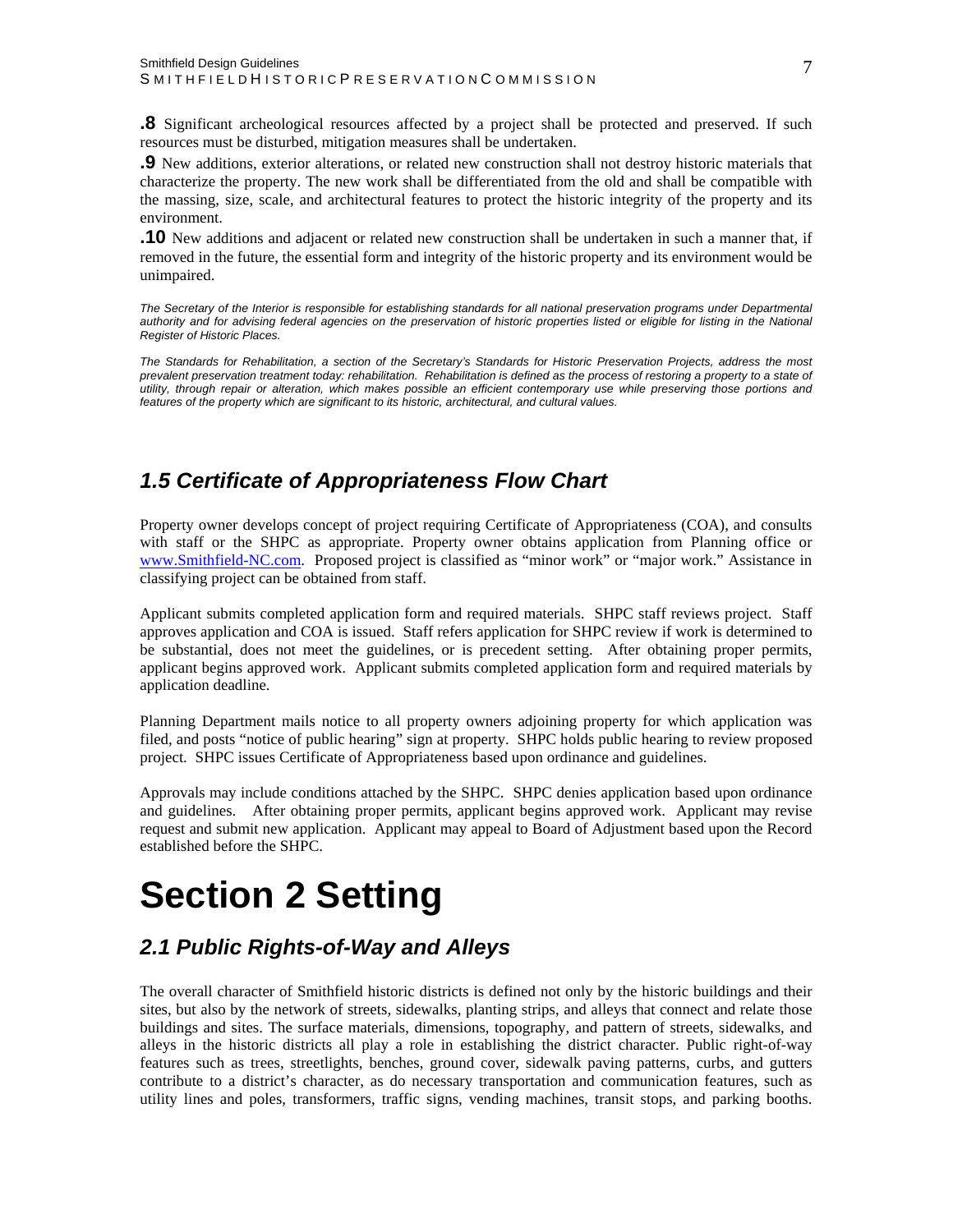**.8** Significant archeological resources affected by a project shall be protected and preserved. If such resources must be disturbed, mitigation measures shall be undertaken.

**.9** New additions, exterior alterations, or related new construction shall not destroy historic materials that characterize the property. The new work shall be differentiated from the old and shall be compatible with the massing, size, scale, and architectural features to protect the historic integrity of the property and its environment.

**.10** New additions and adjacent or related new construction shall be undertaken in such a manner that, if removed in the future, the essential form and integrity of the historic property and its environment would be unimpaired.

*The Secretary of the Interior is responsible for establishing standards for all national preservation programs under Departmental authority and for advising federal agencies on the preservation of historic properties listed or eligible for listing in the National Register of Historic Places.*

*The Standards for Rehabilitation, a section of the Secretary's Standards for Historic Preservation Projects, address the most prevalent preservation treatment today: rehabilitation. Rehabilitation is defined as the process of restoring a property to a state of utility, through repair or alteration, which makes possible an efficient contemporary use while preserving those portions and features of the property which are significant to its historic, architectural, and cultural values.*

## *1.5 Certificate of Appropriateness Flow Chart*

Property owner develops concept of project requiring Certificate of Appropriateness (COA), and consults with staff or the SHPC as appropriate. Property owner obtains application from Planning office or www.Smithfield-NC.com. Proposed project is classified as "minor work" or "major work." Assistance in classifying project can be obtained from staff.

Applicant submits completed application form and required materials. SHPC staff reviews project. Staff approves application and COA is issued. Staff refers application for SHPC review if work is determined to be substantial, does not meet the guidelines, or is precedent setting. After obtaining proper permits, applicant begins approved work. Applicant submits completed application form and required materials by application deadline.

Planning Department mails notice to all property owners adjoining property for which application was filed, and posts "notice of public hearing" sign at property. SHPC holds public hearing to review proposed project. SHPC issues Certificate of Appropriateness based upon ordinance and guidelines.

Approvals may include conditions attached by the SHPC. SHPC denies application based upon ordinance and guidelines. After obtaining proper permits, applicant begins approved work. Applicant may revise request and submit new application. Applicant may appeal to Board of Adjustment based upon the Record established before the SHPC.

# Section 2 Setting

## *2.1 Public Rights-of-Way and Alleys*

The overall character of Smithfield historic districts is defined not only by the historic buildings and their sites, but also by the network of streets, sidewalks, planting strips, and alleys that connect and relate those buildings and sites. The surface materials, dimensions, topography, and pattern of streets, sidewalks, and alleys in the historic districts all play a role in establishing the district character. Public right-of-way features such as trees, streetlights, benches, ground cover, sidewalk paving patterns, curbs, and gutters contribute to a district's character, as do necessary transportation and communication features, such as utility lines and poles, transformers, traffic signs, vending machines, transit stops, and parking booths.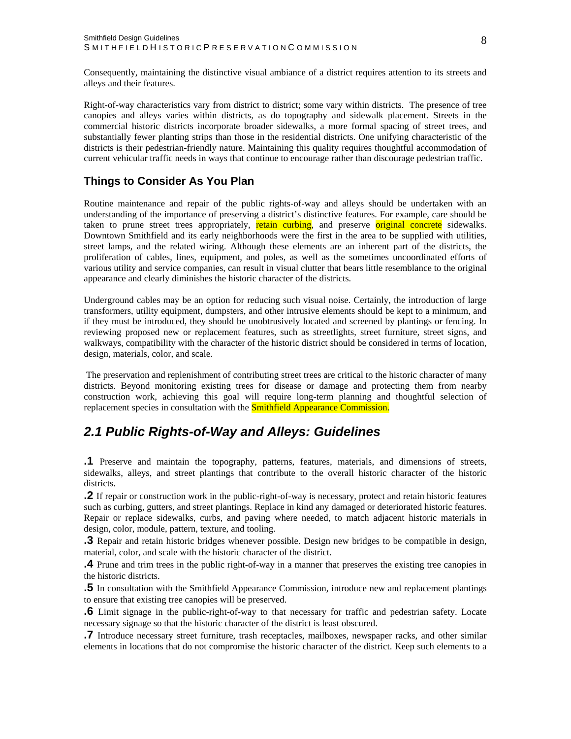Consequently, maintaining the distinctive visual ambiance of a district requires attention to its streets and alleys and their features.

Right-of-way characteristics vary from district to district; some vary within districts. The presence of tree canopies and alleys varies within districts, as do topography and sidewalk placement. Streets in the commercial historic districts incorporate broader sidewalks, a more formal spacing of street trees, and substantially fewer planting strips than those in the residential districts. One unifying characteristic of the districts is their pedestrian-friendly nature. Maintaining this quality requires thoughtful accommodation of current vehicular traffic needs in ways that continue to encourage rather than discourage pedestrian traffic.

### Things to Consider As You Plan

Routine maintenance and repair of the public rights-of-way and alleys should be undertaken with an understanding of the importance of preserving a district's distinctive features. For example, care should be taken to prune street trees appropriately, retain curbing, and preserve original concrete sidewalks. Downtown Smithfield and its early neighborhoods were the first in the area to be supplied with utilities, street lamps, and the related wiring. Although these elements are an inherent part of the districts, the proliferation of cables, lines, equipment, and poles, as well as the sometimes uncoordinated efforts of various utility and service companies, can result in visual clutter that bears little resemblance to the original appearance and clearly diminishes the historic character of the districts.

Underground cables may be an option for reducing such visual noise. Certainly, the introduction of large transformers, utility equipment, dumpsters, and other intrusive elements should be kept to a minimum, and if they must be introduced, they should be unobtrusively located and screened by plantings or fencing. In reviewing proposed new or replacement features, such as streetlights, street furniture, street signs, and walkways, compatibility with the character of the historic district should be considered in terms of location, design, materials, color, and scale.

The preservation and replenishment of contributing street trees are critical to the historic character of many districts. Beyond monitoring existing trees for disease or damage and protecting them from nearby construction work, achieving this goal will require long-term planning and thoughtful selection of replacement species in consultation with the Smithfield Appearance Commission.

## *2.1 Public Rights-of-Way and Alleys: Guidelines*

**.1** Preserve and maintain the topography, patterns, features, materials, and dimensions of streets, sidewalks, alleys, and street plantings that contribute to the overall historic character of the historic districts.

**.2** If repair or construction work in the public-right-of-way is necessary, protect and retain historic features such as curbing, gutters, and street plantings. Replace in kind any damaged or deteriorated historic features. Repair or replace sidewalks, curbs, and paving where needed, to match adjacent historic materials in design, color, module, pattern, texture, and tooling.

**.3** Repair and retain historic bridges whenever possible. Design new bridges to be compatible in design, material, color, and scale with the historic character of the district.

**.4** Prune and trim trees in the public right-of-way in a manner that preserves the existing tree canopies in the historic districts.

**.5** In consultation with the Smithfield Appearance Commission, introduce new and replacement plantings to ensure that existing tree canopies will be preserved.

**.6** Limit signage in the public-right-of-way to that necessary for traffic and pedestrian safety. Locate necessary signage so that the historic character of the district is least obscured.

**.7** Introduce necessary street furniture, trash receptacles, mailboxes, newspaper racks, and other similar elements in locations that do not compromise the historic character of the district. Keep such elements to a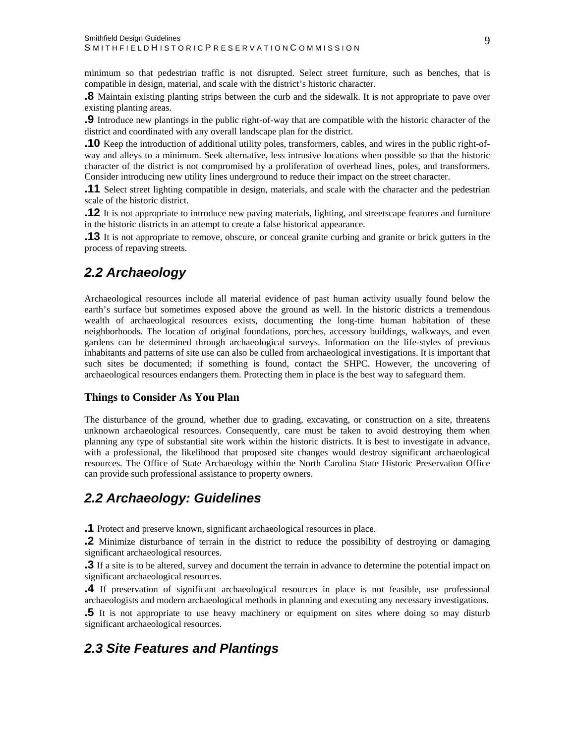minimum so that pedestrian traffic is not disrupted. Select street furniture, such as benches, that is compatible in design, material, and scale with the district's historic character.

**.8** Maintain existing planting strips between the curb and the sidewalk. It is not appropriate to pave over existing planting areas.

**.9** Introduce new plantings in the public right-of-way that are compatible with the historic character of the district and coordinated with any overall landscape plan for the district.

**.10** Keep the introduction of additional utility poles, transformers, cables, and wires in the public right-of-way and alleys to a minimum. Seek alternative, less intrusive locations when possible so that the historic character of the district is not compromised by a proliferation of overhead lines, poles, and transformers. Consider introducing new utility lines underground to reduce their impact on the street character.

**.11** Select street lighting compatible in design, materials, and scale with the character and the pedestrian scale of the historic district.

**.12** It is not appropriate to introduce new paving materials, lighting, and streetscape features and furniture in the historic districts in an attempt to create a false historical appearance.

**.13** It is not appropriate to remove, obscure, or conceal granite curbing and granite or brick gutters in the process of repaving streets.

## *2.2 Archaeology*

Archaeological resources include all material evidence of past human activity usually found below the earth's surface but sometimes exposed above the ground as well. In the historic districts a tremendous wealth of archaeological resources exists, documenting the long-time human habitation of these neighborhoods. The location of original foundations, porches, accessory buildings, walkways, and even gardens can be determined through archaeological surveys. Information on the life-styles of previous inhabitants and patterns of site use can also be culled from archaeological investigations. It is important that such sites be documented; if something is found, contact the SHPC. However, the uncovering of archaeological resources endangers them. Protecting them in place is the best way to safeguard them.

### Things to Consider As You Plan

The disturbance of the ground, whether due to grading, excavating, or construction on a site, threatens unknown archaeological resources. Consequently, care must be taken to avoid destroying them when planning any type of substantial site work within the historic districts. It is best to investigate in advance, with a professional, the likelihood that proposed site changes would destroy significant archaeological resources. The Office of State Archaeology within the North Carolina State Historic Preservation Office can provide such professional assistance to property owners.

## *2.2 Archaeology: Guidelines*

**.1** Protect and preserve known, significant archaeological resources in place.

**.2** Minimize disturbance of terrain in the district to reduce the possibility of destroying or damaging significant archaeological resources.

**.3** If a site is to be altered, survey and document the terrain in advance to determine the potential impact on significant archaeological resources.

**.4** If preservation of significant archaeological resources in place is not feasible, use professional archaeologists and modern archaeological methods in planning and executing any necessary investigations.

**.5** It is not appropriate to use heavy machinery or equipment on sites where doing so may disturb significant archaeological resources.

## *2.3 Site Features and Plantings*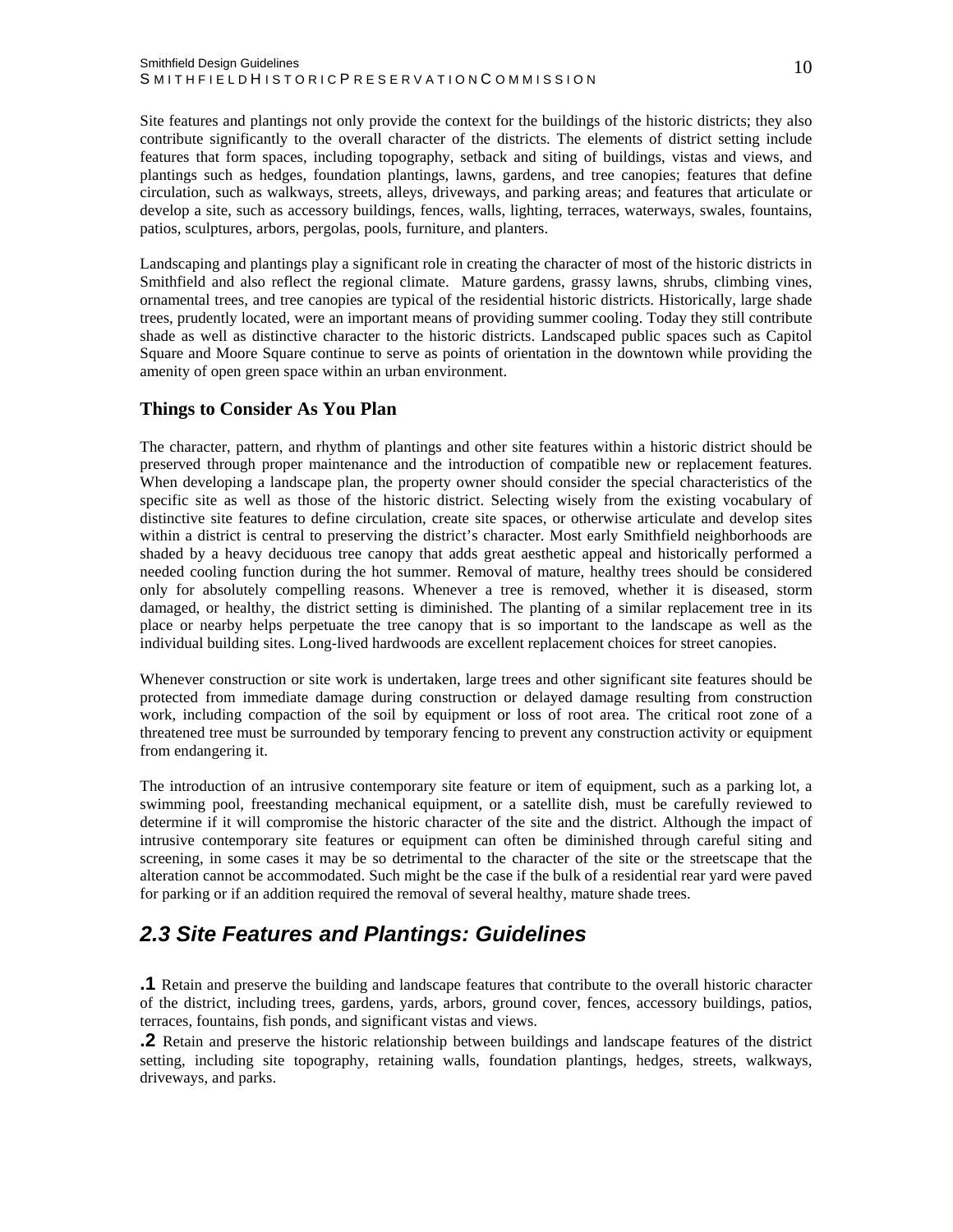Site features and plantings not only provide the context for the buildings of the historic districts; they also contribute significantly to the overall character of the districts. The elements of district setting include features that form spaces, including topography, setback and siting of buildings, vistas and views, and plantings such as hedges, foundation plantings, lawns, gardens, and tree canopies; features that define circulation, such as walkways, streets, alleys, driveways, and parking areas; and features that articulate or develop a site, such as accessory buildings, fences, walls, lighting, terraces, waterways, swales, fountains, patios, sculptures, arbors, pergolas, pools, furniture, and planters.

Landscaping and plantings play a significant role in creating the character of most of the historic districts in Smithfield and also reflect the regional climate. Mature gardens, grassy lawns, shrubs, climbing vines, ornamental trees, and tree canopies are typical of the residential historic districts. Historically, large shade trees, prudently located, were an important means of providing summer cooling. Today they still contribute shade as well as distinctive character to the historic districts. Landscaped public spaces such as Capitol Square and Moore Square continue to serve as points of orientation in the downtown while providing the amenity of open green space within an urban environment.

### Things to Consider As You Plan

The character, pattern, and rhythm of plantings and other site features within a historic district should be preserved through proper maintenance and the introduction of compatible new or replacement features. When developing a landscape plan, the property owner should consider the special characteristics of the specific site as well as those of the historic district. Selecting wisely from the existing vocabulary of distinctive site features to define circulation, create site spaces, or otherwise articulate and develop sites within a district is central to preserving the district's character. Most early Smithfield neighborhoods are shaded by a heavy deciduous tree canopy that adds great aesthetic appeal and historically performed a needed cooling function during the hot summer. Removal of mature, healthy trees should be considered only for absolutely compelling reasons. Whenever a tree is removed, whether it is diseased, storm damaged, or healthy, the district setting is diminished. The planting of a similar replacement tree in its place or nearby helps perpetuate the tree canopy that is so important to the landscape as well as the individual building sites. Long-lived hardwoods are excellent replacement choices for street canopies.

Whenever construction or site work is undertaken, large trees and other significant site features should be protected from immediate damage during construction or delayed damage resulting from construction work, including compaction of the soil by equipment or loss of root area. The critical root zone of a threatened tree must be surrounded by temporary fencing to prevent any construction activity or equipment from endangering it.

The introduction of an intrusive contemporary site feature or item of equipment, such as a parking lot, a swimming pool, freestanding mechanical equipment, or a satellite dish, must be carefully reviewed to determine if it will compromise the historic character of the site and the district. Although the impact of intrusive contemporary site features or equipment can often be diminished through careful siting and screening, in some cases it may be so detrimental to the character of the site or the streetscape that the alteration cannot be accommodated. Such might be the case if the bulk of a residential rear yard were paved for parking or if an addition required the removal of several healthy, mature shade trees.

## *2.3 Site Features and Plantings: Guidelines*

**.1** Retain and preserve the building and landscape features that contribute to the overall historic character of the district, including trees, gardens, yards, arbors, ground cover, fences, accessory buildings, patios, terraces, fountains, fish ponds, and significant vistas and views.

**.2** Retain and preserve the historic relationship between buildings and landscape features of the district setting, including site topography, retaining walls, foundation plantings, hedges, streets, walkways, driveways, and parks.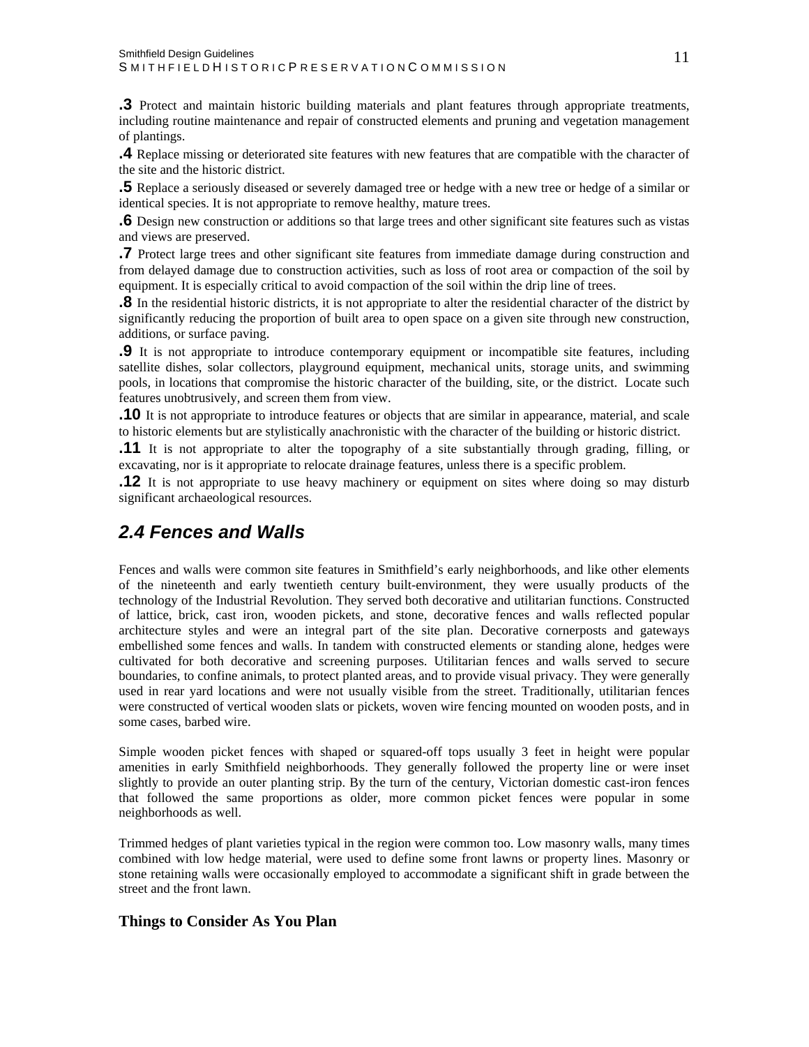**.3** Protect and maintain historic building materials and plant features through appropriate treatments, including routine maintenance and repair of constructed elements and pruning and vegetation management of plantings.

**.4** Replace missing or deteriorated site features with new features that are compatible with the character of the site and the historic district.

**.5** Replace a seriously diseased or severely damaged tree or hedge with a new tree or hedge of a similar or identical species. It is not appropriate to remove healthy, mature trees.

**.6** Design new construction or additions so that large trees and other significant site features such as vistas and views are preserved.

**.7** Protect large trees and other significant site features from immediate damage during construction and from delayed damage due to construction activities, such as loss of root area or compaction of the soil by equipment. It is especially critical to avoid compaction of the soil within the drip line of trees.

**.8** In the residential historic districts, it is not appropriate to alter the residential character of the district by significantly reducing the proportion of built area to open space on a given site through new construction, additions, or surface paving.

**.9** It is not appropriate to introduce contemporary equipment or incompatible site features, including satellite dishes, solar collectors, playground equipment, mechanical units, storage units, and swimming pools, in locations that compromise the historic character of the building, site, or the district. Locate such features unobtrusively, and screen them from view.

**.10** It is not appropriate to introduce features or objects that are similar in appearance, material, and scale to historic elements but are stylistically anachronistic with the character of the building or historic district.

**.11** It is not appropriate to alter the topography of a site substantially through grading, filling, or excavating, nor is it appropriate to relocate drainage features, unless there is a specific problem.

**.12** It is not appropriate to use heavy machinery or equipment on sites where doing so may disturb significant archaeological resources.

## *2.4 Fences and Walls*

Fences and walls were common site features in Smithfield's early neighborhoods, and like other elements of the nineteenth and early twentieth century built-environment, they were usually products of the technology of the Industrial Revolution. They served both decorative and utilitarian functions. Constructed of lattice, brick, cast iron, wooden pickets, and stone, decorative fences and walls reflected popular architecture styles and were an integral part of the site plan. Decorative cornerposts and gateways embellished some fences and walls. In tandem with constructed elements or standing alone, hedges were cultivated for both decorative and screening purposes. Utilitarian fences and walls served to secure boundaries, to confine animals, to protect planted areas, and to provide visual privacy. They were generally used in rear yard locations and were not usually visible from the street. Traditionally, utilitarian fences were constructed of vertical wooden slats or pickets, woven wire fencing mounted on wooden posts, and in some cases, barbed wire.

Simple wooden picket fences with shaped or squared-off tops usually 3 feet in height were popular amenities in early Smithfield neighborhoods. They generally followed the property line or were inset slightly to provide an outer planting strip. By the turn of the century, Victorian domestic cast-iron fences that followed the same proportions as older, more common picket fences were popular in some neighborhoods as well.

Trimmed hedges of plant varieties typical in the region were common too. Low masonry walls, many times combined with low hedge material, were used to define some front lawns or property lines. Masonry or stone retaining walls were occasionally employed to accommodate a significant shift in grade between the street and the front lawn.

### Things to Consider As You Plan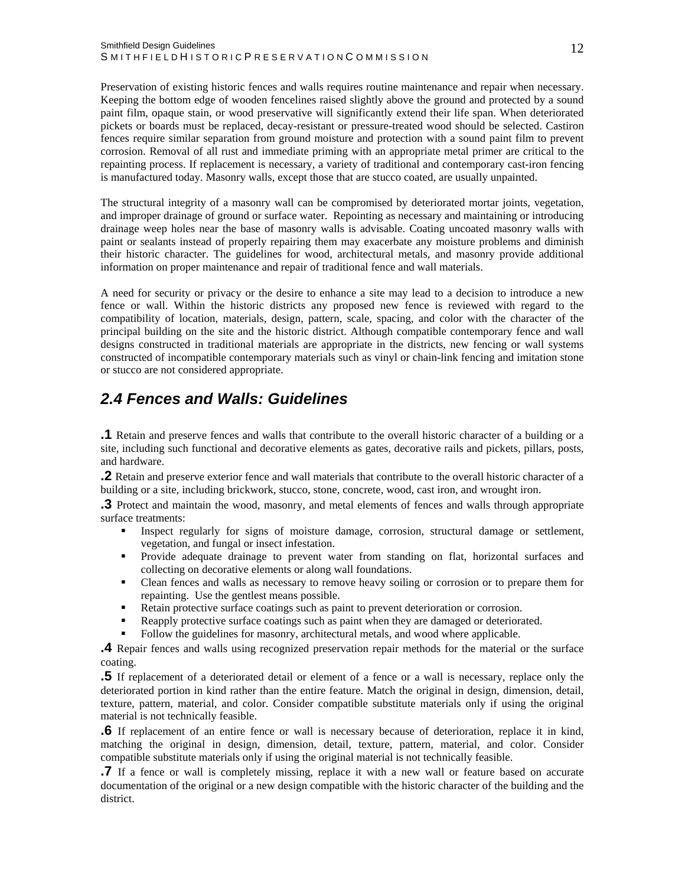Preservation of existing historic fences and walls requires routine maintenance and repair when necessary. Keeping the bottom edge of wooden fencelines raised slightly above the ground and protected by a sound paint film, opaque stain, or wood preservative will significantly extend their life span. When deteriorated pickets or boards must be replaced, decay-resistant or pressure-treated wood should be selected. Castiron fences require similar separation from ground moisture and protection with a sound paint film to prevent corrosion. Removal of all rust and immediate priming with an appropriate metal primer are critical to the repainting process. If replacement is necessary, a variety of traditional and contemporary cast-iron fencing is manufactured today. Masonry walls, except those that are stucco coated, are usually unpainted.

The structural integrity of a masonry wall can be compromised by deteriorated mortar joints, vegetation, and improper drainage of ground or surface water. Repointing as necessary and maintaining or introducing drainage weep holes near the base of masonry walls is advisable. Coating uncoated masonry walls with paint or sealants instead of properly repairing them may exacerbate any moisture problems and diminish their historic character. The guidelines for wood, architectural metals, and masonry provide additional information on proper maintenance and repair of traditional fence and wall materials.

A need for security or privacy or the desire to enhance a site may lead to a decision to introduce a new fence or wall. Within the historic districts any proposed new fence is reviewed with regard to the compatibility of location, materials, design, pattern, scale, spacing, and color with the character of the principal building on the site and the historic district. Although compatible contemporary fence and wall designs constructed in traditional materials are appropriate in the districts, new fencing or wall systems constructed of incompatible contemporary materials such as vinyl or chain-link fencing and imitation stone or stucco are not considered appropriate.

## *2.4 Fences and Walls: Guidelines*

**.1** Retain and preserve fences and walls that contribute to the overall historic character of a building or a site, including such functional and decorative elements as gates, decorative rails and pickets, pillars, posts, and hardware.

**.2** Retain and preserve exterior fence and wall materials that contribute to the overall historic character of a building or a site, including brickwork, stucco, stone, concrete, wood, cast iron, and wrought iron.

**.3** Protect and maintain the wood, masonry, and metal elements of fences and walls through appropriate surface treatments:

- Inspect regularly for signs of moisture damage, corrosion, structural damage or settlement, vegetation, and fungal or insect infestation.
- Provide adequate drainage to prevent water from standing on flat, horizontal surfaces and collecting on decorative elements or along wall foundations.
- Clean fences and walls as necessary to remove heavy soiling or corrosion or to prepare them for repainting. Use the gentlest means possible.
- Retain protective surface coatings such as paint to prevent deterioration or corrosion.
- Reapply protective surface coatings such as paint when they are damaged or deteriorated.
- Follow the guidelines for masonry, architectural metals, and wood where applicable.

**.4** Repair fences and walls using recognized preservation repair methods for the material or the surface coating.

**.5** If replacement of a deteriorated detail or element of a fence or a wall is necessary, replace only the deteriorated portion in kind rather than the entire feature. Match the original in design, dimension, detail, texture, pattern, material, and color. Consider compatible substitute materials only if using the original material is not technically feasible.

**.6** If replacement of an entire fence or wall is necessary because of deterioration, replace it in kind, matching the original in design, dimension, detail, texture, pattern, material, and color. Consider compatible substitute materials only if using the original material is not technically feasible.

**.7** If a fence or wall is completely missing, replace it with a new wall or feature based on accurate documentation of the original or a new design compatible with the historic character of the building and the district.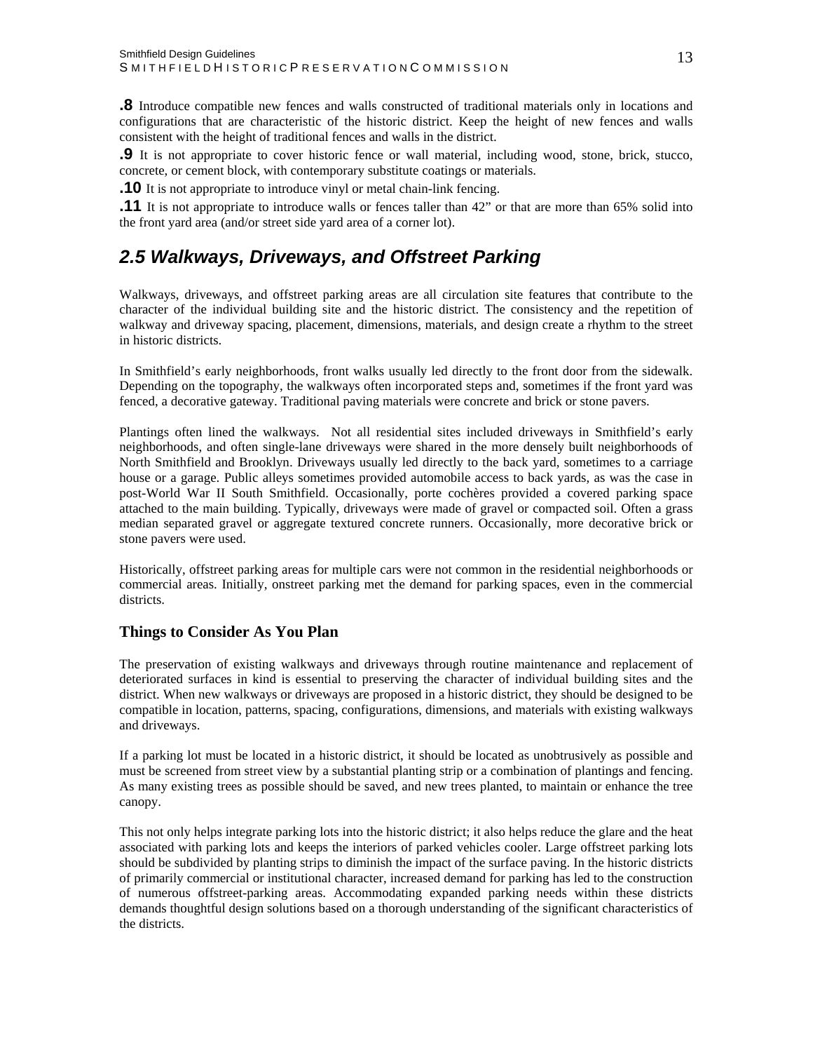**.8** Introduce compatible new fences and walls constructed of traditional materials only in locations and configurations that are characteristic of the historic district. Keep the height of new fences and walls consistent with the height of traditional fences and walls in the district.

**.9** It is not appropriate to cover historic fence or wall material, including wood, stone, brick, stucco, concrete, or cement block, with contemporary substitute coatings or materials.

**.10** It is not appropriate to introduce vinyl or metal chain-link fencing.

**.11** It is not appropriate to introduce walls or fences taller than 42" or that are more than 65% solid into the front yard area (and/or street side yard area of a corner lot).

## *2.5 Walkways, Driveways, and Offstreet Parking*

Walkways, driveways, and offstreet parking areas are all circulation site features that contribute to the character of the individual building site and the historic district. The consistency and the repetition of walkway and driveway spacing, placement, dimensions, materials, and design create a rhythm to the street in historic districts.

In Smithfield's early neighborhoods, front walks usually led directly to the front door from the sidewalk. Depending on the topography, the walkways often incorporated steps and, sometimes if the front yard was fenced, a decorative gateway. Traditional paving materials were concrete and brick or stone pavers.

Plantings often lined the walkways. Not all residential sites included driveways in Smithfield's early neighborhoods, and often single-lane driveways were shared in the more densely built neighborhoods of North Smithfield and Brooklyn. Driveways usually led directly to the back yard, sometimes to a carriage house or a garage. Public alleys sometimes provided automobile access to back yards, as was the case in post-World War II South Smithfield. Occasionally, porte cochères provided a covered parking space attached to the main building. Typically, driveways were made of gravel or compacted soil. Often a grass median separated gravel or aggregate textured concrete runners. Occasionally, more decorative brick or stone pavers were used.

Historically, offstreet parking areas for multiple cars were not common in the residential neighborhoods or commercial areas. Initially, onstreet parking met the demand for parking spaces, even in the commercial districts.

### Things to Consider As You Plan

The preservation of existing walkways and driveways through routine maintenance and replacement of deteriorated surfaces in kind is essential to preserving the character of individual building sites and the district. When new walkways or driveways are proposed in a historic district, they should be designed to be compatible in location, patterns, spacing, configurations, dimensions, and materials with existing walkways and driveways.

If a parking lot must be located in a historic district, it should be located as unobtrusively as possible and must be screened from street view by a substantial planting strip or a combination of plantings and fencing. As many existing trees as possible should be saved, and new trees planted, to maintain or enhance the tree canopy.

This not only helps integrate parking lots into the historic district; it also helps reduce the glare and the heat associated with parking lots and keeps the interiors of parked vehicles cooler. Large offstreet parking lots should be subdivided by planting strips to diminish the impact of the surface paving. In the historic districts of primarily commercial or institutional character, increased demand for parking has led to the construction of numerous offstreet-parking areas. Accommodating expanded parking needs within these districts demands thoughtful design solutions based on a thorough understanding of the significant characteristics of the districts.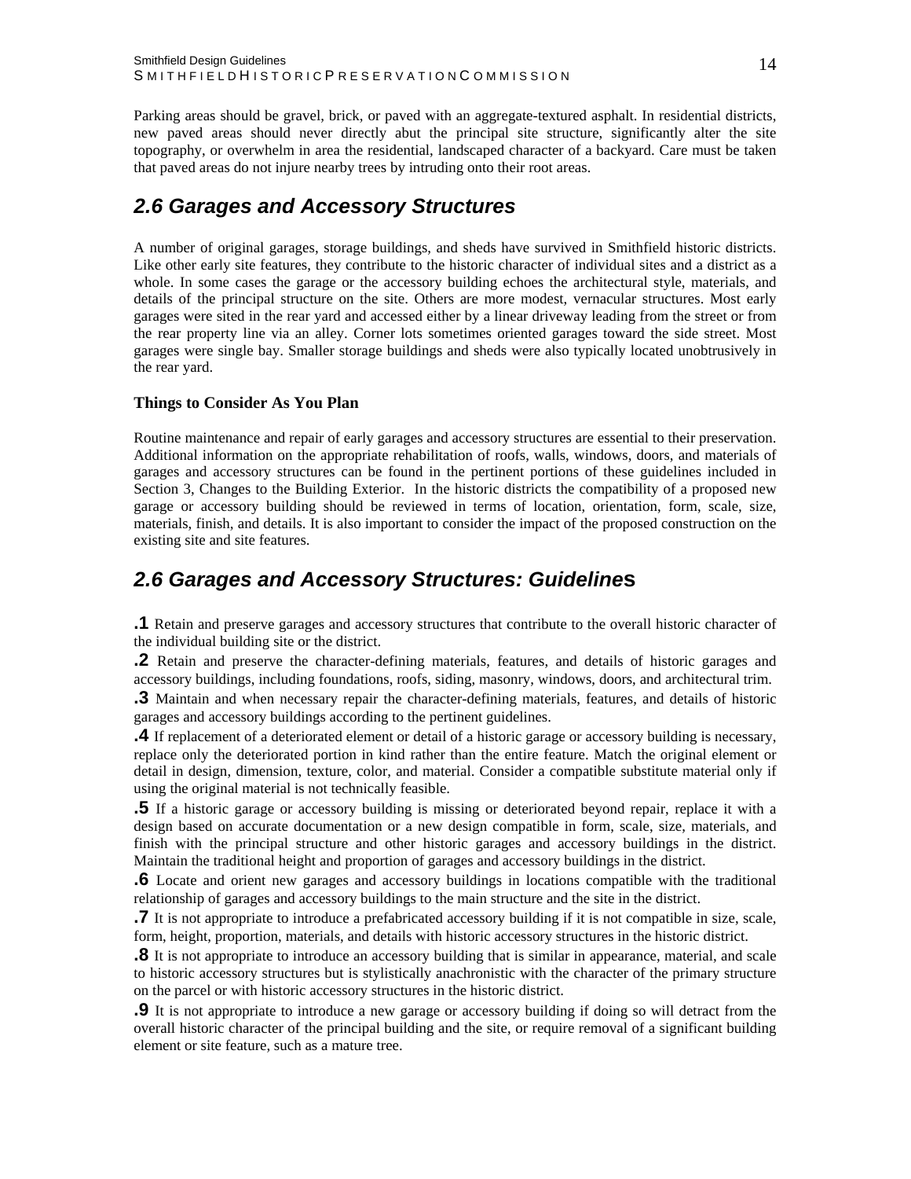Parking areas should be gravel, brick, or paved with an aggregate-textured asphalt. In residential districts, new paved areas should never directly abut the principal site structure, significantly alter the site topography, or overwhelm in area the residential, landscaped character of a backyard. Care must be taken that paved areas do not injure nearby trees by intruding onto their root areas.

## 2.6 Garages and Accessory Structures

A number of original garages, storage buildings, and sheds have survived in Smithfield historic districts. Like other early site features, they contribute to the historic character of individual sites and a district as a whole. In some cases the garage or the accessory building echoes the architectural style, materials, and details of the principal structure on the site. Others are more modest, vernacular structures. Most early garages were sited in the rear yard and accessed either by a linear driveway leading from the street or from the rear property line via an alley. Corner lots sometimes oriented garages toward the side street. Most garages were single bay. Smaller storage buildings and sheds were also typically located unobtrusively in the rear yard.

### Things to Consider As You Plan

Routine maintenance and repair of early garages and accessory structures are essential to their preservation. Additional information on the appropriate rehabilitation of roofs, walls, windows, doors, and materials of garages and accessory structures can be found in the pertinent portions of these guidelines included in Section 3, Changes to the Building Exterior. In the historic districts the compatibility of a proposed new garage or accessory building should be reviewed in terms of location, orientation, form, scale, size, materials, finish, and details. It is also important to consider the impact of the proposed construction on the existing site and site features.

## 2.6 Garages and Accessory Structures: Guidelines

**.1** Retain and preserve garages and accessory structures that contribute to the overall historic character of the individual building site or the district.

**.2** Retain and preserve the character-defining materials, features, and details of historic garages and accessory buildings, including foundations, roofs, siding, masonry, windows, doors, and architectural trim.

**.3** Maintain and when necessary repair the character-defining materials, features, and details of historic garages and accessory buildings according to the pertinent guidelines.

**.4** If replacement of a deteriorated element or detail of a historic garage or accessory building is necessary, replace only the deteriorated portion in kind rather than the entire feature. Match the original element or detail in design, dimension, texture, color, and material. Consider a compatible substitute material only if using the original material is not technically feasible.

**.5** If a historic garage or accessory building is missing or deteriorated beyond repair, replace it with a design based on accurate documentation or a new design compatible in form, scale, size, materials, and finish with the principal structure and other historic garages and accessory buildings in the district. Maintain the traditional height and proportion of garages and accessory buildings in the district.

**.6** Locate and orient new garages and accessory buildings in locations compatible with the traditional relationship of garages and accessory buildings to the main structure and the site in the district.

**.7** It is not appropriate to introduce a prefabricated accessory building if it is not compatible in size, scale, form, height, proportion, materials, and details with historic accessory structures in the historic district.

**.8** It is not appropriate to introduce an accessory building that is similar in appearance, material, and scale to historic accessory structures but is stylistically anachronistic with the character of the primary structure on the parcel or with historic accessory structures in the historic district.

**.9** It is not appropriate to introduce a new garage or accessory building if doing so will detract from the overall historic character of the principal building and the site, or require removal of a significant building element or site feature, such as a mature tree.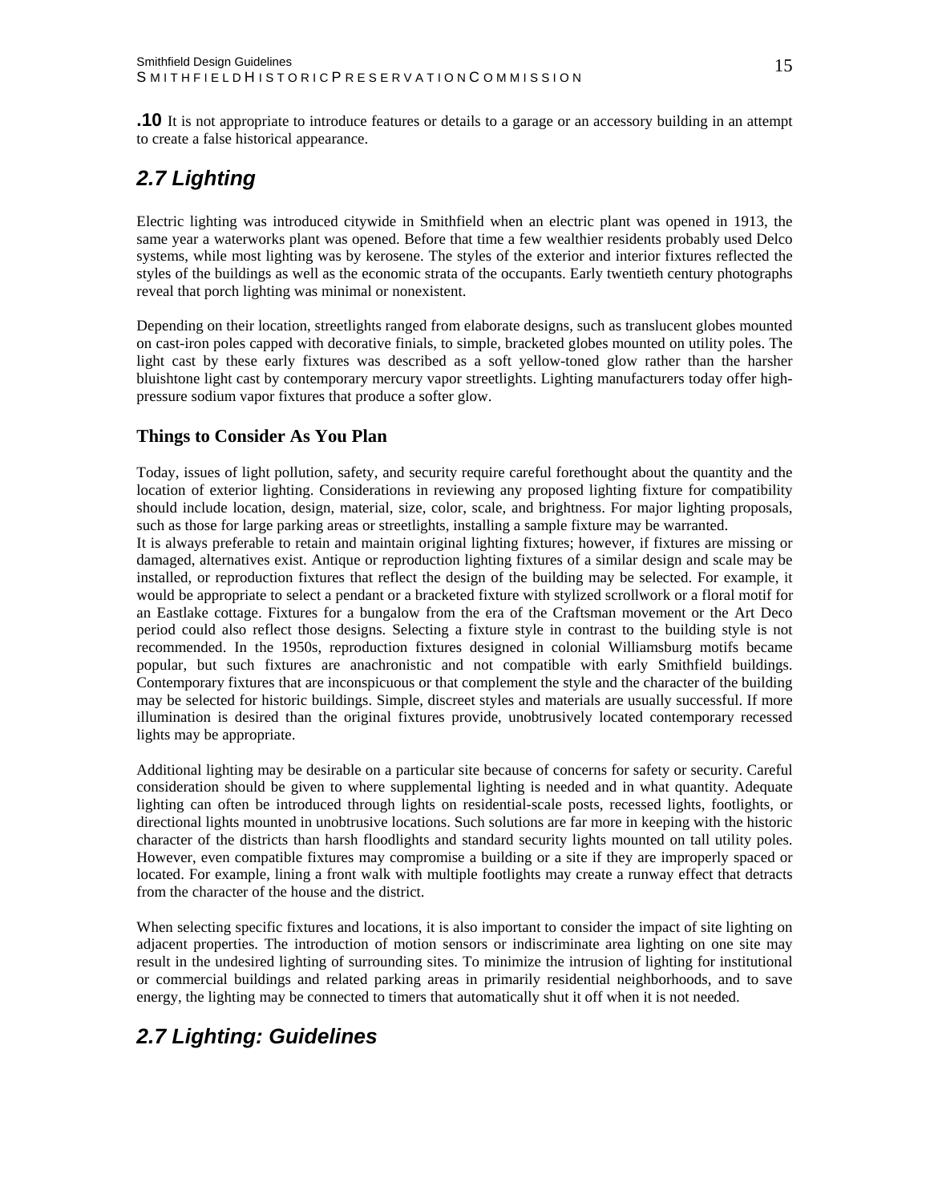**.10** It is not appropriate to introduce features or details to a garage or an accessory building in an attempt to create a false historical appearance.

## *2.7 Lighting*

Electric lighting was introduced citywide in Smithfield when an electric plant was opened in 1913, the same year a waterworks plant was opened. Before that time a few wealthier residents probably used Delco systems, while most lighting was by kerosene. The styles of the exterior and interior fixtures reflected the styles of the buildings as well as the economic strata of the occupants. Early twentieth century photographs reveal that porch lighting was minimal or nonexistent.

Depending on their location, streetlights ranged from elaborate designs, such as translucent globes mounted on cast-iron poles capped with decorative finials, to simple, bracketed globes mounted on utility poles. The light cast by these early fixtures was described as a soft yellow-toned glow rather than the harsher bluishtone light cast by contemporary mercury vapor streetlights. Lighting manufacturers today offer high-pressure sodium vapor fixtures that produce a softer glow.

### Things to Consider As You Plan

Today, issues of light pollution, safety, and security require careful forethought about the quantity and the location of exterior lighting. Considerations in reviewing any proposed lighting fixture for compatibility should include location, design, material, size, color, scale, and brightness. For major lighting proposals, such as those for large parking areas or streetlights, installing a sample fixture may be warranted.

It is always preferable to retain and maintain original lighting fixtures; however, if fixtures are missing or damaged, alternatives exist. Antique or reproduction lighting fixtures of a similar design and scale may be installed, or reproduction fixtures that reflect the design of the building may be selected. For example, it would be appropriate to select a pendant or a bracketed fixture with stylized scrollwork or a floral motif for an Eastlake cottage. Fixtures for a bungalow from the era of the Craftsman movement or the Art Deco period could also reflect those designs. Selecting a fixture style in contrast to the building style is not recommended. In the 1950s, reproduction fixtures designed in colonial Williamsburg motifs became popular, but such fixtures are anachronistic and not compatible with early Smithfield buildings. Contemporary fixtures that are inconspicuous or that complement the style and the character of the building may be selected for historic buildings. Simple, discreet styles and materials are usually successful. If more illumination is desired than the original fixtures provide, unobtrusively located contemporary recessed lights may be appropriate.

Additional lighting may be desirable on a particular site because of concerns for safety or security. Careful consideration should be given to where supplemental lighting is needed and in what quantity. Adequate lighting can often be introduced through lights on residential-scale posts, recessed lights, footlights, or directional lights mounted in unobtrusive locations. Such solutions are far more in keeping with the historic character of the districts than harsh floodlights and standard security lights mounted on tall utility poles. However, even compatible fixtures may compromise a building or a site if they are improperly spaced or located. For example, lining a front walk with multiple footlights may create a runway effect that detracts from the character of the house and the district.

When selecting specific fixtures and locations, it is also important to consider the impact of site lighting on adjacent properties. The introduction of motion sensors or indiscriminate area lighting on one site may result in the undesired lighting of surrounding sites. To minimize the intrusion of lighting for institutional or commercial buildings and related parking areas in primarily residential neighborhoods, and to save energy, the lighting may be connected to timers that automatically shut it off when it is not needed.

## *2.7 Lighting: Guidelines*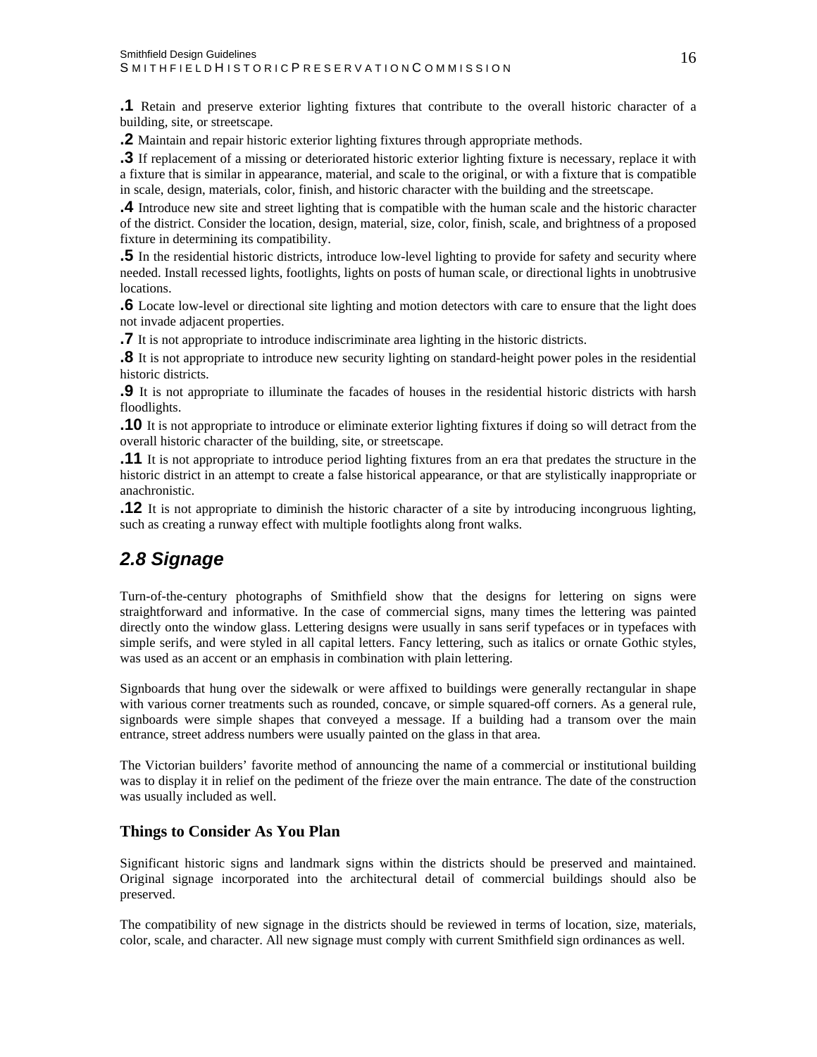**.1** Retain and preserve exterior lighting fixtures that contribute to the overall historic character of a building, site, or streetscape.

**.2** Maintain and repair historic exterior lighting fixtures through appropriate methods.

**.3** If replacement of a missing or deteriorated historic exterior lighting fixture is necessary, replace it with a fixture that is similar in appearance, material, and scale to the original, or with a fixture that is compatible in scale, design, materials, color, finish, and historic character with the building and the streetscape.

**.4** Introduce new site and street lighting that is compatible with the human scale and the historic character of the district. Consider the location, design, material, size, color, finish, scale, and brightness of a proposed fixture in determining its compatibility.

**.5** In the residential historic districts, introduce low-level lighting to provide for safety and security where needed. Install recessed lights, footlights, lights on posts of human scale, or directional lights in unobtrusive locations.

**.6** Locate low-level or directional site lighting and motion detectors with care to ensure that the light does not invade adjacent properties.

**.7** It is not appropriate to introduce indiscriminate area lighting in the historic districts.

**.8** It is not appropriate to introduce new security lighting on standard-height power poles in the residential historic districts.

**.9** It is not appropriate to illuminate the facades of houses in the residential historic districts with harsh floodlights.

**.10** It is not appropriate to introduce or eliminate exterior lighting fixtures if doing so will detract from the overall historic character of the building, site, or streetscape.

**.11** It is not appropriate to introduce period lighting fixtures from an era that predates the structure in the historic district in an attempt to create a false historical appearance, or that are stylistically inappropriate or anachronistic.

**.12** It is not appropriate to diminish the historic character of a site by introducing incongruous lighting, such as creating a runway effect with multiple footlights along front walks.

## *2.8 Signage*

Turn-of-the-century photographs of Smithfield show that the designs for lettering on signs were straightforward and informative. In the case of commercial signs, many times the lettering was painted directly onto the window glass. Lettering designs were usually in sans serif typefaces or in typefaces with simple serifs, and were styled in all capital letters. Fancy lettering, such as italics or ornate Gothic styles, was used as an accent or an emphasis in combination with plain lettering.

Signboards that hung over the sidewalk or were affixed to buildings were generally rectangular in shape with various corner treatments such as rounded, concave, or simple squared-off corners. As a general rule, signboards were simple shapes that conveyed a message. If a building had a transom over the main entrance, street address numbers were usually painted on the glass in that area.

The Victorian builders' favorite method of announcing the name of a commercial or institutional building was to display it in relief on the pediment of the frieze over the main entrance. The date of the construction was usually included as well.

### Things to Consider As You Plan

Significant historic signs and landmark signs within the districts should be preserved and maintained. Original signage incorporated into the architectural detail of commercial buildings should also be preserved.

The compatibility of new signage in the districts should be reviewed in terms of location, size, materials, color, scale, and character. All new signage must comply with current Smithfield sign ordinances as well.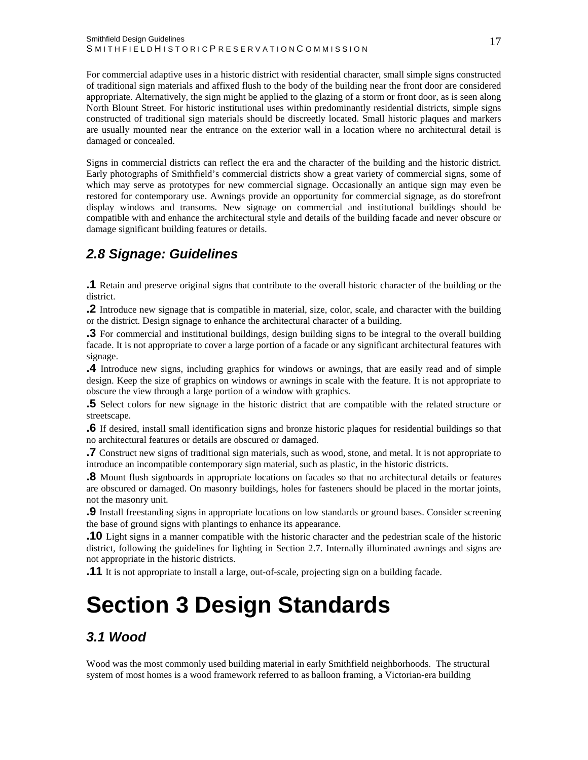For commercial adaptive uses in a historic district with residential character, small simple signs constructed of traditional sign materials and affixed flush to the body of the building near the front door are considered appropriate. Alternatively, the sign might be applied to the glazing of a storm or front door, as is seen along North Blount Street. For historic institutional uses within predominantly residential districts, simple signs constructed of traditional sign materials should be discreetly located. Small historic plaques and markers are usually mounted near the entrance on the exterior wall in a location where no architectural detail is damaged or concealed.

Signs in commercial districts can reflect the era and the character of the building and the historic district. Early photographs of Smithfield's commercial districts show a great variety of commercial signs, some of which may serve as prototypes for new commercial signage. Occasionally an antique sign may even be restored for contemporary use. Awnings provide an opportunity for commercial signage, as do storefront display windows and transoms. New signage on commercial and institutional buildings should be compatible with and enhance the architectural style and details of the building facade and never obscure or damage significant building features or details.

## *2.8 Signage: Guidelines*

**.1** Retain and preserve original signs that contribute to the overall historic character of the building or the district.

**.2** Introduce new signage that is compatible in material, size, color, scale, and character with the building or the district. Design signage to enhance the architectural character of a building.

**.3** For commercial and institutional buildings, design building signs to be integral to the overall building facade. It is not appropriate to cover a large portion of a facade or any significant architectural features with signage.

**.4** Introduce new signs, including graphics for windows or awnings, that are easily read and of simple design. Keep the size of graphics on windows or awnings in scale with the feature. It is not appropriate to obscure the view through a large portion of a window with graphics.

**.5** Select colors for new signage in the historic district that are compatible with the related structure or streetscape.

**.6** If desired, install small identification signs and bronze historic plaques for residential buildings so that no architectural features or details are obscured or damaged.

**.7** Construct new signs of traditional sign materials, such as wood, stone, and metal. It is not appropriate to introduce an incompatible contemporary sign material, such as plastic, in the historic districts.

**.8** Mount flush signboards in appropriate locations on facades so that no architectural details or features are obscured or damaged. On masonry buildings, holes for fasteners should be placed in the mortar joints, not the masonry unit.

**.9** Install freestanding signs in appropriate locations on low standards or ground bases. Consider screening the base of ground signs with plantings to enhance its appearance.

**.10** Light signs in a manner compatible with the historic character and the pedestrian scale of the historic district, following the guidelines for lighting in Section 2.7. Internally illuminated awnings and signs are not appropriate in the historic districts.

**.11** It is not appropriate to install a large, out-of-scale, projecting sign on a building facade.

# Section 3 Design Standards

## *3.1 Wood*

Wood was the most commonly used building material in early Smithfield neighborhoods. The structural system of most homes is a wood framework referred to as balloon framing, a Victorian-era building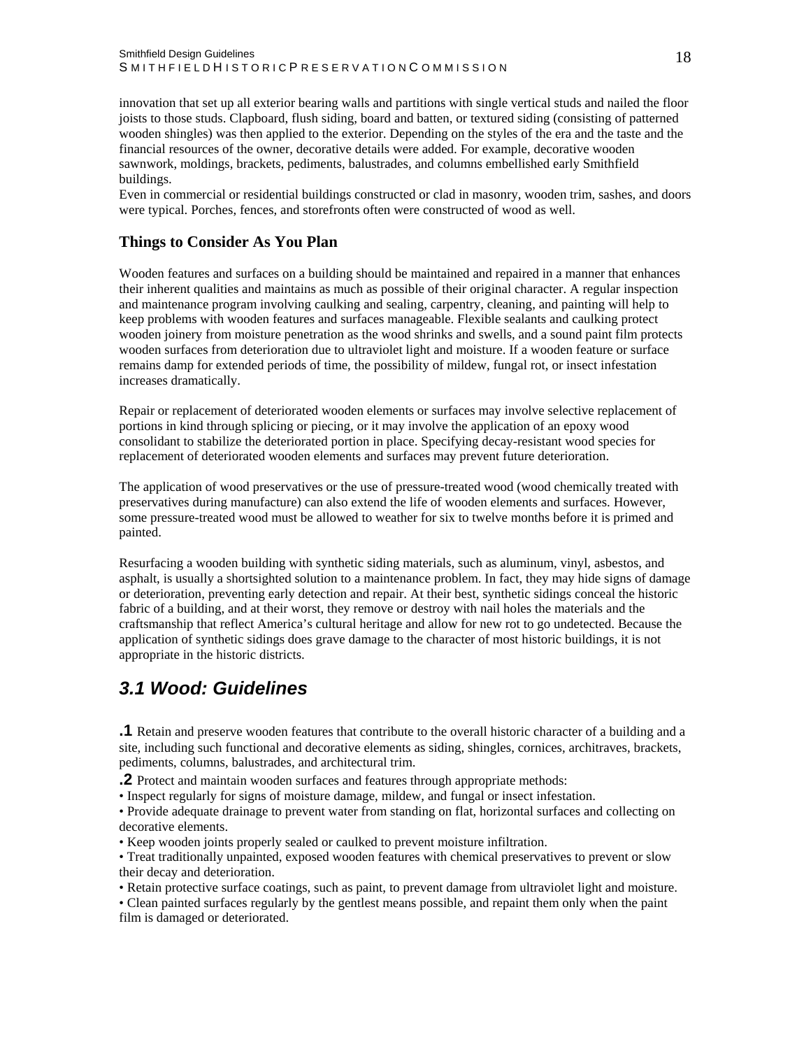innovation that set up all exterior bearing walls and partitions with single vertical studs and nailed the floor joists to those studs. Clapboard, flush siding, board and batten, or textured siding (consisting of patterned wooden shingles) was then applied to the exterior. Depending on the styles of the era and the taste and the financial resources of the owner, decorative details were added. For example, decorative wooden sawnwork, moldings, brackets, pediments, balustrades, and columns embellished early Smithfield buildings.

Even in commercial or residential buildings constructed or clad in masonry, wooden trim, sashes, and doors were typical. Porches, fences, and storefronts often were constructed of wood as well.

### Things to Consider As You Plan

Wooden features and surfaces on a building should be maintained and repaired in a manner that enhances their inherent qualities and maintains as much as possible of their original character. A regular inspection and maintenance program involving caulking and sealing, carpentry, cleaning, and painting will help to keep problems with wooden features and surfaces manageable. Flexible sealants and caulking protect wooden joinery from moisture penetration as the wood shrinks and swells, and a sound paint film protects wooden surfaces from deterioration due to ultraviolet light and moisture. If a wooden feature or surface remains damp for extended periods of time, the possibility of mildew, fungal rot, or insect infestation increases dramatically.

Repair or replacement of deteriorated wooden elements or surfaces may involve selective replacement of portions in kind through splicing or piecing, or it may involve the application of an epoxy wood consolidant to stabilize the deteriorated portion in place. Specifying decay-resistant wood species for replacement of deteriorated wooden elements and surfaces may prevent future deterioration.

The application of wood preservatives or the use of pressure-treated wood (wood chemically treated with preservatives during manufacture) can also extend the life of wooden elements and surfaces. However, some pressure-treated wood must be allowed to weather for six to twelve months before it is primed and painted.

Resurfacing a wooden building with synthetic siding materials, such as aluminum, vinyl, asbestos, and asphalt, is usually a shortsighted solution to a maintenance problem. In fact, they may hide signs of damage or deterioration, preventing early detection and repair. At their best, synthetic sidings conceal the historic fabric of a building, and at their worst, they remove or destroy with nail holes the materials and the craftsmanship that reflect America's cultural heritage and allow for new rot to go undetected. Because the application of synthetic sidings does grave damage to the character of most historic buildings, it is not appropriate in the historic districts.

## *3.1 Wood: Guidelines*

**.1** Retain and preserve wooden features that contribute to the overall historic character of a building and a site, including such functional and decorative elements as siding, shingles, cornices, architraves, brackets, pediments, columns, balustrades, and architectural trim.

**.2** Protect and maintain wooden surfaces and features through appropriate methods:

- Inspect regularly for signs of moisture damage, mildew, and fungal or insect infestation.
- Provide adequate drainage to prevent water from standing on flat, horizontal surfaces and collecting on decorative elements.
- Keep wooden joints properly sealed or caulked to prevent moisture infiltration.
- Treat traditionally unpainted, exposed wooden features with chemical preservatives to prevent or slow their decay and deterioration.
- Retain protective surface coatings, such as paint, to prevent damage from ultraviolet light and moisture.
- Clean painted surfaces regularly by the gentlest means possible, and repaint them only when the paint film is damaged or deteriorated.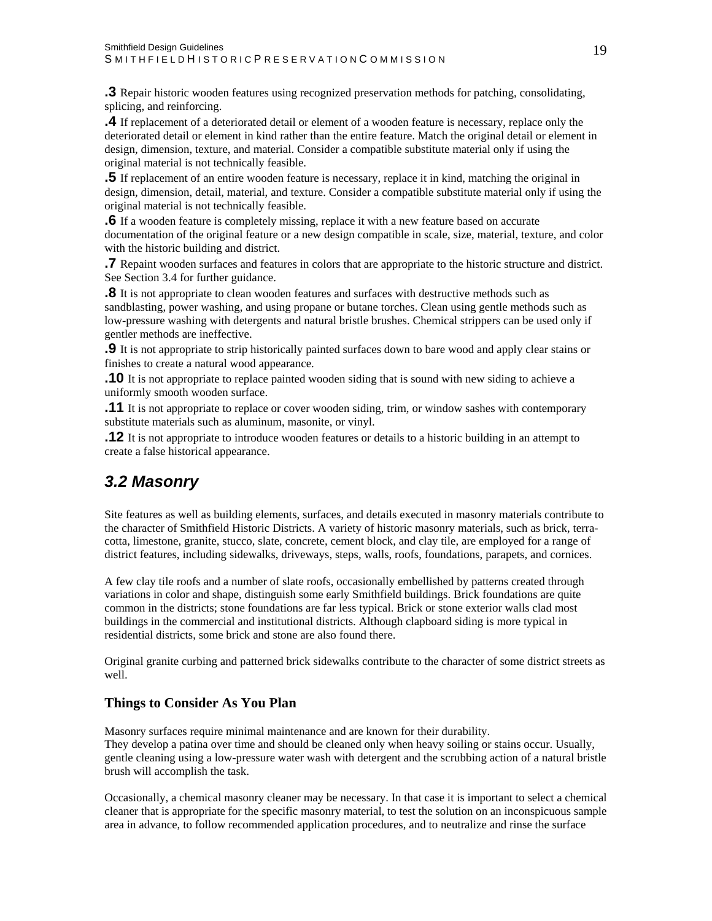**.3** Repair historic wooden features using recognized preservation methods for patching, consolidating, splicing, and reinforcing.

**.4** If replacement of a deteriorated detail or element of a wooden feature is necessary, replace only the deteriorated detail or element in kind rather than the entire feature. Match the original detail or element in design, dimension, texture, and material. Consider a compatible substitute material only if using the original material is not technically feasible.

**.5** If replacement of an entire wooden feature is necessary, replace it in kind, matching the original in design, dimension, detail, material, and texture. Consider a compatible substitute material only if using the original material is not technically feasible.

**.6** If a wooden feature is completely missing, replace it with a new feature based on accurate documentation of the original feature or a new design compatible in scale, size, material, texture, and color with the historic building and district.

**.7** Repaint wooden surfaces and features in colors that are appropriate to the historic structure and district. See Section 3.4 for further guidance.

**.8** It is not appropriate to clean wooden features and surfaces with destructive methods such as sandblasting, power washing, and using propane or butane torches. Clean using gentle methods such as low-pressure washing with detergents and natural bristle brushes. Chemical strippers can be used only if gentler methods are ineffective.

**.9** It is not appropriate to strip historically painted surfaces down to bare wood and apply clear stains or finishes to create a natural wood appearance.

**.10** It is not appropriate to replace painted wooden siding that is sound with new siding to achieve a uniformly smooth wooden surface.

**.11** It is not appropriate to replace or cover wooden siding, trim, or window sashes with contemporary substitute materials such as aluminum, masonite, or vinyl.

**.12** It is not appropriate to introduce wooden features or details to a historic building in an attempt to create a false historical appearance.

## *3.2 Masonry*

Site features as well as building elements, surfaces, and details executed in masonry materials contribute to the character of Smithfield Historic Districts. A variety of historic masonry materials, such as brick, terra-cotta, limestone, granite, stucco, slate, concrete, cement block, and clay tile, are employed for a range of district features, including sidewalks, driveways, steps, walls, roofs, foundations, parapets, and cornices.

A few clay tile roofs and a number of slate roofs, occasionally embellished by patterns created through variations in color and shape, distinguish some early Smithfield buildings. Brick foundations are quite common in the districts; stone foundations are far less typical. Brick or stone exterior walls clad most buildings in the commercial and institutional districts. Although clapboard siding is more typical in residential districts, some brick and stone are also found there.

Original granite curbing and patterned brick sidewalks contribute to the character of some district streets as well.

### Things to Consider As You Plan

Masonry surfaces require minimal maintenance and are known for their durability.
They develop a patina over time and should be cleaned only when heavy soiling or stains occur. Usually, gentle cleaning using a low-pressure water wash with detergent and the scrubbing action of a natural bristle brush will accomplish the task.

Occasionally, a chemical masonry cleaner may be necessary. In that case it is important to select a chemical cleaner that is appropriate for the specific masonry material, to test the solution on an inconspicuous sample area in advance, to follow recommended application procedures, and to neutralize and rinse the surface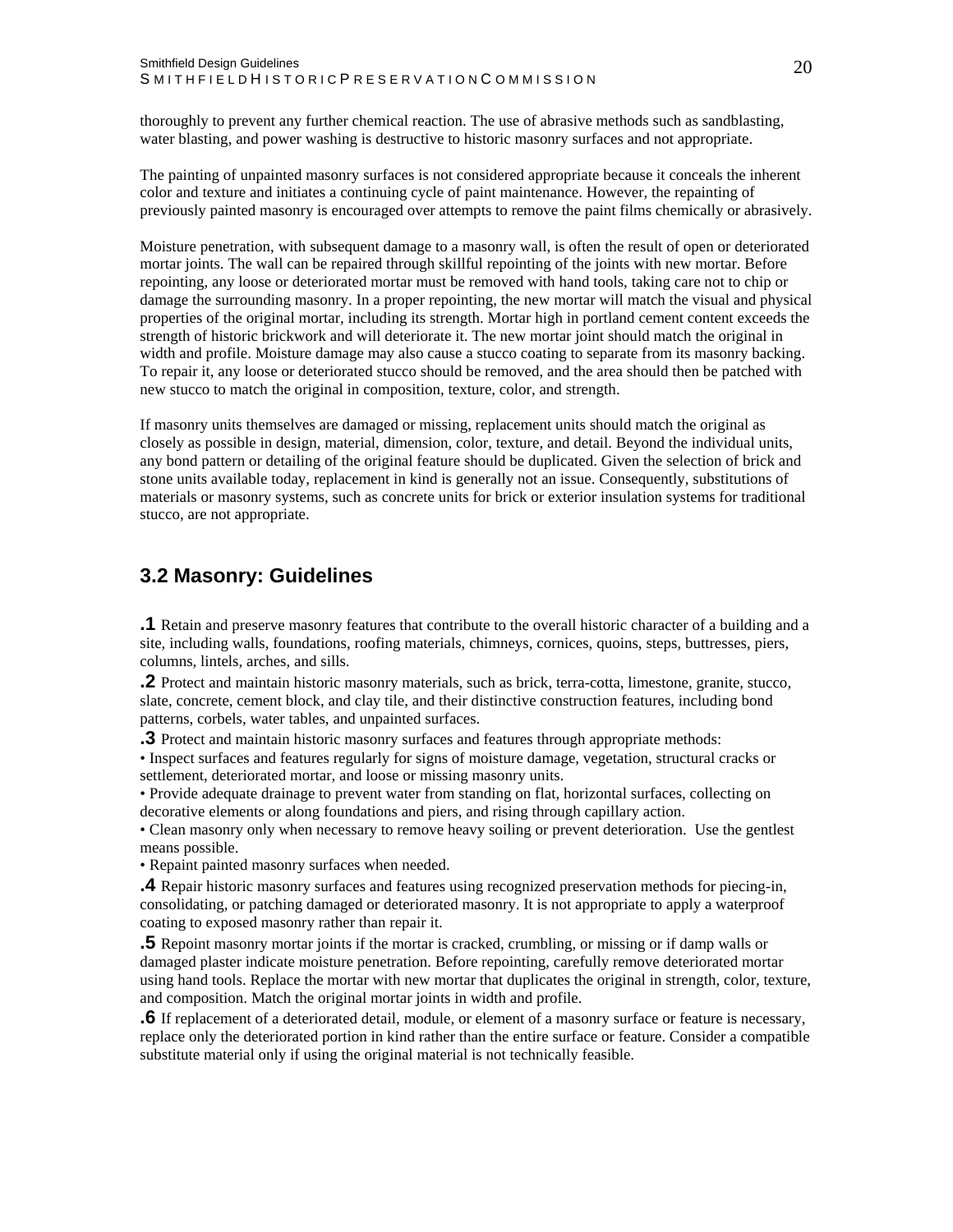thoroughly to prevent any further chemical reaction. The use of abrasive methods such as sandblasting, water blasting, and power washing is destructive to historic masonry surfaces and not appropriate.

The painting of unpainted masonry surfaces is not considered appropriate because it conceals the inherent color and texture and initiates a continuing cycle of paint maintenance. However, the repainting of previously painted masonry is encouraged over attempts to remove the paint films chemically or abrasively.

Moisture penetration, with subsequent damage to a masonry wall, is often the result of open or deteriorated mortar joints. The wall can be repaired through skillful repointing of the joints with new mortar. Before repointing, any loose or deteriorated mortar must be removed with hand tools, taking care not to chip or damage the surrounding masonry. In a proper repointing, the new mortar will match the visual and physical properties of the original mortar, including its strength. Mortar high in portland cement content exceeds the strength of historic brickwork and will deteriorate it. The new mortar joint should match the original in width and profile. Moisture damage may also cause a stucco coating to separate from its masonry backing. To repair it, any loose or deteriorated stucco should be removed, and the area should then be patched with new stucco to match the original in composition, texture, color, and strength.

If masonry units themselves are damaged or missing, replacement units should match the original as closely as possible in design, material, dimension, color, texture, and detail. Beyond the individual units, any bond pattern or detailing of the original feature should be duplicated. Given the selection of brick and stone units available today, replacement in kind is generally not an issue. Consequently, substitutions of materials or masonry systems, such as concrete units for brick or exterior insulation systems for traditional stucco, are not appropriate.

## 3.2 Masonry: Guidelines

**.1** Retain and preserve masonry features that contribute to the overall historic character of a building and a site, including walls, foundations, roofing materials, chimneys, cornices, quoins, steps, buttresses, piers, columns, lintels, arches, and sills.

**.2** Protect and maintain historic masonry materials, such as brick, terra-cotta, limestone, granite, stucco, slate, concrete, cement block, and clay tile, and their distinctive construction features, including bond patterns, corbels, water tables, and unpainted surfaces.

**.3** Protect and maintain historic masonry surfaces and features through appropriate methods:

- Inspect surfaces and features regularly for signs of moisture damage, vegetation, structural cracks or settlement, deteriorated mortar, and loose or missing masonry units.
- Provide adequate drainage to prevent water from standing on flat, horizontal surfaces, collecting on decorative elements or along foundations and piers, and rising through capillary action.
- Clean masonry only when necessary to remove heavy soiling or prevent deterioration. Use the gentlest means possible.
- Repaint painted masonry surfaces when needed.

**.4** Repair historic masonry surfaces and features using recognized preservation methods for piecing-in, consolidating, or patching damaged or deteriorated masonry. It is not appropriate to apply a waterproof coating to exposed masonry rather than repair it.

**.5** Repoint masonry mortar joints if the mortar is cracked, crumbling, or missing or if damp walls or damaged plaster indicate moisture penetration. Before repointing, carefully remove deteriorated mortar using hand tools. Replace the mortar with new mortar that duplicates the original in strength, color, texture, and composition. Match the original mortar joints in width and profile.

**.6** If replacement of a deteriorated detail, module, or element of a masonry surface or feature is necessary, replace only the deteriorated portion in kind rather than the entire surface or feature. Consider a compatible substitute material only if using the original material is not technically feasible.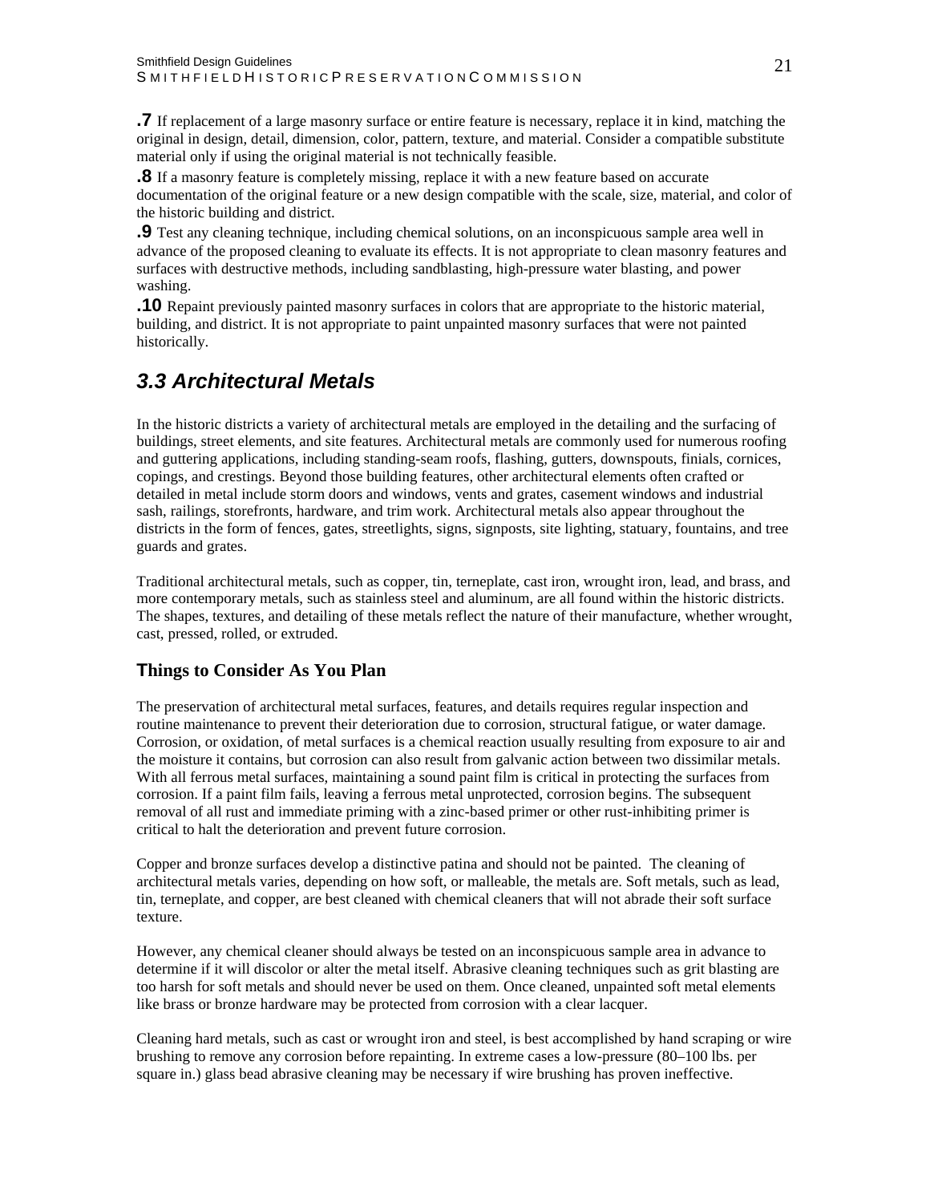**.7** If replacement of a large masonry surface or entire feature is necessary, replace it in kind, matching the original in design, detail, dimension, color, pattern, texture, and material. Consider a compatible substitute material only if using the original material is not technically feasible.

**.8** If a masonry feature is completely missing, replace it with a new feature based on accurate documentation of the original feature or a new design compatible with the scale, size, material, and color of the historic building and district.

**.9** Test any cleaning technique, including chemical solutions, on an inconspicuous sample area well in advance of the proposed cleaning to evaluate its effects. It is not appropriate to clean masonry features and surfaces with destructive methods, including sandblasting, high-pressure water blasting, and power washing.

**.10** Repaint previously painted masonry surfaces in colors that are appropriate to the historic material, building, and district. It is not appropriate to paint unpainted masonry surfaces that were not painted historically.

## *3.3 Architectural Metals*

In the historic districts a variety of architectural metals are employed in the detailing and the surfacing of buildings, street elements, and site features. Architectural metals are commonly used for numerous roofing and guttering applications, including standing-seam roofs, flashing, gutters, downspouts, finials, cornices, copings, and crestings. Beyond those building features, other architectural elements often crafted or detailed in metal include storm doors and windows, vents and grates, casement windows and industrial sash, railings, storefronts, hardware, and trim work. Architectural metals also appear throughout the districts in the form of fences, gates, streetlights, signs, signposts, site lighting, statuary, fountains, and tree guards and grates.

Traditional architectural metals, such as copper, tin, terneplate, cast iron, wrought iron, lead, and brass, and more contemporary metals, such as stainless steel and aluminum, are all found within the historic districts. The shapes, textures, and detailing of these metals reflect the nature of their manufacture, whether wrought, cast, pressed, rolled, or extruded.

### Things to Consider As You Plan

The preservation of architectural metal surfaces, features, and details requires regular inspection and routine maintenance to prevent their deterioration due to corrosion, structural fatigue, or water damage. Corrosion, or oxidation, of metal surfaces is a chemical reaction usually resulting from exposure to air and the moisture it contains, but corrosion can also result from galvanic action between two dissimilar metals. With all ferrous metal surfaces, maintaining a sound paint film is critical in protecting the surfaces from corrosion. If a paint film fails, leaving a ferrous metal unprotected, corrosion begins. The subsequent removal of all rust and immediate priming with a zinc-based primer or other rust-inhibiting primer is critical to halt the deterioration and prevent future corrosion.

Copper and bronze surfaces develop a distinctive patina and should not be painted. The cleaning of architectural metals varies, depending on how soft, or malleable, the metals are. Soft metals, such as lead, tin, terneplate, and copper, are best cleaned with chemical cleaners that will not abrade their soft surface texture.

However, any chemical cleaner should always be tested on an inconspicuous sample area in advance to determine if it will discolor or alter the metal itself. Abrasive cleaning techniques such as grit blasting are too harsh for soft metals and should never be used on them. Once cleaned, unpainted soft metal elements like brass or bronze hardware may be protected from corrosion with a clear lacquer.

Cleaning hard metals, such as cast or wrought iron and steel, is best accomplished by hand scraping or wire brushing to remove any corrosion before repainting. In extreme cases a low-pressure (80–100 lbs. per square in.) glass bead abrasive cleaning may be necessary if wire brushing has proven ineffective.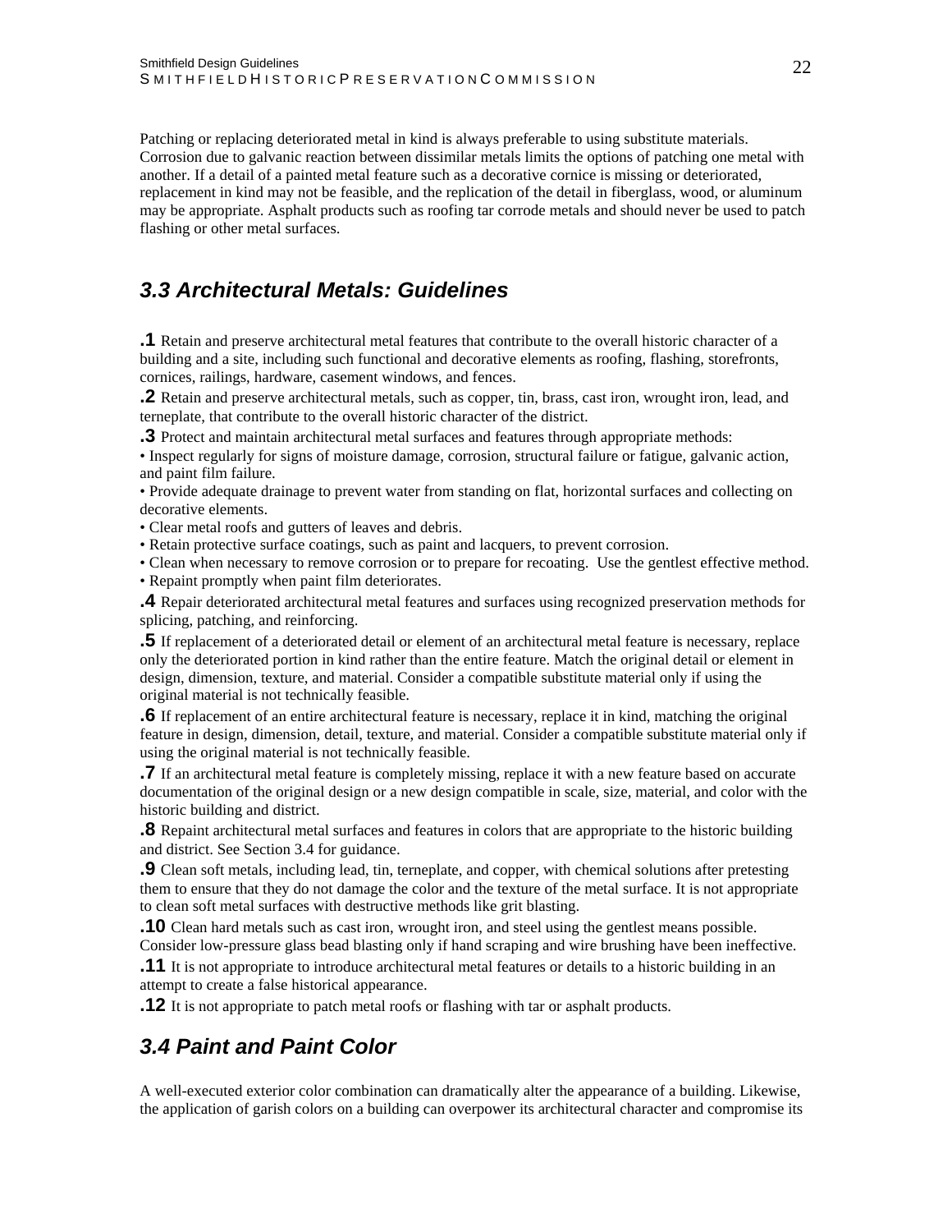Patching or replacing deteriorated metal in kind is always preferable to using substitute materials. Corrosion due to galvanic reaction between dissimilar metals limits the options of patching one metal with another. If a detail of a painted metal feature such as a decorative cornice is missing or deteriorated, replacement in kind may not be feasible, and the replication of the detail in fiberglass, wood, or aluminum may be appropriate. Asphalt products such as roofing tar corrode metals and should never be used to patch flashing or other metal surfaces.

## 3.3 Architectural Metals: Guidelines

**.1** Retain and preserve architectural metal features that contribute to the overall historic character of a building and a site, including such functional and decorative elements as roofing, flashing, storefronts, cornices, railings, hardware, casement windows, and fences.

**.2** Retain and preserve architectural metals, such as copper, tin, brass, cast iron, wrought iron, lead, and terneplate, that contribute to the overall historic character of the district.

**.3** Protect and maintain architectural metal surfaces and features through appropriate methods:

- Inspect regularly for signs of moisture damage, corrosion, structural failure or fatigue, galvanic action, and paint film failure.
- Provide adequate drainage to prevent water from standing on flat, horizontal surfaces and collecting on decorative elements.
- Clear metal roofs and gutters of leaves and debris.
- Retain protective surface coatings, such as paint and lacquers, to prevent corrosion.
- Clean when necessary to remove corrosion or to prepare for recoating. Use the gentlest effective method.
- Repaint promptly when paint film deteriorates.

**.4** Repair deteriorated architectural metal features and surfaces using recognized preservation methods for splicing, patching, and reinforcing.

**.5** If replacement of a deteriorated detail or element of an architectural metal feature is necessary, replace only the deteriorated portion in kind rather than the entire feature. Match the original detail or element in design, dimension, texture, and material. Consider a compatible substitute material only if using the original material is not technically feasible.

**.6** If replacement of an entire architectural feature is necessary, replace it in kind, matching the original feature in design, dimension, detail, texture, and material. Consider a compatible substitute material only if using the original material is not technically feasible.

**.7** If an architectural metal feature is completely missing, replace it with a new feature based on accurate documentation of the original design or a new design compatible in scale, size, material, and color with the historic building and district.

**.8** Repaint architectural metal surfaces and features in colors that are appropriate to the historic building and district. See Section 3.4 for guidance.

**.9** Clean soft metals, including lead, tin, terneplate, and copper, with chemical solutions after pretesting them to ensure that they do not damage the color and the texture of the metal surface. It is not appropriate to clean soft metal surfaces with destructive methods like grit blasting.

**.10** Clean hard metals such as cast iron, wrought iron, and steel using the gentlest means possible. Consider low-pressure glass bead blasting only if hand scraping and wire brushing have been ineffective.

**.11** It is not appropriate to introduce architectural metal features or details to a historic building in an attempt to create a false historical appearance.

**.12** It is not appropriate to patch metal roofs or flashing with tar or asphalt products.

## 3.4 Paint and Paint Color

A well-executed exterior color combination can dramatically alter the appearance of a building. Likewise, the application of garish colors on a building can overpower its architectural character and compromise its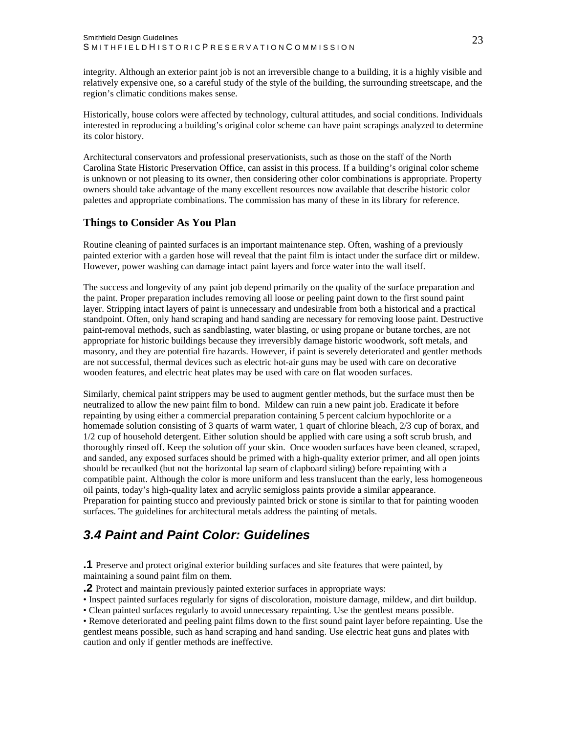integrity. Although an exterior paint job is not an irreversible change to a building, it is a highly visible and relatively expensive one, so a careful study of the style of the building, the surrounding streetscape, and the region's climatic conditions makes sense.

Historically, house colors were affected by technology, cultural attitudes, and social conditions. Individuals interested in reproducing a building's original color scheme can have paint scrapings analyzed to determine its color history.

Architectural conservators and professional preservationists, such as those on the staff of the North Carolina State Historic Preservation Office, can assist in this process. If a building's original color scheme is unknown or not pleasing to its owner, then considering other color combinations is appropriate. Property owners should take advantage of the many excellent resources now available that describe historic color palettes and appropriate combinations. The commission has many of these in its library for reference.

### Things to Consider As You Plan

Routine cleaning of painted surfaces is an important maintenance step. Often, washing of a previously painted exterior with a garden hose will reveal that the paint film is intact under the surface dirt or mildew. However, power washing can damage intact paint layers and force water into the wall itself.

The success and longevity of any paint job depend primarily on the quality of the surface preparation and the paint. Proper preparation includes removing all loose or peeling paint down to the first sound paint layer. Stripping intact layers of paint is unnecessary and undesirable from both a historical and a practical standpoint. Often, only hand scraping and hand sanding are necessary for removing loose paint. Destructive paint-removal methods, such as sandblasting, water blasting, or using propane or butane torches, are not appropriate for historic buildings because they irreversibly damage historic woodwork, soft metals, and masonry, and they are potential fire hazards. However, if paint is severely deteriorated and gentler methods are not successful, thermal devices such as electric hot-air guns may be used with care on decorative wooden features, and electric heat plates may be used with care on flat wooden surfaces.

Similarly, chemical paint strippers may be used to augment gentler methods, but the surface must then be neutralized to allow the new paint film to bond. Mildew can ruin a new paint job. Eradicate it before repainting by using either a commercial preparation containing 5 percent calcium hypochlorite or a homemade solution consisting of 3 quarts of warm water, 1 quart of chlorine bleach, 2/3 cup of borax, and 1/2 cup of household detergent. Either solution should be applied with care using a soft scrub brush, and thoroughly rinsed off. Keep the solution off your skin. Once wooden surfaces have been cleaned, scraped, and sanded, any exposed surfaces should be primed with a high-quality exterior primer, and all open joints should be recaulked (but not the horizontal lap seam of clapboard siding) before repainting with a compatible paint. Although the color is more uniform and less translucent than the early, less homogeneous oil paints, today's high-quality latex and acrylic semigloss paints provide a similar appearance. Preparation for painting stucco and previously painted brick or stone is similar to that for painting wooden surfaces. The guidelines for architectural metals address the painting of metals.

## *3.4 Paint and Paint Color: Guidelines*

**.1** Preserve and protect original exterior building surfaces and site features that were painted, by maintaining a sound paint film on them.

**.2** Protect and maintain previously painted exterior surfaces in appropriate ways:

- Inspect painted surfaces regularly for signs of discoloration, moisture damage, mildew, and dirt buildup.
- Clean painted surfaces regularly to avoid unnecessary repainting. Use the gentlest means possible.
- Remove deteriorated and peeling paint films down to the first sound paint layer before repainting. Use the gentlest means possible, such as hand scraping and hand sanding. Use electric heat guns and plates with caution and only if gentler methods are ineffective.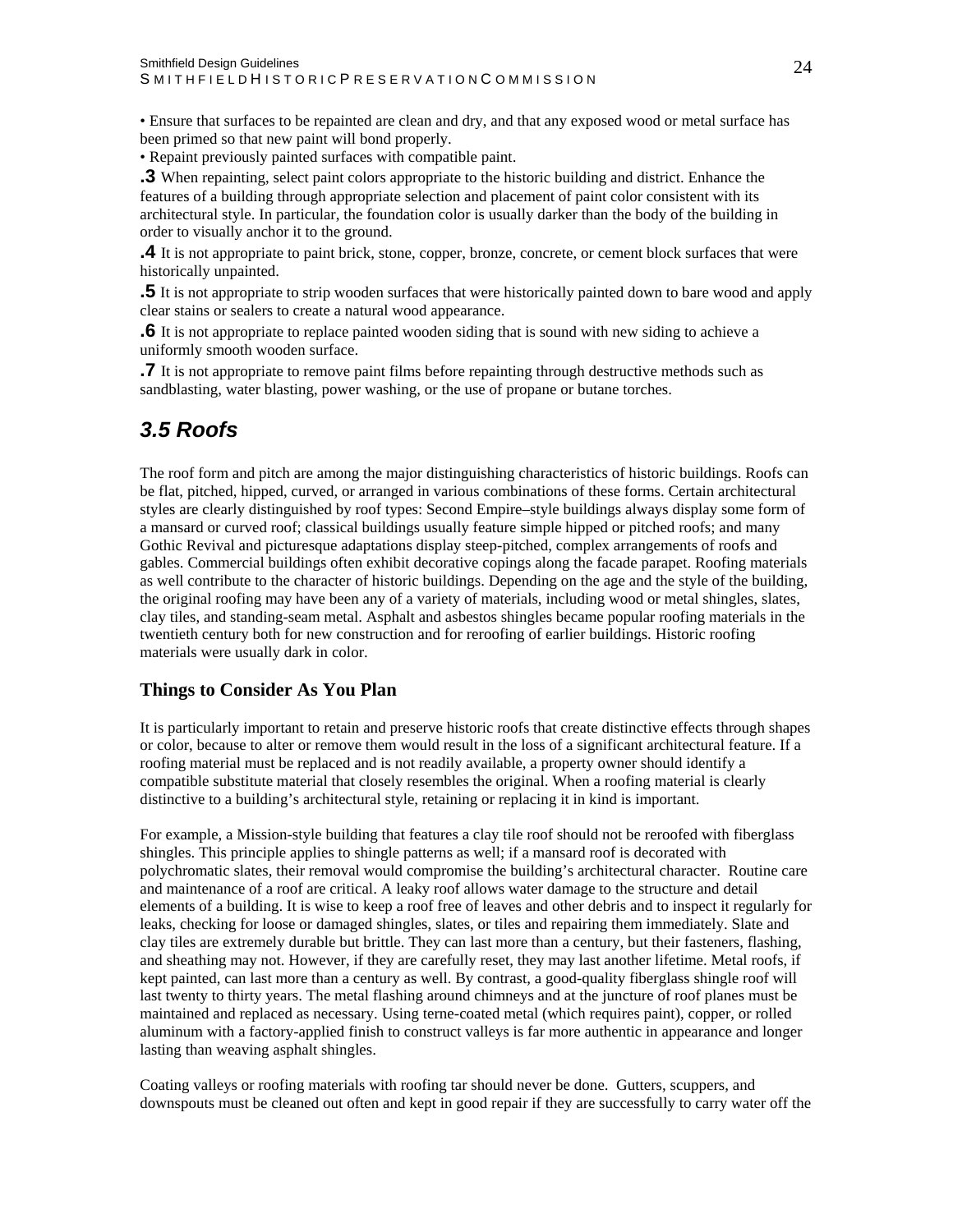• Ensure that surfaces to be repainted are clean and dry, and that any exposed wood or metal surface has been primed so that new paint will bond properly.
• Repaint previously painted surfaces with compatible paint.

**.3** When repainting, select paint colors appropriate to the historic building and district. Enhance the features of a building through appropriate selection and placement of paint color consistent with its architectural style. In particular, the foundation color is usually darker than the body of the building in order to visually anchor it to the ground.

**.4** It is not appropriate to paint brick, stone, copper, bronze, concrete, or cement block surfaces that were historically unpainted.

**.5** It is not appropriate to strip wooden surfaces that were historically painted down to bare wood and apply clear stains or sealers to create a natural wood appearance.

**.6** It is not appropriate to replace painted wooden siding that is sound with new siding to achieve a uniformly smooth wooden surface.

**.7** It is not appropriate to remove paint films before repainting through destructive methods such as sandblasting, water blasting, power washing, or the use of propane or butane torches.

## *3.5 Roofs*

The roof form and pitch are among the major distinguishing characteristics of historic buildings. Roofs can be flat, pitched, hipped, curved, or arranged in various combinations of these forms. Certain architectural styles are clearly distinguished by roof types: Second Empire–style buildings always display some form of a mansard or curved roof; classical buildings usually feature simple hipped or pitched roofs; and many Gothic Revival and picturesque adaptations display steep-pitched, complex arrangements of roofs and gables. Commercial buildings often exhibit decorative copings along the facade parapet. Roofing materials as well contribute to the character of historic buildings. Depending on the age and the style of the building, the original roofing may have been any of a variety of materials, including wood or metal shingles, slates, clay tiles, and standing-seam metal. Asphalt and asbestos shingles became popular roofing materials in the twentieth century both for new construction and for reroofing of earlier buildings. Historic roofing materials were usually dark in color.

### Things to Consider As You Plan

It is particularly important to retain and preserve historic roofs that create distinctive effects through shapes or color, because to alter or remove them would result in the loss of a significant architectural feature. If a roofing material must be replaced and is not readily available, a property owner should identify a compatible substitute material that closely resembles the original. When a roofing material is clearly distinctive to a building's architectural style, retaining or replacing it in kind is important.

For example, a Mission-style building that features a clay tile roof should not be reroofed with fiberglass shingles. This principle applies to shingle patterns as well; if a mansard roof is decorated with polychromatic slates, their removal would compromise the building's architectural character. Routine care and maintenance of a roof are critical. A leaky roof allows water damage to the structure and detail elements of a building. It is wise to keep a roof free of leaves and other debris and to inspect it regularly for leaks, checking for loose or damaged shingles, slates, or tiles and repairing them immediately. Slate and clay tiles are extremely durable but brittle. They can last more than a century, but their fasteners, flashing, and sheathing may not. However, if they are carefully reset, they may last another lifetime. Metal roofs, if kept painted, can last more than a century as well. By contrast, a good-quality fiberglass shingle roof will last twenty to thirty years. The metal flashing around chimneys and at the juncture of roof planes must be maintained and replaced as necessary. Using terne-coated metal (which requires paint), copper, or rolled aluminum with a factory-applied finish to construct valleys is far more authentic in appearance and longer lasting than weaving asphalt shingles.

Coating valleys or roofing materials with roofing tar should never be done. Gutters, scuppers, and downspouts must be cleaned out often and kept in good repair if they are successfully to carry water off the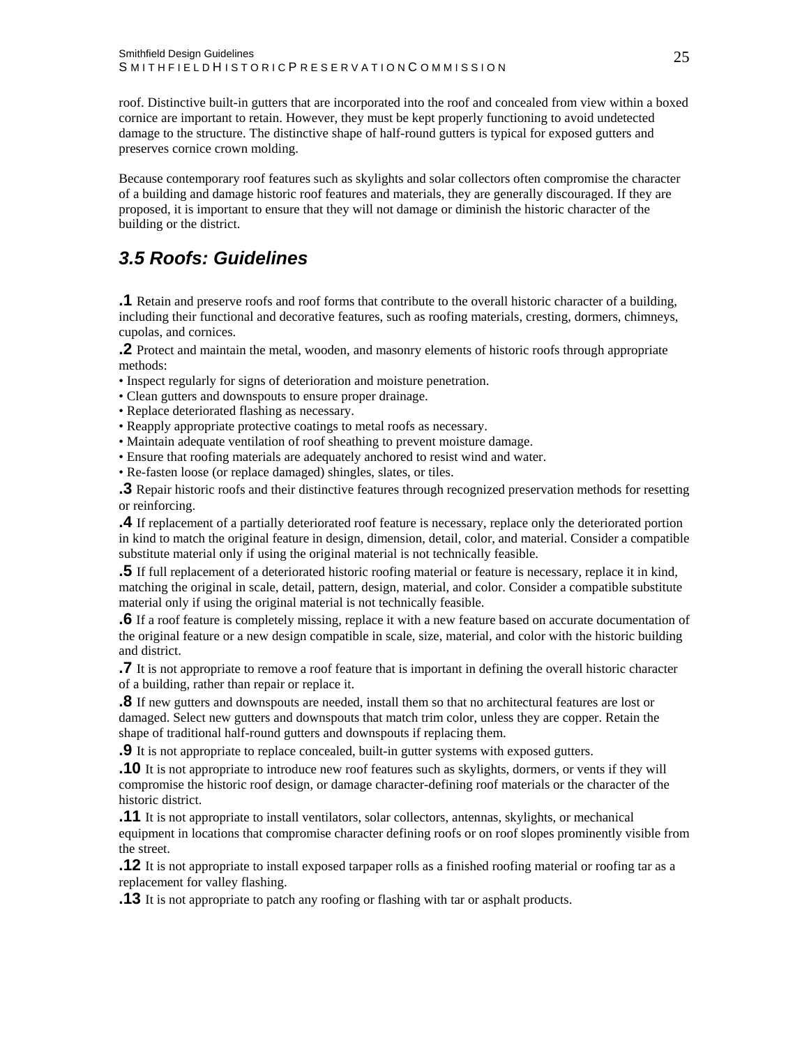roof. Distinctive built-in gutters that are incorporated into the roof and concealed from view within a boxed cornice are important to retain. However, they must be kept properly functioning to avoid undetected damage to the structure. The distinctive shape of half-round gutters is typical for exposed gutters and preserves cornice crown molding.

Because contemporary roof features such as skylights and solar collectors often compromise the character of a building and damage historic roof features and materials, they are generally discouraged. If they are proposed, it is important to ensure that they will not damage or diminish the historic character of the building or the district.

## *3.5 Roofs: Guidelines*

**.1** Retain and preserve roofs and roof forms that contribute to the overall historic character of a building, including their functional and decorative features, such as roofing materials, cresting, dormers, chimneys, cupolas, and cornices.

**.2** Protect and maintain the metal, wooden, and masonry elements of historic roofs through appropriate methods:

- Inspect regularly for signs of deterioration and moisture penetration.
- Clean gutters and downspouts to ensure proper drainage.
- Replace deteriorated flashing as necessary.
- Reapply appropriate protective coatings to metal roofs as necessary.
- Maintain adequate ventilation of roof sheathing to prevent moisture damage.
- Ensure that roofing materials are adequately anchored to resist wind and water.
- Re-fasten loose (or replace damaged) shingles, slates, or tiles.

**.3** Repair historic roofs and their distinctive features through recognized preservation methods for resetting or reinforcing.

**.4** If replacement of a partially deteriorated roof feature is necessary, replace only the deteriorated portion in kind to match the original feature in design, dimension, detail, color, and material. Consider a compatible substitute material only if using the original material is not technically feasible.

**.5** If full replacement of a deteriorated historic roofing material or feature is necessary, replace it in kind, matching the original in scale, detail, pattern, design, material, and color. Consider a compatible substitute material only if using the original material is not technically feasible.

**.6** If a roof feature is completely missing, replace it with a new feature based on accurate documentation of the original feature or a new design compatible in scale, size, material, and color with the historic building and district.

**.7** It is not appropriate to remove a roof feature that is important in defining the overall historic character of a building, rather than repair or replace it.

**.8** If new gutters and downspouts are needed, install them so that no architectural features are lost or damaged. Select new gutters and downspouts that match trim color, unless they are copper. Retain the shape of traditional half-round gutters and downspouts if replacing them.

**.9** It is not appropriate to replace concealed, built-in gutter systems with exposed gutters.

**.10** It is not appropriate to introduce new roof features such as skylights, dormers, or vents if they will compromise the historic roof design, or damage character-defining roof materials or the character of the historic district.

**.11** It is not appropriate to install ventilators, solar collectors, antennas, skylights, or mechanical equipment in locations that compromise character defining roofs or on roof slopes prominently visible from the street.

**.12** It is not appropriate to install exposed tarpaper rolls as a finished roofing material or roofing tar as a replacement for valley flashing.

**.13** It is not appropriate to patch any roofing or flashing with tar or asphalt products.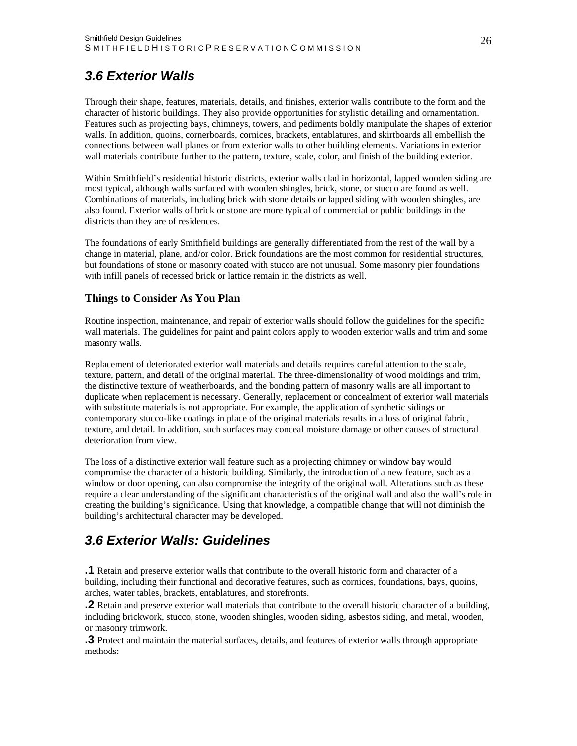## *3.6 Exterior Walls*

Through their shape, features, materials, details, and finishes, exterior walls contribute to the form and the character of historic buildings. They also provide opportunities for stylistic detailing and ornamentation. Features such as projecting bays, chimneys, towers, and pediments boldly manipulate the shapes of exterior walls. In addition, quoins, cornerboards, cornices, brackets, entablatures, and skirtboards all embellish the connections between wall planes or from exterior walls to other building elements. Variations in exterior wall materials contribute further to the pattern, texture, scale, color, and finish of the building exterior.

Within Smithfield's residential historic districts, exterior walls clad in horizontal, lapped wooden siding are most typical, although walls surfaced with wooden shingles, brick, stone, or stucco are found as well. Combinations of materials, including brick with stone details or lapped siding with wooden shingles, are also found. Exterior walls of brick or stone are more typical of commercial or public buildings in the districts than they are of residences.

The foundations of early Smithfield buildings are generally differentiated from the rest of the wall by a change in material, plane, and/or color. Brick foundations are the most common for residential structures, but foundations of stone or masonry coated with stucco are not unusual. Some masonry pier foundations with infill panels of recessed brick or lattice remain in the districts as well.

### Things to Consider As You Plan

Routine inspection, maintenance, and repair of exterior walls should follow the guidelines for the specific wall materials. The guidelines for paint and paint colors apply to wooden exterior walls and trim and some masonry walls.

Replacement of deteriorated exterior wall materials and details requires careful attention to the scale, texture, pattern, and detail of the original material. The three-dimensionality of wood moldings and trim, the distinctive texture of weatherboards, and the bonding pattern of masonry walls are all important to duplicate when replacement is necessary. Generally, replacement or concealment of exterior wall materials with substitute materials is not appropriate. For example, the application of synthetic sidings or contemporary stucco-like coatings in place of the original materials results in a loss of original fabric, texture, and detail. In addition, such surfaces may conceal moisture damage or other causes of structural deterioration from view.

The loss of a distinctive exterior wall feature such as a projecting chimney or window bay would compromise the character of a historic building. Similarly, the introduction of a new feature, such as a window or door opening, can also compromise the integrity of the original wall. Alterations such as these require a clear understanding of the significant characteristics of the original wall and also the wall's role in creating the building's significance. Using that knowledge, a compatible change that will not diminish the building's architectural character may be developed.

## *3.6 Exterior Walls: Guidelines*

**.1** Retain and preserve exterior walls that contribute to the overall historic form and character of a building, including their functional and decorative features, such as cornices, foundations, bays, quoins, arches, water tables, brackets, entablatures, and storefronts.

**.2** Retain and preserve exterior wall materials that contribute to the overall historic character of a building, including brickwork, stucco, stone, wooden shingles, wooden siding, asbestos siding, and metal, wooden, or masonry trimwork.

**.3** Protect and maintain the material surfaces, details, and features of exterior walls through appropriate methods: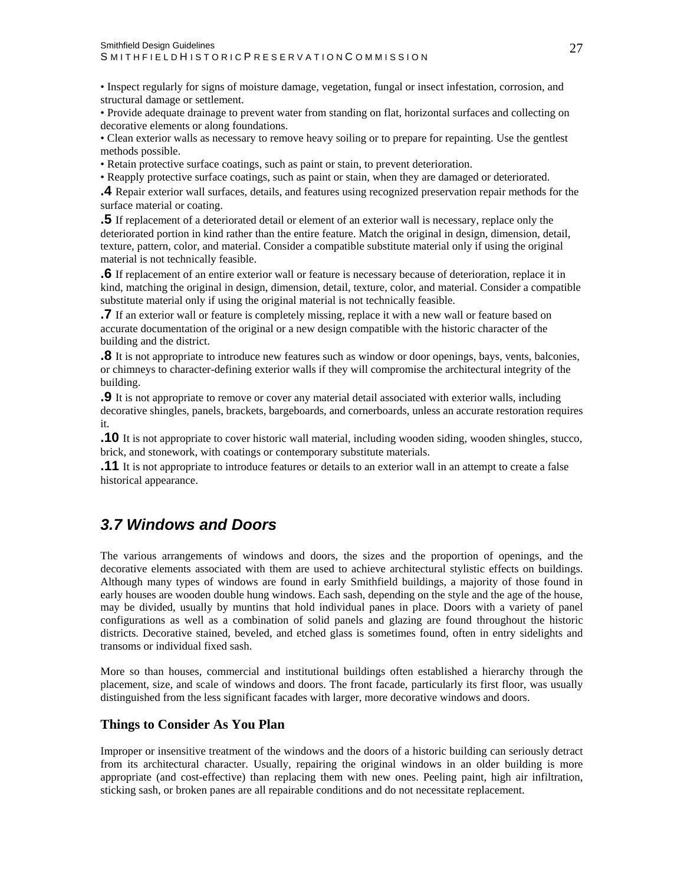• Inspect regularly for signs of moisture damage, vegetation, fungal or insect infestation, corrosion, and structural damage or settlement.
• Provide adequate drainage to prevent water from standing on flat, horizontal surfaces and collecting on decorative elements or along foundations.
• Clean exterior walls as necessary to remove heavy soiling or to prepare for repainting. Use the gentlest methods possible.
• Retain protective surface coatings, such as paint or stain, to prevent deterioration.
• Reapply protective surface coatings, such as paint or stain, when they are damaged or deteriorated.

**.4** Repair exterior wall surfaces, details, and features using recognized preservation repair methods for the surface material or coating.

**.5** If replacement of a deteriorated detail or element of an exterior wall is necessary, replace only the deteriorated portion in kind rather than the entire feature. Match the original in design, dimension, detail, texture, pattern, color, and material. Consider a compatible substitute material only if using the original material is not technically feasible.

**.6** If replacement of an entire exterior wall or feature is necessary because of deterioration, replace it in kind, matching the original in design, dimension, detail, texture, color, and material. Consider a compatible substitute material only if using the original material is not technically feasible.

**.7** If an exterior wall or feature is completely missing, replace it with a new wall or feature based on accurate documentation of the original or a new design compatible with the historic character of the building and the district.

**.8** It is not appropriate to introduce new features such as window or door openings, bays, vents, balconies, or chimneys to character-defining exterior walls if they will compromise the architectural integrity of the building.

**.9** It is not appropriate to remove or cover any material detail associated with exterior walls, including decorative shingles, panels, brackets, bargeboards, and cornerboards, unless an accurate restoration requires it.

**.10** It is not appropriate to cover historic wall material, including wooden siding, wooden shingles, stucco, brick, and stonework, with coatings or contemporary substitute materials.

**.11** It is not appropriate to introduce features or details to an exterior wall in an attempt to create a false historical appearance.

## *3.7 Windows and Doors*

The various arrangements of windows and doors, the sizes and the proportion of openings, and the decorative elements associated with them are used to achieve architectural stylistic effects on buildings. Although many types of windows are found in early Smithfield buildings, a majority of those found in early houses are wooden double hung windows. Each sash, depending on the style and the age of the house, may be divided, usually by muntins that hold individual panes in place. Doors with a variety of panel configurations as well as a combination of solid panels and glazing are found throughout the historic districts. Decorative stained, beveled, and etched glass is sometimes found, often in entry sidelights and transoms or individual fixed sash.

More so than houses, commercial and institutional buildings often established a hierarchy through the placement, size, and scale of windows and doors. The front facade, particularly its first floor, was usually distinguished from the less significant facades with larger, more decorative windows and doors.

### Things to Consider As You Plan

Improper or insensitive treatment of the windows and the doors of a historic building can seriously detract from its architectural character. Usually, repairing the original windows in an older building is more appropriate (and cost-effective) than replacing them with new ones. Peeling paint, high air infiltration, sticking sash, or broken panes are all repairable conditions and do not necessitate replacement.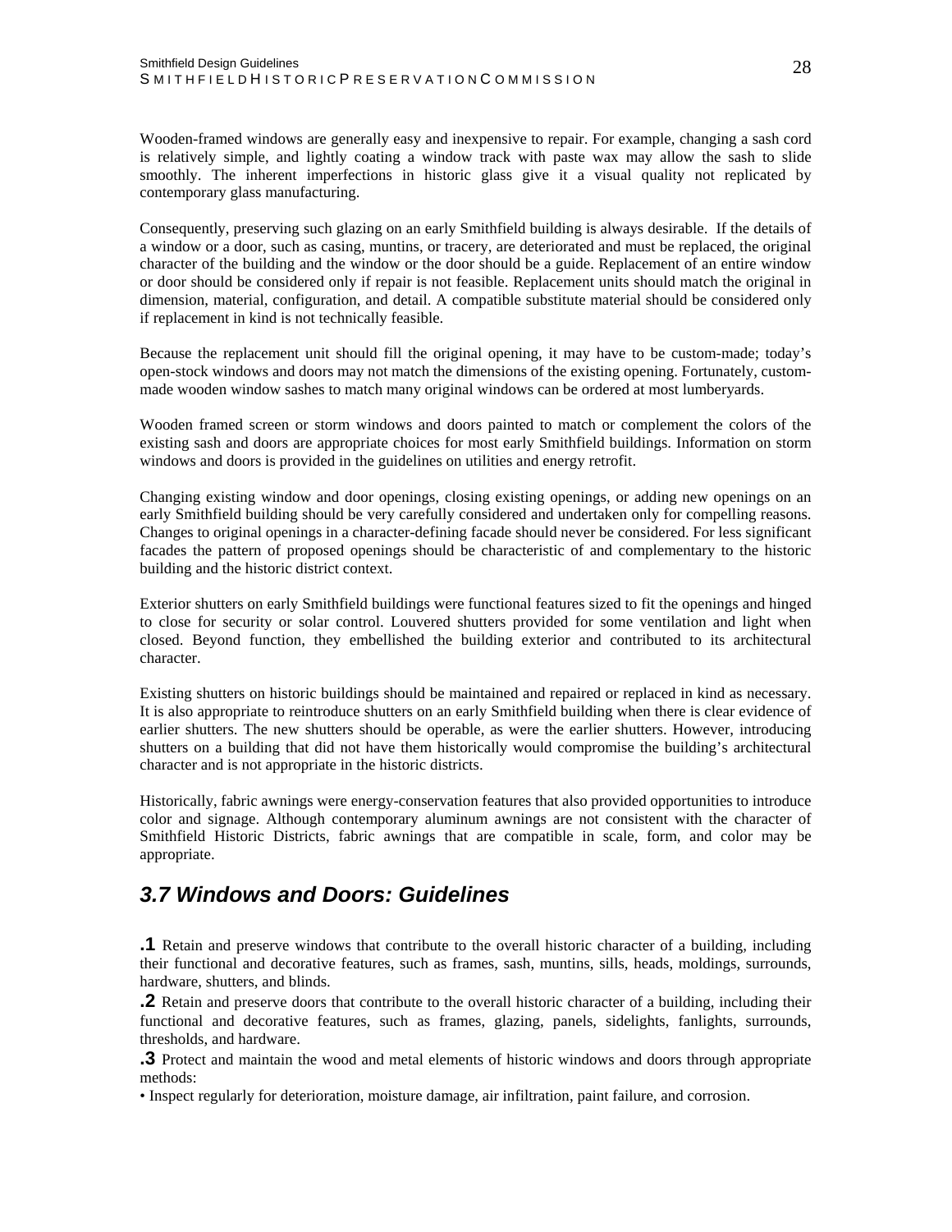Wooden-framed windows are generally easy and inexpensive to repair. For example, changing a sash cord is relatively simple, and lightly coating a window track with paste wax may allow the sash to slide smoothly. The inherent imperfections in historic glass give it a visual quality not replicated by contemporary glass manufacturing.

Consequently, preserving such glazing on an early Smithfield building is always desirable. If the details of a window or a door, such as casing, muntins, or tracery, are deteriorated and must be replaced, the original character of the building and the window or the door should be a guide. Replacement of an entire window or door should be considered only if repair is not feasible. Replacement units should match the original in dimension, material, configuration, and detail. A compatible substitute material should be considered only if replacement in kind is not technically feasible.

Because the replacement unit should fill the original opening, it may have to be custom-made; today's open-stock windows and doors may not match the dimensions of the existing opening. Fortunately, custom-made wooden window sashes to match many original windows can be ordered at most lumberyards.

Wooden framed screen or storm windows and doors painted to match or complement the colors of the existing sash and doors are appropriate choices for most early Smithfield buildings. Information on storm windows and doors is provided in the guidelines on utilities and energy retrofit.

Changing existing window and door openings, closing existing openings, or adding new openings on an early Smithfield building should be very carefully considered and undertaken only for compelling reasons. Changes to original openings in a character-defining facade should never be considered. For less significant facades the pattern of proposed openings should be characteristic of and complementary to the historic building and the historic district context.

Exterior shutters on early Smithfield buildings were functional features sized to fit the openings and hinged to close for security or solar control. Louvered shutters provided for some ventilation and light when closed. Beyond function, they embellished the building exterior and contributed to its architectural character.

Existing shutters on historic buildings should be maintained and repaired or replaced in kind as necessary. It is also appropriate to reintroduce shutters on an early Smithfield building when there is clear evidence of earlier shutters. The new shutters should be operable, as were the earlier shutters. However, introducing shutters on a building that did not have them historically would compromise the building's architectural character and is not appropriate in the historic districts.

Historically, fabric awnings were energy-conservation features that also provided opportunities to introduce color and signage. Although contemporary aluminum awnings are not consistent with the character of Smithfield Historic Districts, fabric awnings that are compatible in scale, form, and color may be appropriate.

## *3.7 Windows and Doors: Guidelines*

**.1** Retain and preserve windows that contribute to the overall historic character of a building, including their functional and decorative features, such as frames, sash, muntins, sills, heads, moldings, surrounds, hardware, shutters, and blinds.

**.2** Retain and preserve doors that contribute to the overall historic character of a building, including their functional and decorative features, such as frames, glazing, panels, sidelights, fanlights, surrounds, thresholds, and hardware.

**.3** Protect and maintain the wood and metal elements of historic windows and doors through appropriate methods:

• Inspect regularly for deterioration, moisture damage, air infiltration, paint failure, and corrosion.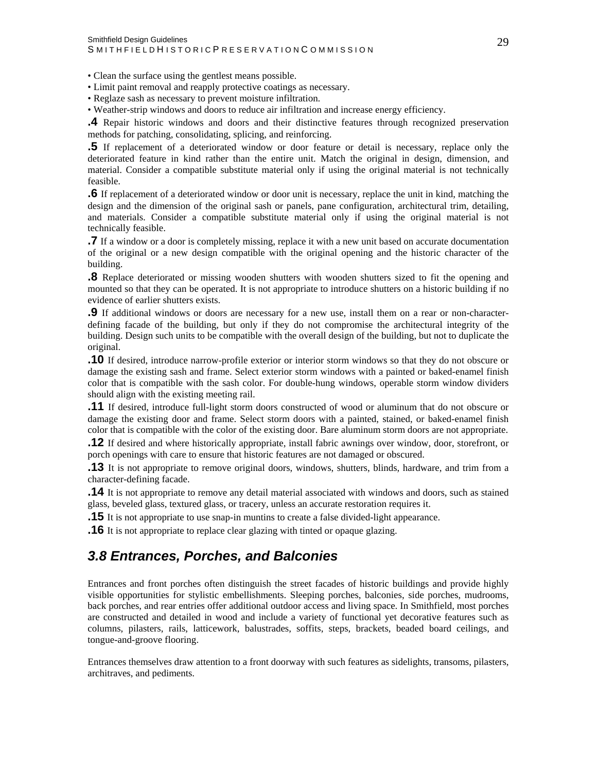- Clean the surface using the gentlest means possible.
- Limit paint removal and reapply protective coatings as necessary.
- Reglaze sash as necessary to prevent moisture infiltration.
- Weather-strip windows and doors to reduce air infiltration and increase energy efficiency.

**.4** Repair historic windows and doors and their distinctive features through recognized preservation methods for patching, consolidating, splicing, and reinforcing.

**.5** If replacement of a deteriorated window or door feature or detail is necessary, replace only the deteriorated feature in kind rather than the entire unit. Match the original in design, dimension, and material. Consider a compatible substitute material only if using the original material is not technically feasible.

**.6** If replacement of a deteriorated window or door unit is necessary, replace the unit in kind, matching the design and the dimension of the original sash or panels, pane configuration, architectural trim, detailing, and materials. Consider a compatible substitute material only if using the original material is not technically feasible.

**.7** If a window or a door is completely missing, replace it with a new unit based on accurate documentation of the original or a new design compatible with the original opening and the historic character of the building.

**.8** Replace deteriorated or missing wooden shutters with wooden shutters sized to fit the opening and mounted so that they can be operated. It is not appropriate to introduce shutters on a historic building if no evidence of earlier shutters exists.

**.9** If additional windows or doors are necessary for a new use, install them on a rear or non-character-defining facade of the building, but only if they do not compromise the architectural integrity of the building. Design such units to be compatible with the overall design of the building, but not to duplicate the original.

**.10** If desired, introduce narrow-profile exterior or interior storm windows so that they do not obscure or damage the existing sash and frame. Select exterior storm windows with a painted or baked-enamel finish color that is compatible with the sash color. For double-hung windows, operable storm window dividers should align with the existing meeting rail.

**.11** If desired, introduce full-light storm doors constructed of wood or aluminum that do not obscure or damage the existing door and frame. Select storm doors with a painted, stained, or baked-enamel finish color that is compatible with the color of the existing door. Bare aluminum storm doors are not appropriate.

**.12** If desired and where historically appropriate, install fabric awnings over window, door, storefront, or porch openings with care to ensure that historic features are not damaged or obscured.

**.13** It is not appropriate to remove original doors, windows, shutters, blinds, hardware, and trim from a character-defining facade.

**.14** It is not appropriate to remove any detail material associated with windows and doors, such as stained glass, beveled glass, textured glass, or tracery, unless an accurate restoration requires it.

**.15** It is not appropriate to use snap-in muntins to create a false divided-light appearance.

**.16** It is not appropriate to replace clear glazing with tinted or opaque glazing.

## *3.8 Entrances, Porches, and Balconies*

Entrances and front porches often distinguish the street facades of historic buildings and provide highly visible opportunities for stylistic embellishments. Sleeping porches, balconies, side porches, mudrooms, back porches, and rear entries offer additional outdoor access and living space. In Smithfield, most porches are constructed and detailed in wood and include a variety of functional yet decorative features such as columns, pilasters, rails, latticework, balustrades, soffits, steps, brackets, beaded board ceilings, and tongue-and-groove flooring.

Entrances themselves draw attention to a front doorway with such features as sidelights, transoms, pilasters, architraves, and pediments.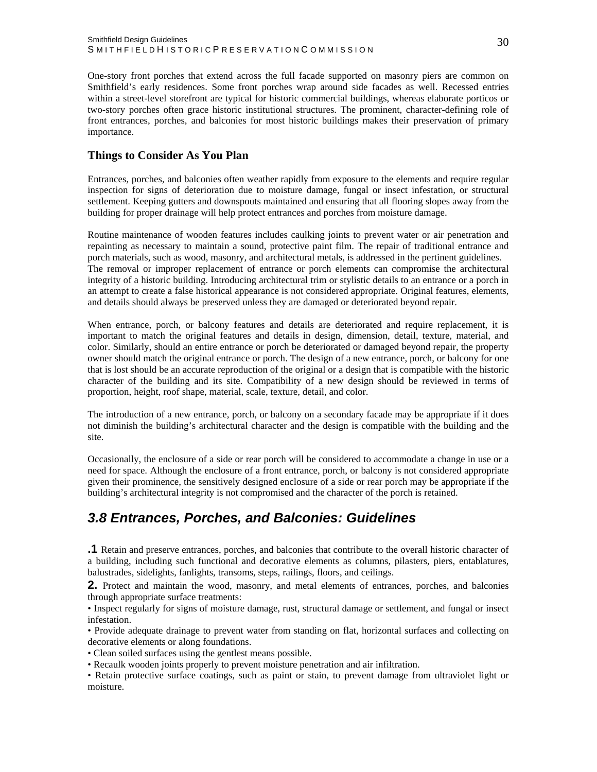One-story front porches that extend across the full facade supported on masonry piers are common on Smithfield's early residences. Some front porches wrap around side facades as well. Recessed entries within a street-level storefront are typical for historic commercial buildings, whereas elaborate porticos or two-story porches often grace historic institutional structures. The prominent, character-defining role of front entrances, porches, and balconies for most historic buildings makes their preservation of primary importance.

### Things to Consider As You Plan

Entrances, porches, and balconies often weather rapidly from exposure to the elements and require regular inspection for signs of deterioration due to moisture damage, fungal or insect infestation, or structural settlement. Keeping gutters and downspouts maintained and ensuring that all flooring slopes away from the building for proper drainage will help protect entrances and porches from moisture damage.

Routine maintenance of wooden features includes caulking joints to prevent water or air penetration and repainting as necessary to maintain a sound, protective paint film. The repair of traditional entrance and porch materials, such as wood, masonry, and architectural metals, is addressed in the pertinent guidelines.
The removal or improper replacement of entrance or porch elements can compromise the architectural integrity of a historic building. Introducing architectural trim or stylistic details to an entrance or a porch in an attempt to create a false historical appearance is not considered appropriate. Original features, elements, and details should always be preserved unless they are damaged or deteriorated beyond repair.

When entrance, porch, or balcony features and details are deteriorated and require replacement, it is important to match the original features and details in design, dimension, detail, texture, material, and color. Similarly, should an entire entrance or porch be deteriorated or damaged beyond repair, the property owner should match the original entrance or porch. The design of a new entrance, porch, or balcony for one that is lost should be an accurate reproduction of the original or a design that is compatible with the historic character of the building and its site. Compatibility of a new design should be reviewed in terms of proportion, height, roof shape, material, scale, texture, detail, and color.

The introduction of a new entrance, porch, or balcony on a secondary facade may be appropriate if it does not diminish the building's architectural character and the design is compatible with the building and the site.

Occasionally, the enclosure of a side or rear porch will be considered to accommodate a change in use or a need for space. Although the enclosure of a front entrance, porch, or balcony is not considered appropriate given their prominence, the sensitively designed enclosure of a side or rear porch may be appropriate if the building's architectural integrity is not compromised and the character of the porch is retained.

## *3.8 Entrances, Porches, and Balconies: Guidelines*

**.1** Retain and preserve entrances, porches, and balconies that contribute to the overall historic character of a building, including such functional and decorative elements as columns, pilasters, piers, entablatures, balustrades, sidelights, fanlights, transoms, steps, railings, floors, and ceilings.

**2.** Protect and maintain the wood, masonry, and metal elements of entrances, porches, and balconies through appropriate surface treatments:

- Inspect regularly for signs of moisture damage, rust, structural damage or settlement, and fungal or insect infestation.
- Provide adequate drainage to prevent water from standing on flat, horizontal surfaces and collecting on decorative elements or along foundations.
- Clean soiled surfaces using the gentlest means possible.
- Recaulk wooden joints properly to prevent moisture penetration and air infiltration.
- Retain protective surface coatings, such as paint or stain, to prevent damage from ultraviolet light or moisture.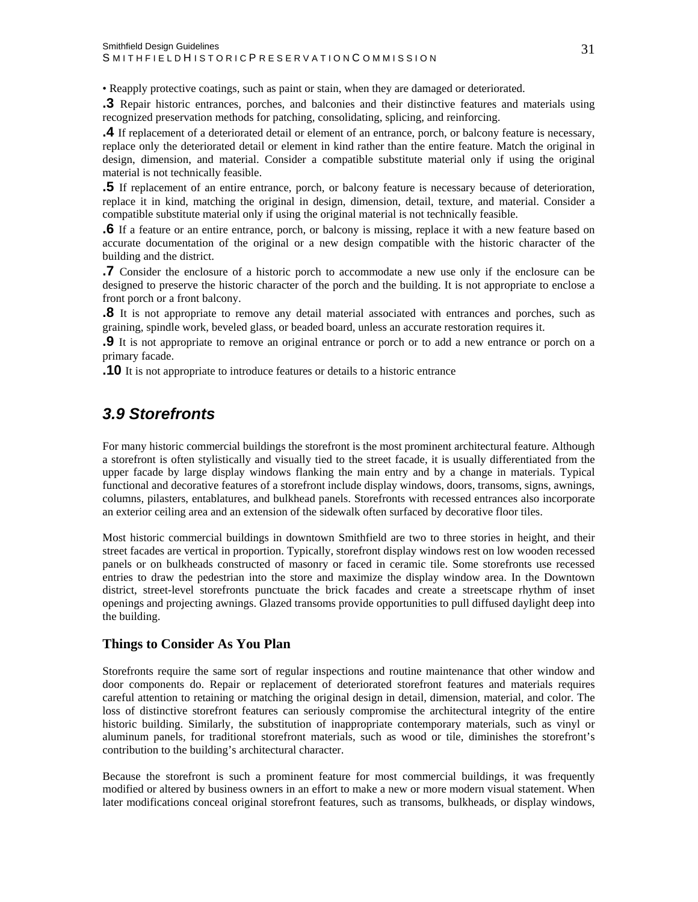• Reapply protective coatings, such as paint or stain, when they are damaged or deteriorated.

**.3** Repair historic entrances, porches, and balconies and their distinctive features and materials using recognized preservation methods for patching, consolidating, splicing, and reinforcing.

**.4** If replacement of a deteriorated detail or element of an entrance, porch, or balcony feature is necessary, replace only the deteriorated detail or element in kind rather than the entire feature. Match the original in design, dimension, and material. Consider a compatible substitute material only if using the original material is not technically feasible.

**.5** If replacement of an entire entrance, porch, or balcony feature is necessary because of deterioration, replace it in kind, matching the original in design, dimension, detail, texture, and material. Consider a compatible substitute material only if using the original material is not technically feasible.

**.6** If a feature or an entire entrance, porch, or balcony is missing, replace it with a new feature based on accurate documentation of the original or a new design compatible with the historic character of the building and the district.

**.7** Consider the enclosure of a historic porch to accommodate a new use only if the enclosure can be designed to preserve the historic character of the porch and the building. It is not appropriate to enclose a front porch or a front balcony.

**.8** It is not appropriate to remove any detail material associated with entrances and porches, such as graining, spindle work, beveled glass, or beaded board, unless an accurate restoration requires it.

**.9** It is not appropriate to remove an original entrance or porch or to add a new entrance or porch on a primary facade.

**.10** It is not appropriate to introduce features or details to a historic entrance

## *3.9 Storefronts*

For many historic commercial buildings the storefront is the most prominent architectural feature. Although a storefront is often stylistically and visually tied to the street facade, it is usually differentiated from the upper facade by large display windows flanking the main entry and by a change in materials. Typical functional and decorative features of a storefront include display windows, doors, transoms, signs, awnings, columns, pilasters, entablatures, and bulkhead panels. Storefronts with recessed entrances also incorporate an exterior ceiling area and an extension of the sidewalk often surfaced by decorative floor tiles.

Most historic commercial buildings in downtown Smithfield are two to three stories in height, and their street facades are vertical in proportion. Typically, storefront display windows rest on low wooden recessed panels or on bulkheads constructed of masonry or faced in ceramic tile. Some storefronts use recessed entries to draw the pedestrian into the store and maximize the display window area. In the Downtown district, street-level storefronts punctuate the brick facades and create a streetscape rhythm of inset openings and projecting awnings. Glazed transoms provide opportunities to pull diffused daylight deep into the building.

### Things to Consider As You Plan

Storefronts require the same sort of regular inspections and routine maintenance that other window and door components do. Repair or replacement of deteriorated storefront features and materials requires careful attention to retaining or matching the original design in detail, dimension, material, and color. The loss of distinctive storefront features can seriously compromise the architectural integrity of the entire historic building. Similarly, the substitution of inappropriate contemporary materials, such as vinyl or aluminum panels, for traditional storefront materials, such as wood or tile, diminishes the storefront's contribution to the building's architectural character.

Because the storefront is such a prominent feature for most commercial buildings, it was frequently modified or altered by business owners in an effort to make a new or more modern visual statement. When later modifications conceal original storefront features, such as transoms, bulkheads, or display windows,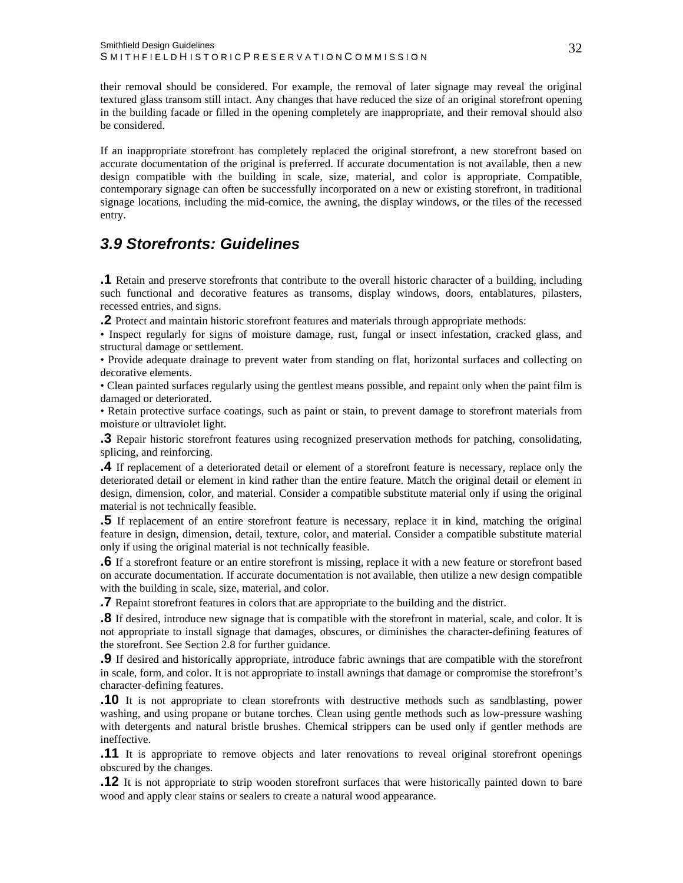their removal should be considered. For example, the removal of later signage may reveal the original textured glass transom still intact. Any changes that have reduced the size of an original storefront opening in the building facade or filled in the opening completely are inappropriate, and their removal should also be considered.

If an inappropriate storefront has completely replaced the original storefront, a new storefront based on accurate documentation of the original is preferred. If accurate documentation is not available, then a new design compatible with the building in scale, size, material, and color is appropriate. Compatible, contemporary signage can often be successfully incorporated on a new or existing storefront, in traditional signage locations, including the mid-cornice, the awning, the display windows, or the tiles of the recessed entry.

## *3.9 Storefronts: Guidelines*

**.1** Retain and preserve storefronts that contribute to the overall historic character of a building, including such functional and decorative features as transoms, display windows, doors, entablatures, pilasters, recessed entries, and signs.

**.2** Protect and maintain historic storefront features and materials through appropriate methods:

• Inspect regularly for signs of moisture damage, rust, fungal or insect infestation, cracked glass, and structural damage or settlement.

• Provide adequate drainage to prevent water from standing on flat, horizontal surfaces and collecting on decorative elements.

• Clean painted surfaces regularly using the gentlest means possible, and repaint only when the paint film is damaged or deteriorated.

• Retain protective surface coatings, such as paint or stain, to prevent damage to storefront materials from moisture or ultraviolet light.

**.3** Repair historic storefront features using recognized preservation methods for patching, consolidating, splicing, and reinforcing.

**.4** If replacement of a deteriorated detail or element of a storefront feature is necessary, replace only the deteriorated detail or element in kind rather than the entire feature. Match the original detail or element in design, dimension, color, and material. Consider a compatible substitute material only if using the original material is not technically feasible.

**.5** If replacement of an entire storefront feature is necessary, replace it in kind, matching the original feature in design, dimension, detail, texture, color, and material. Consider a compatible substitute material only if using the original material is not technically feasible.

**.6** If a storefront feature or an entire storefront is missing, replace it with a new feature or storefront based on accurate documentation. If accurate documentation is not available, then utilize a new design compatible with the building in scale, size, material, and color.

**.7** Repaint storefront features in colors that are appropriate to the building and the district.

**.8** If desired, introduce new signage that is compatible with the storefront in material, scale, and color. It is not appropriate to install signage that damages, obscures, or diminishes the character-defining features of the storefront. See Section 2.8 for further guidance.

**.9** If desired and historically appropriate, introduce fabric awnings that are compatible with the storefront in scale, form, and color. It is not appropriate to install awnings that damage or compromise the storefront's character-defining features.

**.10** It is not appropriate to clean storefronts with destructive methods such as sandblasting, power washing, and using propane or butane torches. Clean using gentle methods such as low-pressure washing with detergents and natural bristle brushes. Chemical strippers can be used only if gentler methods are ineffective.

**.11** It is appropriate to remove objects and later renovations to reveal original storefront openings obscured by the changes.

**.12** It is not appropriate to strip wooden storefront surfaces that were historically painted down to bare wood and apply clear stains or sealers to create a natural wood appearance.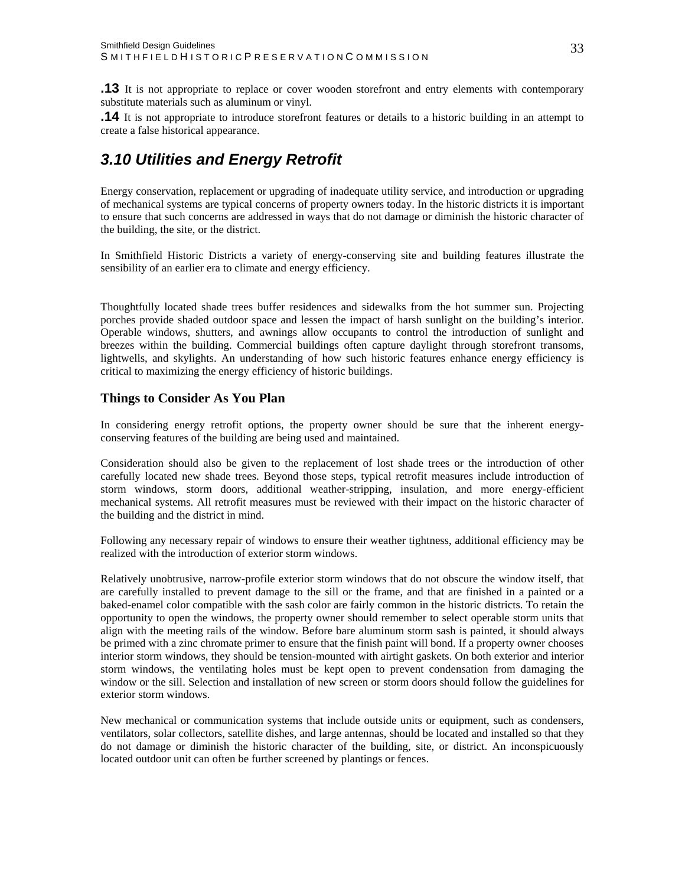**.13** It is not appropriate to replace or cover wooden storefront and entry elements with contemporary substitute materials such as aluminum or vinyl.

**.14** It is not appropriate to introduce storefront features or details to a historic building in an attempt to create a false historical appearance.

## *3.10 Utilities and Energy Retrofit*

Energy conservation, replacement or upgrading of inadequate utility service, and introduction or upgrading of mechanical systems are typical concerns of property owners today. In the historic districts it is important to ensure that such concerns are addressed in ways that do not damage or diminish the historic character of the building, the site, or the district.

In Smithfield Historic Districts a variety of energy-conserving site and building features illustrate the sensibility of an earlier era to climate and energy efficiency.

Thoughtfully located shade trees buffer residences and sidewalks from the hot summer sun. Projecting porches provide shaded outdoor space and lessen the impact of harsh sunlight on the building's interior. Operable windows, shutters, and awnings allow occupants to control the introduction of sunlight and breezes within the building. Commercial buildings often capture daylight through storefront transoms, lightwells, and skylights. An understanding of how such historic features enhance energy efficiency is critical to maximizing the energy efficiency of historic buildings.

### Things to Consider As You Plan

In considering energy retrofit options, the property owner should be sure that the inherent energy-conserving features of the building are being used and maintained.

Consideration should also be given to the replacement of lost shade trees or the introduction of other carefully located new shade trees. Beyond those steps, typical retrofit measures include introduction of storm windows, storm doors, additional weather-stripping, insulation, and more energy-efficient mechanical systems. All retrofit measures must be reviewed with their impact on the historic character of the building and the district in mind.

Following any necessary repair of windows to ensure their weather tightness, additional efficiency may be realized with the introduction of exterior storm windows.

Relatively unobtrusive, narrow-profile exterior storm windows that do not obscure the window itself, that are carefully installed to prevent damage to the sill or the frame, and that are finished in a painted or a baked-enamel color compatible with the sash color are fairly common in the historic districts. To retain the opportunity to open the windows, the property owner should remember to select operable storm units that align with the meeting rails of the window. Before bare aluminum storm sash is painted, it should always be primed with a zinc chromate primer to ensure that the finish paint will bond. If a property owner chooses interior storm windows, they should be tension-mounted with airtight gaskets. On both exterior and interior storm windows, the ventilating holes must be kept open to prevent condensation from damaging the window or the sill. Selection and installation of new screen or storm doors should follow the guidelines for exterior storm windows.

New mechanical or communication systems that include outside units or equipment, such as condensers, ventilators, solar collectors, satellite dishes, and large antennas, should be located and installed so that they do not damage or diminish the historic character of the building, site, or district. An inconspicuously located outdoor unit can often be further screened by plantings or fences.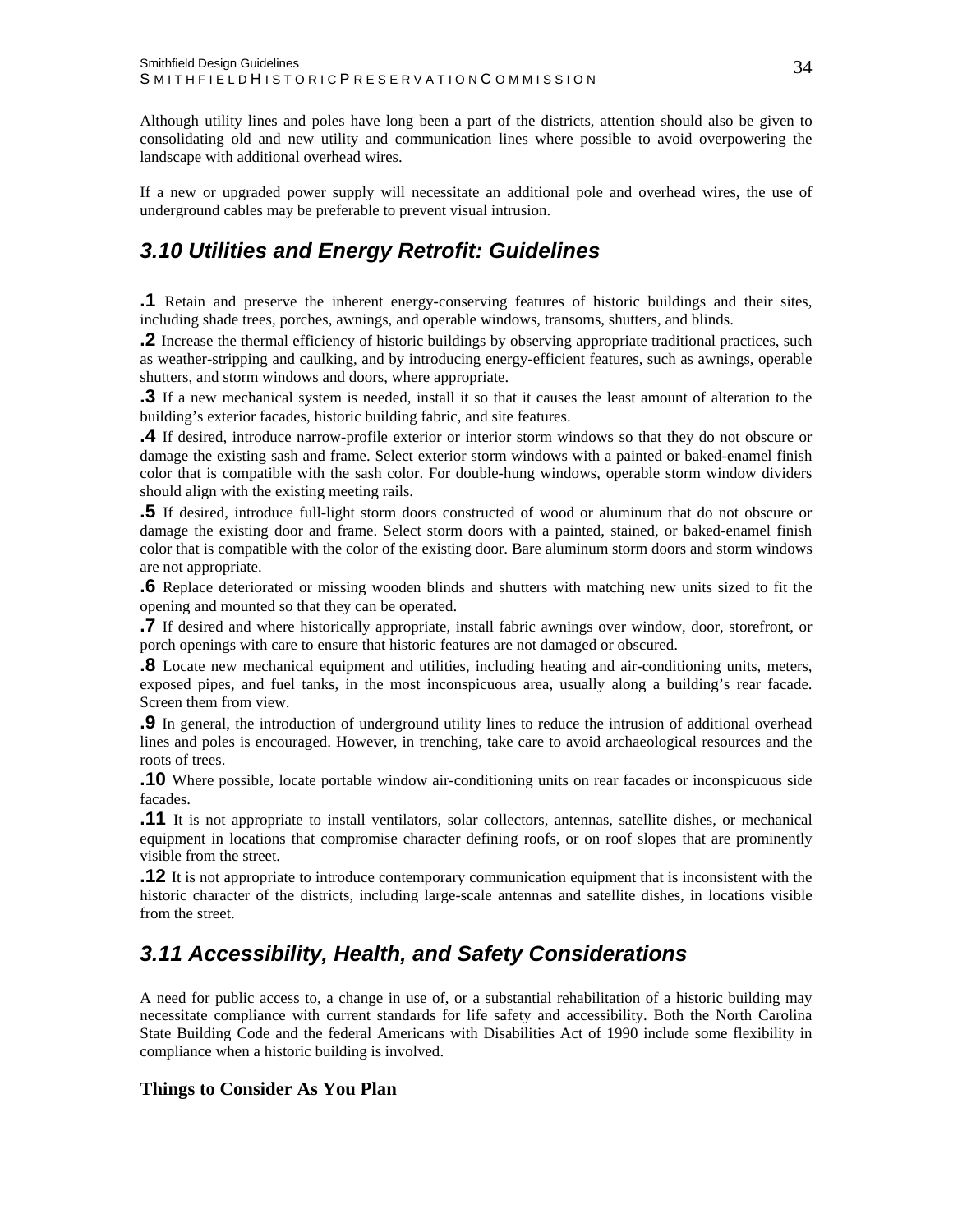Although utility lines and poles have long been a part of the districts, attention should also be given to consolidating old and new utility and communication lines where possible to avoid overpowering the landscape with additional overhead wires.

If a new or upgraded power supply will necessitate an additional pole and overhead wires, the use of underground cables may be preferable to prevent visual intrusion.

## *3.10 Utilities and Energy Retrofit: Guidelines*

**.1** Retain and preserve the inherent energy-conserving features of historic buildings and their sites, including shade trees, porches, awnings, and operable windows, transoms, shutters, and blinds.

**.2** Increase the thermal efficiency of historic buildings by observing appropriate traditional practices, such as weather-stripping and caulking, and by introducing energy-efficient features, such as awnings, operable shutters, and storm windows and doors, where appropriate.

**.3** If a new mechanical system is needed, install it so that it causes the least amount of alteration to the building's exterior facades, historic building fabric, and site features.

**.4** If desired, introduce narrow-profile exterior or interior storm windows so that they do not obscure or damage the existing sash and frame. Select exterior storm windows with a painted or baked-enamel finish color that is compatible with the sash color. For double-hung windows, operable storm window dividers should align with the existing meeting rails.

**.5** If desired, introduce full-light storm doors constructed of wood or aluminum that do not obscure or damage the existing door and frame. Select storm doors with a painted, stained, or baked-enamel finish color that is compatible with the color of the existing door. Bare aluminum storm doors and storm windows are not appropriate.

**.6** Replace deteriorated or missing wooden blinds and shutters with matching new units sized to fit the opening and mounted so that they can be operated.

**.7** If desired and where historically appropriate, install fabric awnings over window, door, storefront, or porch openings with care to ensure that historic features are not damaged or obscured.

**.8** Locate new mechanical equipment and utilities, including heating and air-conditioning units, meters, exposed pipes, and fuel tanks, in the most inconspicuous area, usually along a building's rear facade. Screen them from view.

**.9** In general, the introduction of underground utility lines to reduce the intrusion of additional overhead lines and poles is encouraged. However, in trenching, take care to avoid archaeological resources and the roots of trees.

**.10** Where possible, locate portable window air-conditioning units on rear facades or inconspicuous side facades.

**.11** It is not appropriate to install ventilators, solar collectors, antennas, satellite dishes, or mechanical equipment in locations that compromise character defining roofs, or on roof slopes that are prominently visible from the street.

**.12** It is not appropriate to introduce contemporary communication equipment that is inconsistent with the historic character of the districts, including large-scale antennas and satellite dishes, in locations visible from the street.

## *3.11 Accessibility, Health, and Safety Considerations*

A need for public access to, a change in use of, or a substantial rehabilitation of a historic building may necessitate compliance with current standards for life safety and accessibility. Both the North Carolina State Building Code and the federal Americans with Disabilities Act of 1990 include some flexibility in compliance when a historic building is involved.

### Things to Consider As You Plan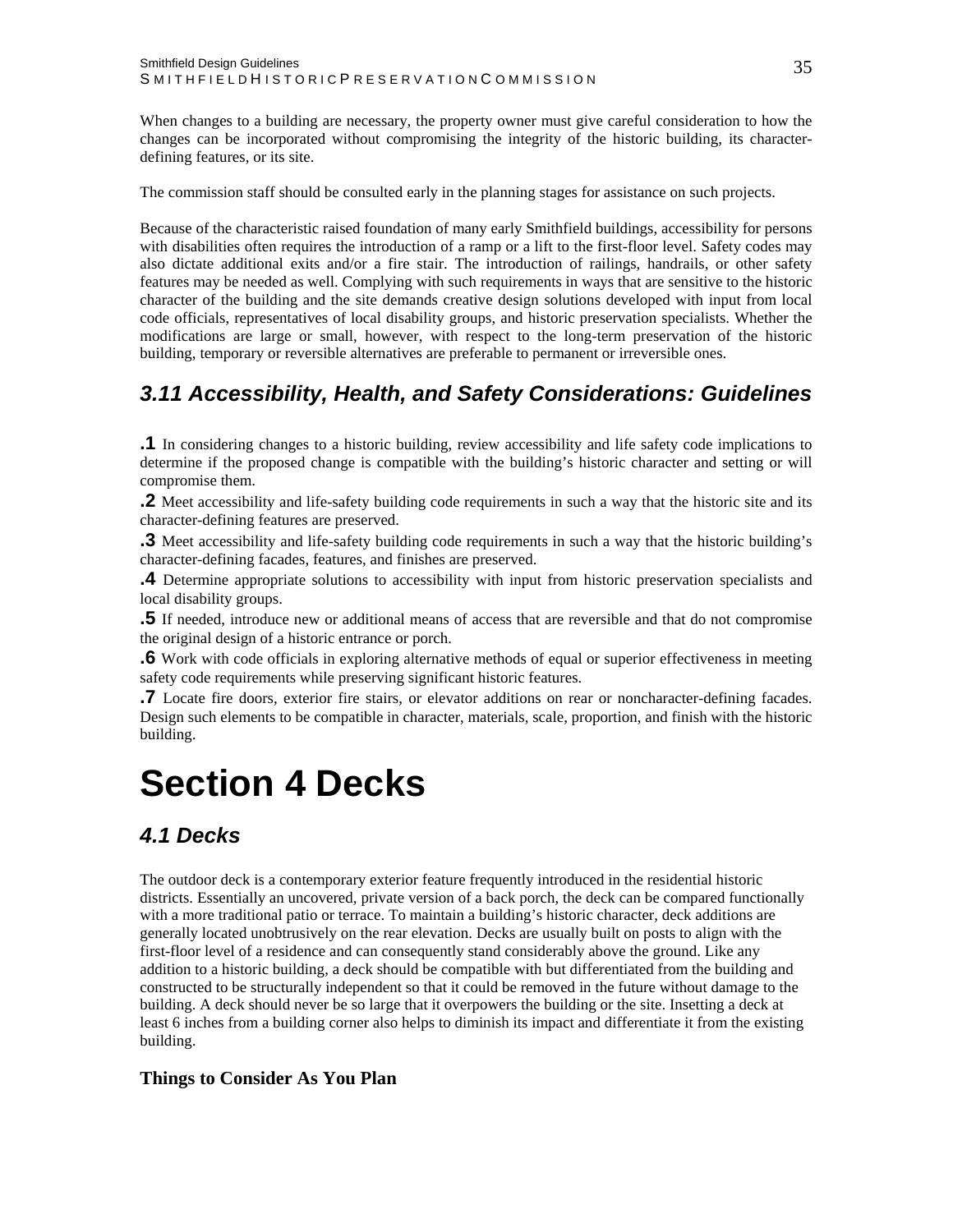When changes to a building are necessary, the property owner must give careful consideration to how the changes can be incorporated without compromising the integrity of the historic building, its character-defining features, or its site.

The commission staff should be consulted early in the planning stages for assistance on such projects.

Because of the characteristic raised foundation of many early Smithfield buildings, accessibility for persons with disabilities often requires the introduction of a ramp or a lift to the first-floor level. Safety codes may also dictate additional exits and/or a fire stair. The introduction of railings, handrails, or other safety features may be needed as well. Complying with such requirements in ways that are sensitive to the historic character of the building and the site demands creative design solutions developed with input from local code officials, representatives of local disability groups, and historic preservation specialists. Whether the modifications are large or small, however, with respect to the long-term preservation of the historic building, temporary or reversible alternatives are preferable to permanent or irreversible ones.

### *3.11 Accessibility, Health, and Safety Considerations: Guidelines*

**.1** In considering changes to a historic building, review accessibility and life safety code implications to determine if the proposed change is compatible with the building's historic character and setting or will compromise them.

**.2** Meet accessibility and life-safety building code requirements in such a way that the historic site and its character-defining features are preserved.

**.3** Meet accessibility and life-safety building code requirements in such a way that the historic building's character-defining facades, features, and finishes are preserved.

**.4** Determine appropriate solutions to accessibility with input from historic preservation specialists and local disability groups.

**.5** If needed, introduce new or additional means of access that are reversible and that do not compromise the original design of a historic entrance or porch.

**.6** Work with code officials in exploring alternative methods of equal or superior effectiveness in meeting safety code requirements while preserving significant historic features.

**.7** Locate fire doors, exterior fire stairs, or elevator additions on rear or noncharacter-defining facades. Design such elements to be compatible in character, materials, scale, proportion, and finish with the historic building.

# Section 4 Decks

## *4.1 Decks*

The outdoor deck is a contemporary exterior feature frequently introduced in the residential historic districts. Essentially an uncovered, private version of a back porch, the deck can be compared functionally with a more traditional patio or terrace. To maintain a building's historic character, deck additions are generally located unobtrusively on the rear elevation. Decks are usually built on posts to align with the first-floor level of a residence and can consequently stand considerably above the ground. Like any addition to a historic building, a deck should be compatible with but differentiated from the building and constructed to be structurally independent so that it could be removed in the future without damage to the building. A deck should never be so large that it overpowers the building or the site. Insetting a deck at least 6 inches from a building corner also helps to diminish its impact and differentiate it from the existing building.

**Things to Consider As You Plan**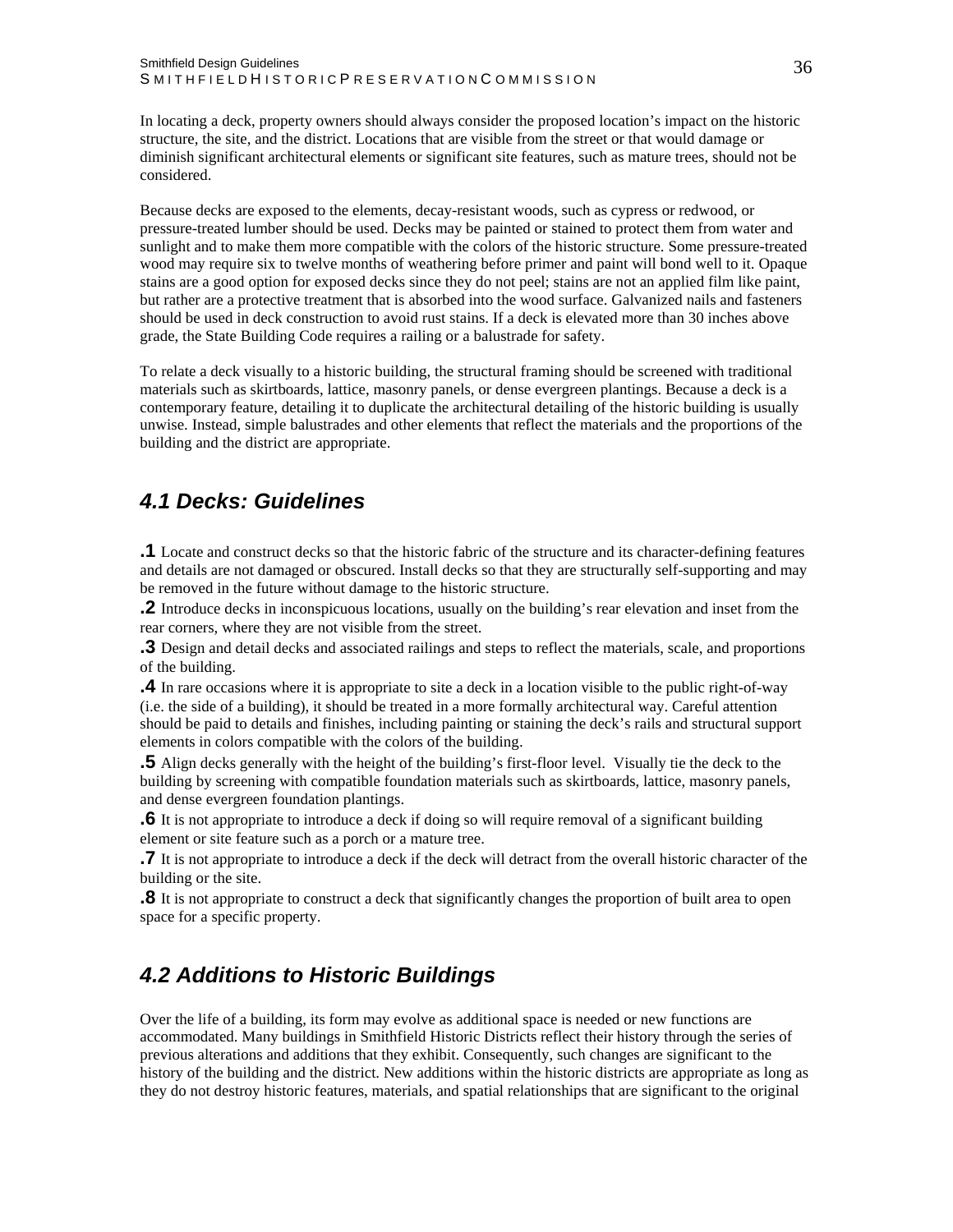In locating a deck, property owners should always consider the proposed location's impact on the historic structure, the site, and the district. Locations that are visible from the street or that would damage or diminish significant architectural elements or significant site features, such as mature trees, should not be considered.

Because decks are exposed to the elements, decay-resistant woods, such as cypress or redwood, or pressure-treated lumber should be used. Decks may be painted or stained to protect them from water and sunlight and to make them more compatible with the colors of the historic structure. Some pressure-treated wood may require six to twelve months of weathering before primer and paint will bond well to it. Opaque stains are a good option for exposed decks since they do not peel; stains are not an applied film like paint, but rather are a protective treatment that is absorbed into the wood surface. Galvanized nails and fasteners should be used in deck construction to avoid rust stains. If a deck is elevated more than 30 inches above grade, the State Building Code requires a railing or a balustrade for safety.

To relate a deck visually to a historic building, the structural framing should be screened with traditional materials such as skirtboards, lattice, masonry panels, or dense evergreen plantings. Because a deck is a contemporary feature, detailing it to duplicate the architectural detailing of the historic building is usually unwise. Instead, simple balustrades and other elements that reflect the materials and the proportions of the building and the district are appropriate.

## *4.1 Decks: Guidelines*

**.1** Locate and construct decks so that the historic fabric of the structure and its character-defining features and details are not damaged or obscured. Install decks so that they are structurally self-supporting and may be removed in the future without damage to the historic structure.

**.2** Introduce decks in inconspicuous locations, usually on the building's rear elevation and inset from the rear corners, where they are not visible from the street.

**.3** Design and detail decks and associated railings and steps to reflect the materials, scale, and proportions of the building.

**.4** In rare occasions where it is appropriate to site a deck in a location visible to the public right-of-way (i.e. the side of a building), it should be treated in a more formally architectural way. Careful attention should be paid to details and finishes, including painting or staining the deck's rails and structural support elements in colors compatible with the colors of the building.

**.5** Align decks generally with the height of the building's first-floor level. Visually tie the deck to the building by screening with compatible foundation materials such as skirtboards, lattice, masonry panels, and dense evergreen foundation plantings.

**.6** It is not appropriate to introduce a deck if doing so will require removal of a significant building element or site feature such as a porch or a mature tree.

**.7** It is not appropriate to introduce a deck if the deck will detract from the overall historic character of the building or the site.

**.8** It is not appropriate to construct a deck that significantly changes the proportion of built area to open space for a specific property.

## *4.2 Additions to Historic Buildings*

Over the life of a building, its form may evolve as additional space is needed or new functions are accommodated. Many buildings in Smithfield Historic Districts reflect their history through the series of previous alterations and additions that they exhibit. Consequently, such changes are significant to the history of the building and the district. New additions within the historic districts are appropriate as long as they do not destroy historic features, materials, and spatial relationships that are significant to the original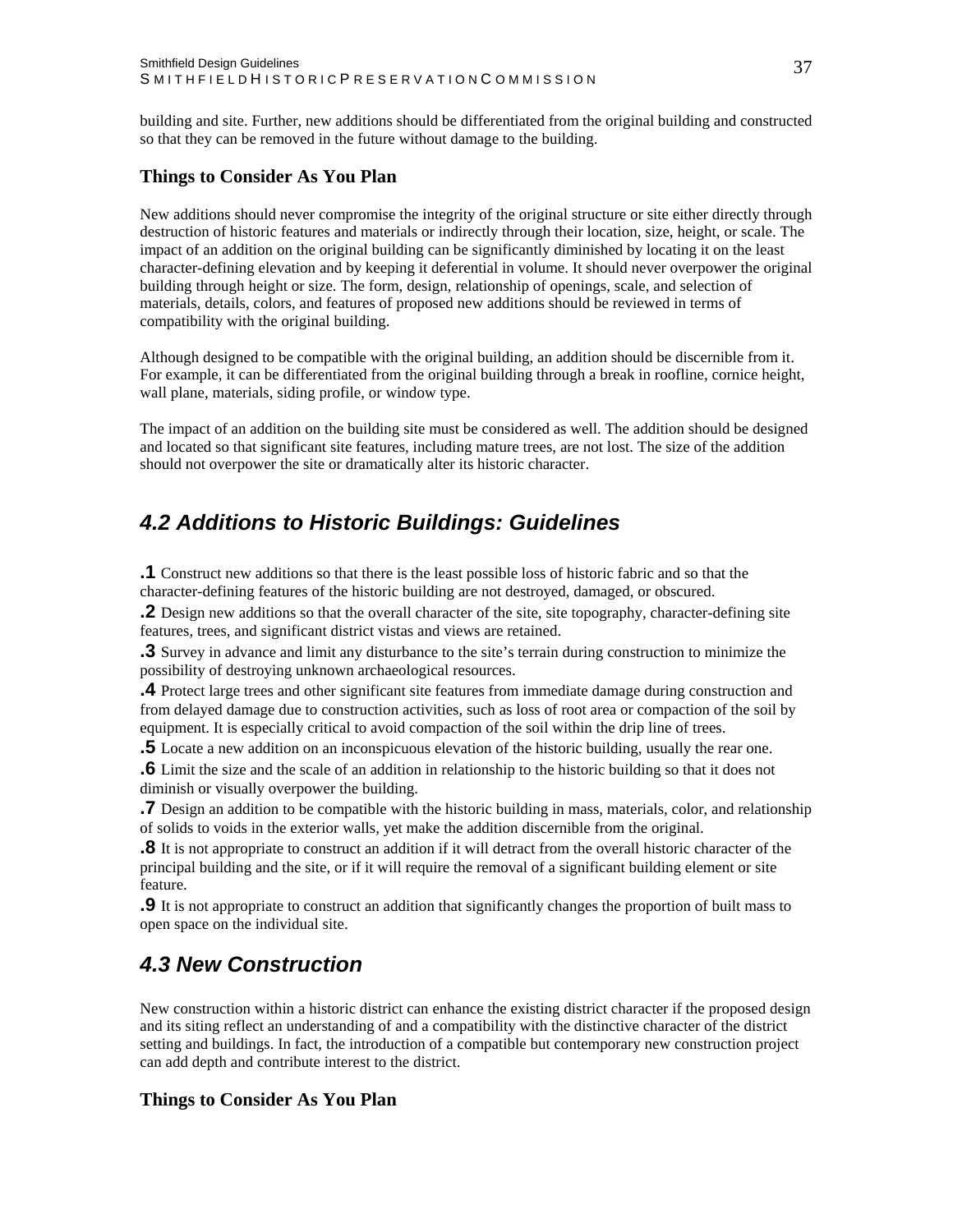building and site. Further, new additions should be differentiated from the original building and constructed so that they can be removed in the future without damage to the building.

### Things to Consider As You Plan

New additions should never compromise the integrity of the original structure or site either directly through destruction of historic features and materials or indirectly through their location, size, height, or scale. The impact of an addition on the original building can be significantly diminished by locating it on the least character-defining elevation and by keeping it deferential in volume. It should never overpower the original building through height or size. The form, design, relationship of openings, scale, and selection of materials, details, colors, and features of proposed new additions should be reviewed in terms of compatibility with the original building.

Although designed to be compatible with the original building, an addition should be discernible from it. For example, it can be differentiated from the original building through a break in roofline, cornice height, wall plane, materials, siding profile, or window type.

The impact of an addition on the building site must be considered as well. The addition should be designed and located so that significant site features, including mature trees, are not lost. The size of the addition should not overpower the site or dramatically alter its historic character.

## *4.2 Additions to Historic Buildings: Guidelines*

**.1** Construct new additions so that there is the least possible loss of historic fabric and so that the character-defining features of the historic building are not destroyed, damaged, or obscured.

**.2** Design new additions so that the overall character of the site, site topography, character-defining site features, trees, and significant district vistas and views are retained.

**.3** Survey in advance and limit any disturbance to the site's terrain during construction to minimize the possibility of destroying unknown archaeological resources.

**.4** Protect large trees and other significant site features from immediate damage during construction and from delayed damage due to construction activities, such as loss of root area or compaction of the soil by equipment. It is especially critical to avoid compaction of the soil within the drip line of trees.

**.5** Locate a new addition on an inconspicuous elevation of the historic building, usually the rear one.

**.6** Limit the size and the scale of an addition in relationship to the historic building so that it does not diminish or visually overpower the building.

**.7** Design an addition to be compatible with the historic building in mass, materials, color, and relationship of solids to voids in the exterior walls, yet make the addition discernible from the original.

**.8** It is not appropriate to construct an addition if it will detract from the overall historic character of the principal building and the site, or if it will require the removal of a significant building element or site feature.

**.9** It is not appropriate to construct an addition that significantly changes the proportion of built mass to open space on the individual site.

## *4.3 New Construction*

New construction within a historic district can enhance the existing district character if the proposed design and its siting reflect an understanding of and a compatibility with the distinctive character of the district setting and buildings. In fact, the introduction of a compatible but contemporary new construction project can add depth and contribute interest to the district.

### Things to Consider As You Plan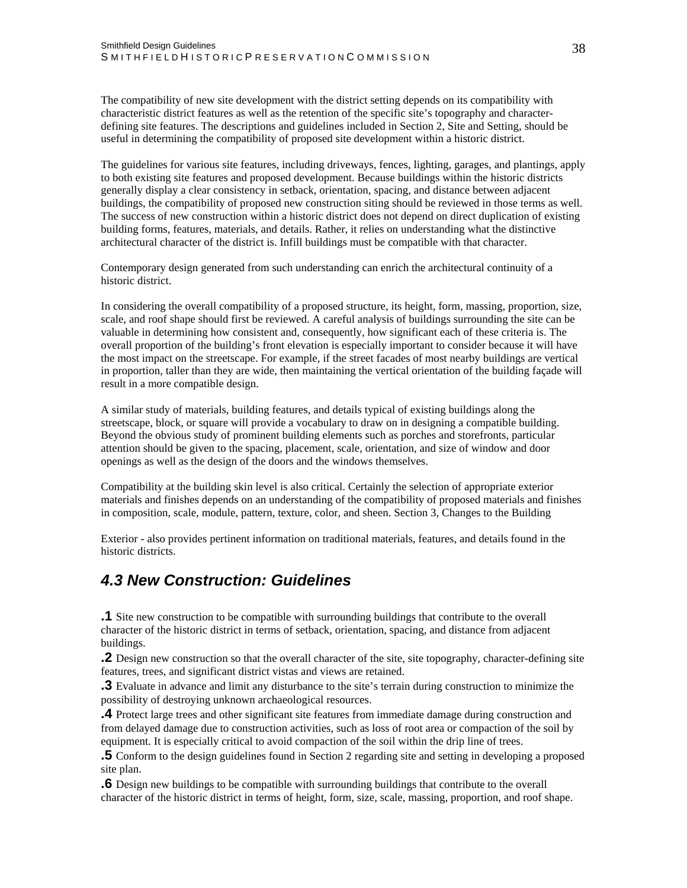The compatibility of new site development with the district setting depends on its compatibility with characteristic district features as well as the retention of the specific site's topography and character-defining site features. The descriptions and guidelines included in Section 2, Site and Setting, should be useful in determining the compatibility of proposed site development within a historic district.

The guidelines for various site features, including driveways, fences, lighting, garages, and plantings, apply to both existing site features and proposed development. Because buildings within the historic districts generally display a clear consistency in setback, orientation, spacing, and distance between adjacent buildings, the compatibility of proposed new construction siting should be reviewed in those terms as well. The success of new construction within a historic district does not depend on direct duplication of existing building forms, features, materials, and details. Rather, it relies on understanding what the distinctive architectural character of the district is. Infill buildings must be compatible with that character.

Contemporary design generated from such understanding can enrich the architectural continuity of a historic district.

In considering the overall compatibility of a proposed structure, its height, form, massing, proportion, size, scale, and roof shape should first be reviewed. A careful analysis of buildings surrounding the site can be valuable in determining how consistent and, consequently, how significant each of these criteria is. The overall proportion of the building's front elevation is especially important to consider because it will have the most impact on the streetscape. For example, if the street facades of most nearby buildings are vertical in proportion, taller than they are wide, then maintaining the vertical orientation of the building façade will result in a more compatible design.

A similar study of materials, building features, and details typical of existing buildings along the streetscape, block, or square will provide a vocabulary to draw on in designing a compatible building. Beyond the obvious study of prominent building elements such as porches and storefronts, particular attention should be given to the spacing, placement, scale, orientation, and size of window and door openings as well as the design of the doors and the windows themselves.

Compatibility at the building skin level is also critical. Certainly the selection of appropriate exterior materials and finishes depends on an understanding of the compatibility of proposed materials and finishes in composition, scale, module, pattern, texture, color, and sheen. Section 3, Changes to the Building

Exterior - also provides pertinent information on traditional materials, features, and details found in the historic districts.

## *4.3 New Construction: Guidelines*

**.1** Site new construction to be compatible with surrounding buildings that contribute to the overall character of the historic district in terms of setback, orientation, spacing, and distance from adjacent buildings.

**.2** Design new construction so that the overall character of the site, site topography, character-defining site features, trees, and significant district vistas and views are retained.

**.3** Evaluate in advance and limit any disturbance to the site's terrain during construction to minimize the possibility of destroying unknown archaeological resources.

**.4** Protect large trees and other significant site features from immediate damage during construction and from delayed damage due to construction activities, such as loss of root area or compaction of the soil by equipment. It is especially critical to avoid compaction of the soil within the drip line of trees.

**.5** Conform to the design guidelines found in Section 2 regarding site and setting in developing a proposed site plan.

**.6** Design new buildings to be compatible with surrounding buildings that contribute to the overall character of the historic district in terms of height, form, size, scale, massing, proportion, and roof shape.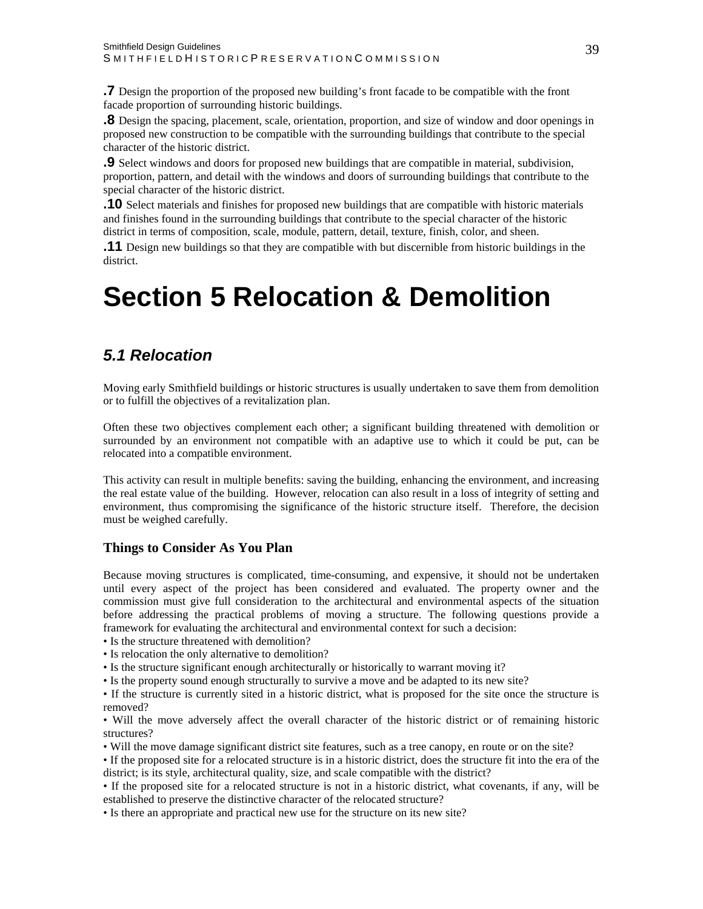**.7** Design the proportion of the proposed new building's front facade to be compatible with the front facade proportion of surrounding historic buildings.

**.8** Design the spacing, placement, scale, orientation, proportion, and size of window and door openings in proposed new construction to be compatible with the surrounding buildings that contribute to the special character of the historic district.

**.9** Select windows and doors for proposed new buildings that are compatible in material, subdivision, proportion, pattern, and detail with the windows and doors of surrounding buildings that contribute to the special character of the historic district.

**.10** Select materials and finishes for proposed new buildings that are compatible with historic materials and finishes found in the surrounding buildings that contribute to the special character of the historic district in terms of composition, scale, module, pattern, detail, texture, finish, color, and sheen.

**.11** Design new buildings so that they are compatible with but discernible from historic buildings in the district.

# Section 5 Relocation & Demolition

## *5.1 Relocation*

Moving early Smithfield buildings or historic structures is usually undertaken to save them from demolition or to fulfill the objectives of a revitalization plan.

Often these two objectives complement each other; a significant building threatened with demolition or surrounded by an environment not compatible with an adaptive use to which it could be put, can be relocated into a compatible environment.

This activity can result in multiple benefits: saving the building, enhancing the environment, and increasing the real estate value of the building. However, relocation can also result in a loss of integrity of setting and environment, thus compromising the significance of the historic structure itself. Therefore, the decision must be weighed carefully.

### Things to Consider As You Plan

Because moving structures is complicated, time-consuming, and expensive, it should not be undertaken until every aspect of the project has been considered and evaluated. The property owner and the commission must give full consideration to the architectural and environmental aspects of the situation before addressing the practical problems of moving a structure. The following questions provide a framework for evaluating the architectural and environmental context for such a decision:

- Is the structure threatened with demolition?
- Is relocation the only alternative to demolition?
- Is the structure significant enough architecturally or historically to warrant moving it?
- Is the property sound enough structurally to survive a move and be adapted to its new site?
- If the structure is currently sited in a historic district, what is proposed for the site once the structure is removed?
- Will the move adversely affect the overall character of the historic district or of remaining historic structures?
- Will the move damage significant district site features, such as a tree canopy, en route or on the site?
- If the proposed site for a relocated structure is in a historic district, does the structure fit into the era of the district; is its style, architectural quality, size, and scale compatible with the district?
- If the proposed site for a relocated structure is not in a historic district, what covenants, if any, will be established to preserve the distinctive character of the relocated structure?
- Is there an appropriate and practical new use for the structure on its new site?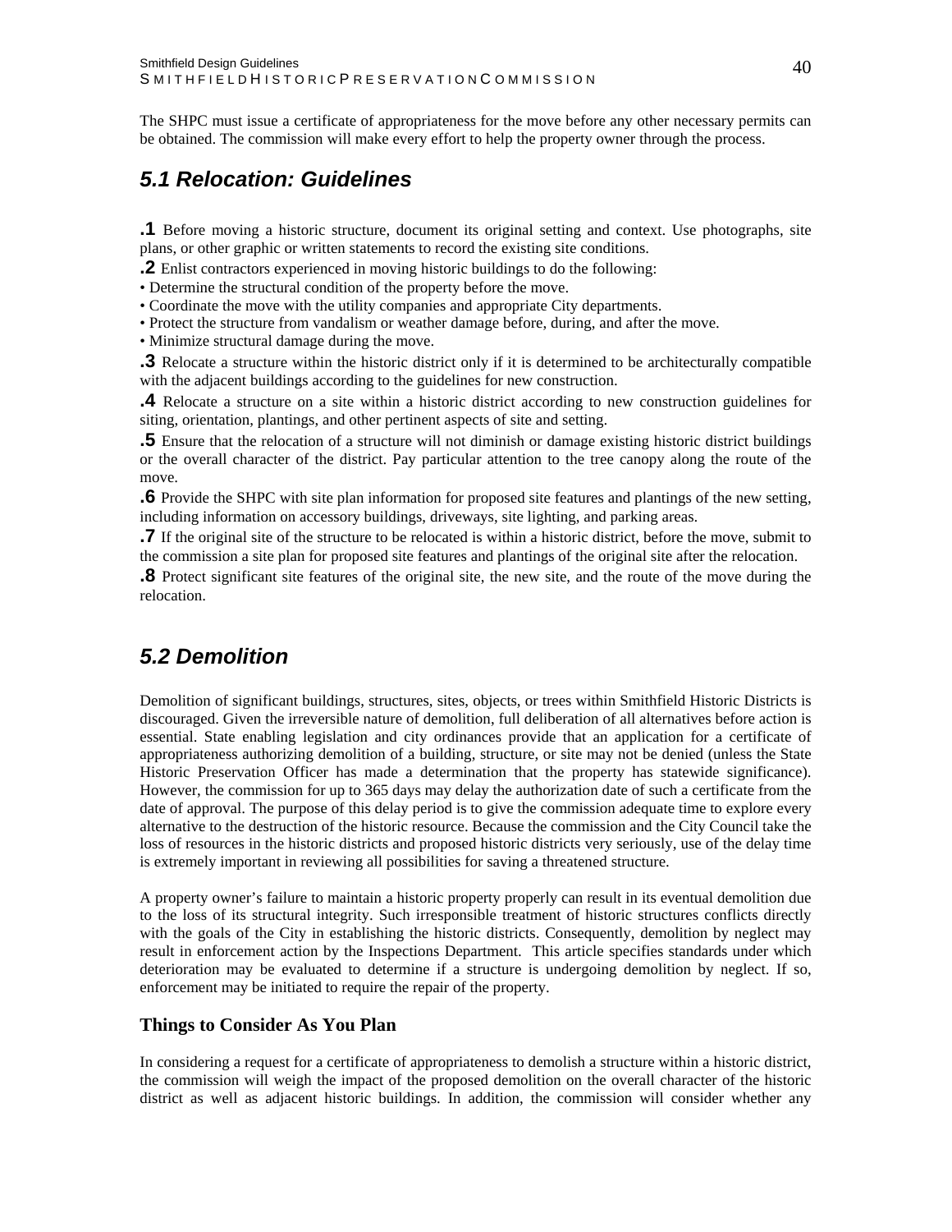The SHPC must issue a certificate of appropriateness for the move before any other necessary permits can be obtained. The commission will make every effort to help the property owner through the process.

## *5.1 Relocation: Guidelines*

**.1** Before moving a historic structure, document its original setting and context. Use photographs, site plans, or other graphic or written statements to record the existing site conditions.

**.2** Enlist contractors experienced in moving historic buildings to do the following:

- Determine the structural condition of the property before the move.
- Coordinate the move with the utility companies and appropriate City departments.
- Protect the structure from vandalism or weather damage before, during, and after the move.
- Minimize structural damage during the move.

**.3** Relocate a structure within the historic district only if it is determined to be architecturally compatible with the adjacent buildings according to the guidelines for new construction.

**.4** Relocate a structure on a site within a historic district according to new construction guidelines for siting, orientation, plantings, and other pertinent aspects of site and setting.

**.5** Ensure that the relocation of a structure will not diminish or damage existing historic district buildings or the overall character of the district. Pay particular attention to the tree canopy along the route of the move.

**.6** Provide the SHPC with site plan information for proposed site features and plantings of the new setting, including information on accessory buildings, driveways, site lighting, and parking areas.

**.7** If the original site of the structure to be relocated is within a historic district, before the move, submit to the commission a site plan for proposed site features and plantings of the original site after the relocation.

**.8** Protect significant site features of the original site, the new site, and the route of the move during the relocation.

## *5.2 Demolition*

Demolition of significant buildings, structures, sites, objects, or trees within Smithfield Historic Districts is discouraged. Given the irreversible nature of demolition, full deliberation of all alternatives before action is essential. State enabling legislation and city ordinances provide that an application for a certificate of appropriateness authorizing demolition of a building, structure, or site may not be denied (unless the State Historic Preservation Officer has made a determination that the property has statewide significance). However, the commission for up to 365 days may delay the authorization date of such a certificate from the date of approval. The purpose of this delay period is to give the commission adequate time to explore every alternative to the destruction of the historic resource. Because the commission and the City Council take the loss of resources in the historic districts and proposed historic districts very seriously, use of the delay time is extremely important in reviewing all possibilities for saving a threatened structure.

A property owner's failure to maintain a historic property properly can result in its eventual demolition due to the loss of its structural integrity. Such irresponsible treatment of historic structures conflicts directly with the goals of the City in establishing the historic districts. Consequently, demolition by neglect may result in enforcement action by the Inspections Department. This article specifies standards under which deterioration may be evaluated to determine if a structure is undergoing demolition by neglect. If so, enforcement may be initiated to require the repair of the property.

### Things to Consider As You Plan

In considering a request for a certificate of appropriateness to demolish a structure within a historic district, the commission will weigh the impact of the proposed demolition on the overall character of the historic district as well as adjacent historic buildings. In addition, the commission will consider whether any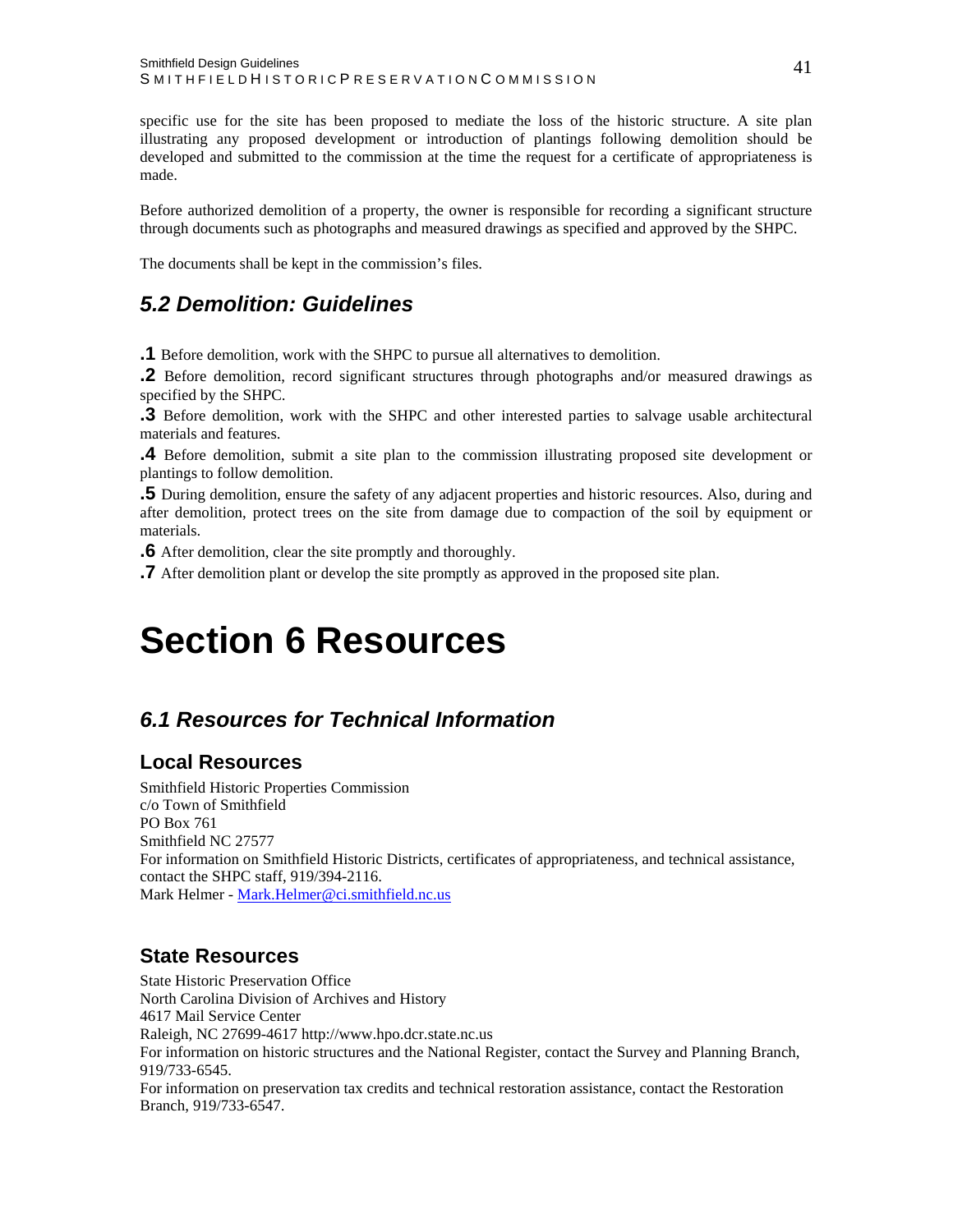specific use for the site has been proposed to mediate the loss of the historic structure. A site plan illustrating any proposed development or introduction of plantings following demolition should be developed and submitted to the commission at the time the request for a certificate of appropriateness is made.

Before authorized demolition of a property, the owner is responsible for recording a significant structure through documents such as photographs and measured drawings as specified and approved by the SHPC.

The documents shall be kept in the commission's files.

## *5.2 Demolition: Guidelines*

**.1** Before demolition, work with the SHPC to pursue all alternatives to demolition.

**.2** Before demolition, record significant structures through photographs and/or measured drawings as specified by the SHPC.

**.3** Before demolition, work with the SHPC and other interested parties to salvage usable architectural materials and features.

**.4** Before demolition, submit a site plan to the commission illustrating proposed site development or plantings to follow demolition.

**.5** During demolition, ensure the safety of any adjacent properties and historic resources. Also, during and after demolition, protect trees on the site from damage due to compaction of the soil by equipment or materials.

**.6** After demolition, clear the site promptly and thoroughly.

**.7** After demolition plant or develop the site promptly as approved in the proposed site plan.

# Section 6 Resources

## *6.1 Resources for Technical Information*

### Local Resources

Smithfield Historic Properties Commission
c/o Town of Smithfield
PO Box 761
Smithfield NC 27577
For information on Smithfield Historic Districts, certificates of appropriateness, and technical assistance, contact the SHPC staff, 919/394-2116.
Mark Helmer - Mark.Helmer@ci.smithfield.nc.us

### State Resources

State Historic Preservation Office
North Carolina Division of Archives and History
4617 Mail Service Center
Raleigh, NC 27699-4617 http://www.hpo.dcr.state.nc.us
For information on historic structures and the National Register, contact the Survey and Planning Branch, 919/733-6545.
For information on preservation tax credits and technical restoration assistance, contact the Restoration Branch, 919/733-6547.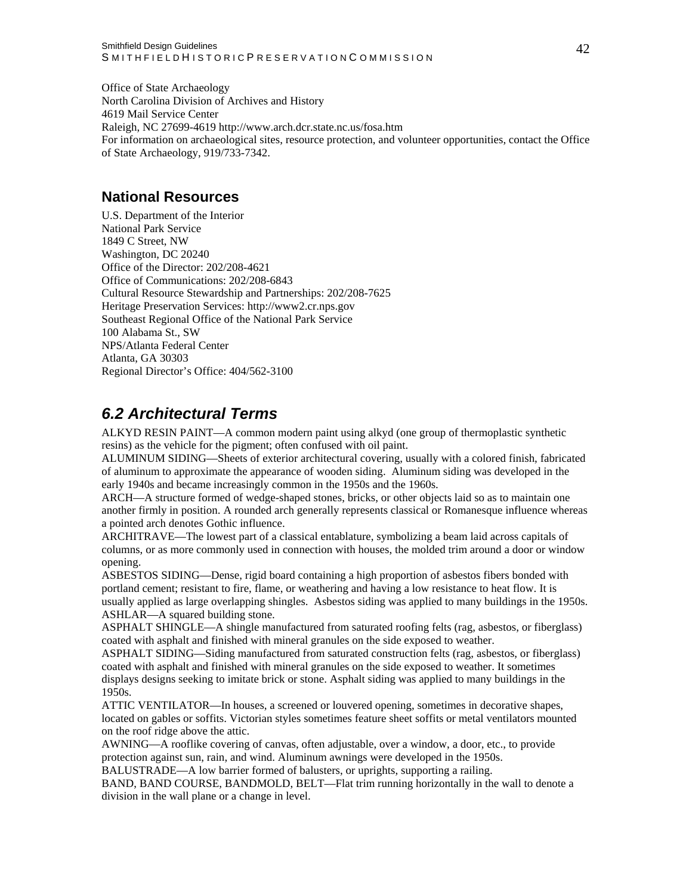Office of State Archaeology
North Carolina Division of Archives and History
4619 Mail Service Center
Raleigh, NC 27699-4619 http://www.arch.dcr.state.nc.us/fosa.htm
For information on archaeological sites, resource protection, and volunteer opportunities, contact the Office of State Archaeology, 919/733-7342.

## National Resources

U.S. Department of the Interior
National Park Service
1849 C Street, NW
Washington, DC 20240
Office of the Director: 202/208-4621
Office of Communications: 202/208-6843
Cultural Resource Stewardship and Partnerships: 202/208-7625
Heritage Preservation Services: http://www2.cr.nps.gov
Southeast Regional Office of the National Park Service
100 Alabama St., SW
NPS/Atlanta Federal Center
Atlanta, GA 30303
Regional Director's Office: 404/562-3100

## *6.2 Architectural Terms*

ALKYD RESIN PAINT—A common modern paint using alkyd (one group of thermoplastic synthetic resins) as the vehicle for the pigment; often confused with oil paint.
ALUMINUM SIDING—Sheets of exterior architectural covering, usually with a colored finish, fabricated of aluminum to approximate the appearance of wooden siding. Aluminum siding was developed in the early 1940s and became increasingly common in the 1950s and the 1960s.
ARCH—A structure formed of wedge-shaped stones, bricks, or other objects laid so as to maintain one another firmly in position. A rounded arch generally represents classical or Romanesque influence whereas a pointed arch denotes Gothic influence.
ARCHITRAVE—The lowest part of a classical entablature, symbolizing a beam laid across capitals of columns, or as more commonly used in connection with houses, the molded trim around a door or window opening.
ASBESTOS SIDING—Dense, rigid board containing a high proportion of asbestos fibers bonded with portland cement; resistant to fire, flame, or weathering and having a low resistance to heat flow. It is usually applied as large overlapping shingles. Asbestos siding was applied to many buildings in the 1950s.
ASHLAR—A squared building stone.
ASPHALT SHINGLE—A shingle manufactured from saturated roofing felts (rag, asbestos, or fiberglass) coated with asphalt and finished with mineral granules on the side exposed to weather.
ASPHALT SIDING—Siding manufactured from saturated construction felts (rag, asbestos, or fiberglass) coated with asphalt and finished with mineral granules on the side exposed to weather. It sometimes displays designs seeking to imitate brick or stone. Asphalt siding was applied to many buildings in the 1950s.
ATTIC VENTILATOR—In houses, a screened or louvered opening, sometimes in decorative shapes, located on gables or soffits. Victorian styles sometimes feature sheet soffits or metal ventilators mounted on the roof ridge above the attic.
AWNING—A rooflike covering of canvas, often adjustable, over a window, a door, etc., to provide protection against sun, rain, and wind. Aluminum awnings were developed in the 1950s.
BALUSTRADE—A low barrier formed of balusters, or uprights, supporting a railing.
BAND, BAND COURSE, BANDMOLD, BELT—Flat trim running horizontally in the wall to denote a division in the wall plane or a change in level.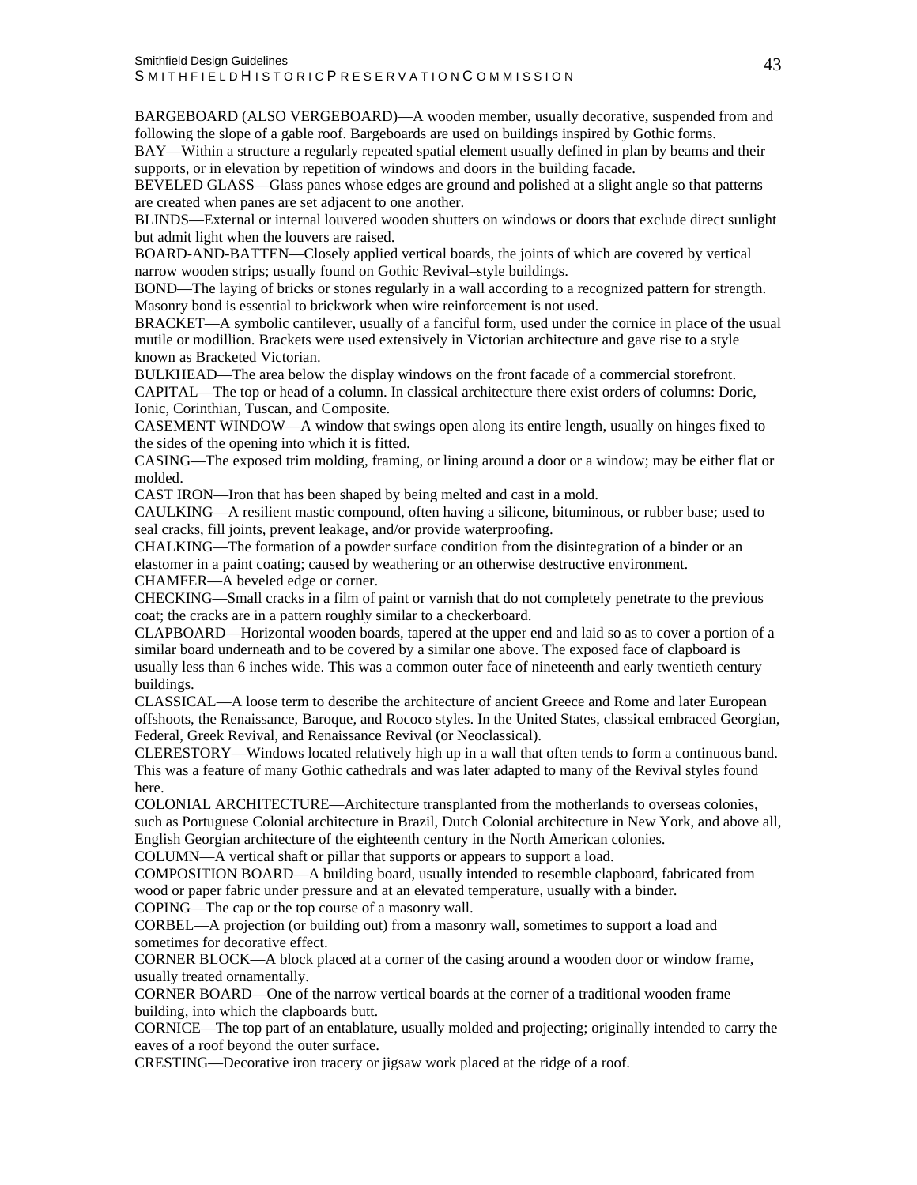BARGEBOARD (ALSO VERGEBOARD)—A wooden member, usually decorative, suspended from and following the slope of a gable roof. Bargeboards are used on buildings inspired by Gothic forms.

BAY—Within a structure a regularly repeated spatial element usually defined in plan by beams and their supports, or in elevation by repetition of windows and doors in the building facade.

BEVELED GLASS—Glass panes whose edges are ground and polished at a slight angle so that patterns are created when panes are set adjacent to one another.

BLINDS—External or internal louvered wooden shutters on windows or doors that exclude direct sunlight but admit light when the louvers are raised.

BOARD-AND-BATTEN—Closely applied vertical boards, the joints of which are covered by vertical narrow wooden strips; usually found on Gothic Revival–style buildings.

BOND—The laying of bricks or stones regularly in a wall according to a recognized pattern for strength. Masonry bond is essential to brickwork when wire reinforcement is not used.

BRACKET—A symbolic cantilever, usually of a fanciful form, used under the cornice in place of the usual mutile or modillion. Brackets were used extensively in Victorian architecture and gave rise to a style known as Bracketed Victorian.

BULKHEAD—The area below the display windows on the front facade of a commercial storefront.

CAPITAL—The top or head of a column. In classical architecture there exist orders of columns: Doric, Ionic, Corinthian, Tuscan, and Composite.

CASEMENT WINDOW—A window that swings open along its entire length, usually on hinges fixed to the sides of the opening into which it is fitted.

CASING—The exposed trim molding, framing, or lining around a door or a window; may be either flat or molded.

CAST IRON—Iron that has been shaped by being melted and cast in a mold.

CAULKING—A resilient mastic compound, often having a silicone, bituminous, or rubber base; used to seal cracks, fill joints, prevent leakage, and/or provide waterproofing.

CHALKING—The formation of a powder surface condition from the disintegration of a binder or an elastomer in a paint coating; caused by weathering or an otherwise destructive environment.

CHAMFER—A beveled edge or corner.

CHECKING—Small cracks in a film of paint or varnish that do not completely penetrate to the previous coat; the cracks are in a pattern roughly similar to a checkerboard.

CLAPBOARD—Horizontal wooden boards, tapered at the upper end and laid so as to cover a portion of a similar board underneath and to be covered by a similar one above. The exposed face of clapboard is usually less than 6 inches wide. This was a common outer face of nineteenth and early twentieth century buildings.

CLASSICAL—A loose term to describe the architecture of ancient Greece and Rome and later European offshoots, the Renaissance, Baroque, and Rococo styles. In the United States, classical embraced Georgian, Federal, Greek Revival, and Renaissance Revival (or Neoclassical).

CLERESTORY—Windows located relatively high up in a wall that often tends to form a continuous band. This was a feature of many Gothic cathedrals and was later adapted to many of the Revival styles found here.

COLONIAL ARCHITECTURE—Architecture transplanted from the motherlands to overseas colonies, such as Portuguese Colonial architecture in Brazil, Dutch Colonial architecture in New York, and above all, English Georgian architecture of the eighteenth century in the North American colonies.

COLUMN—A vertical shaft or pillar that supports or appears to support a load.

COMPOSITION BOARD—A building board, usually intended to resemble clapboard, fabricated from wood or paper fabric under pressure and at an elevated temperature, usually with a binder.

COPING—The cap or the top course of a masonry wall.

CORBEL—A projection (or building out) from a masonry wall, sometimes to support a load and sometimes for decorative effect.

CORNER BLOCK—A block placed at a corner of the casing around a wooden door or window frame, usually treated ornamentally.

CORNER BOARD—One of the narrow vertical boards at the corner of a traditional wooden frame building, into which the clapboards butt.

CORNICE—The top part of an entablature, usually molded and projecting; originally intended to carry the eaves of a roof beyond the outer surface.

CRESTING—Decorative iron tracery or jigsaw work placed at the ridge of a roof.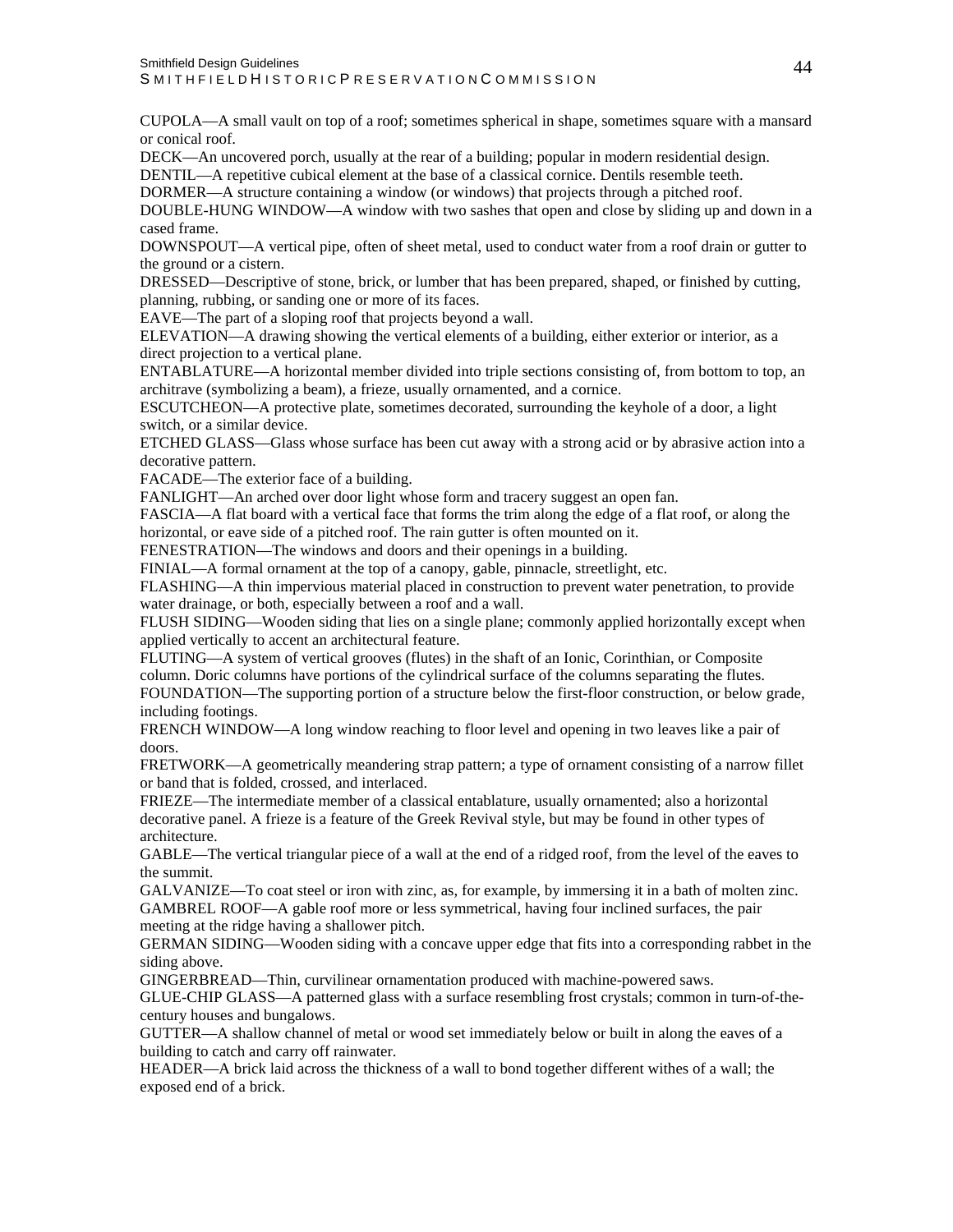CUPOLA—A small vault on top of a roof; sometimes spherical in shape, sometimes square with a mansard or conical roof.

DECK—An uncovered porch, usually at the rear of a building; popular in modern residential design.

DENTIL—A repetitive cubical element at the base of a classical cornice. Dentils resemble teeth.

DORMER—A structure containing a window (or windows) that projects through a pitched roof.

DOUBLE-HUNG WINDOW—A window with two sashes that open and close by sliding up and down in a cased frame.

DOWNSPOUT—A vertical pipe, often of sheet metal, used to conduct water from a roof drain or gutter to the ground or a cistern.

DRESSED—Descriptive of stone, brick, or lumber that has been prepared, shaped, or finished by cutting, planning, rubbing, or sanding one or more of its faces.

EAVE—The part of a sloping roof that projects beyond a wall.

ELEVATION—A drawing showing the vertical elements of a building, either exterior or interior, as a direct projection to a vertical plane.

ENTABLATURE—A horizontal member divided into triple sections consisting of, from bottom to top, an architrave (symbolizing a beam), a frieze, usually ornamented, and a cornice.

ESCUTCHEON—A protective plate, sometimes decorated, surrounding the keyhole of a door, a light switch, or a similar device.

ETCHED GLASS—Glass whose surface has been cut away with a strong acid or by abrasive action into a decorative pattern.

FACADE—The exterior face of a building.

FANLIGHT—An arched over door light whose form and tracery suggest an open fan.

FASCIA—A flat board with a vertical face that forms the trim along the edge of a flat roof, or along the horizontal, or eave side of a pitched roof. The rain gutter is often mounted on it.

FENESTRATION—The windows and doors and their openings in a building.

FINIAL—A formal ornament at the top of a canopy, gable, pinnacle, streetlight, etc.

FLASHING—A thin impervious material placed in construction to prevent water penetration, to provide water drainage, or both, especially between a roof and a wall.

FLUSH SIDING—Wooden siding that lies on a single plane; commonly applied horizontally except when applied vertically to accent an architectural feature.

FLUTING—A system of vertical grooves (flutes) in the shaft of an Ionic, Corinthian, or Composite column. Doric columns have portions of the cylindrical surface of the columns separating the flutes.

FOUNDATION—The supporting portion of a structure below the first-floor construction, or below grade, including footings.

FRENCH WINDOW—A long window reaching to floor level and opening in two leaves like a pair of doors.

FRETWORK—A geometrically meandering strap pattern; a type of ornament consisting of a narrow fillet or band that is folded, crossed, and interlaced.

FRIEZE—The intermediate member of a classical entablature, usually ornamented; also a horizontal decorative panel. A frieze is a feature of the Greek Revival style, but may be found in other types of architecture.

GABLE—The vertical triangular piece of a wall at the end of a ridged roof, from the level of the eaves to the summit.

GALVANIZE—To coat steel or iron with zinc, as, for example, by immersing it in a bath of molten zinc.

GAMBREL ROOF—A gable roof more or less symmetrical, having four inclined surfaces, the pair meeting at the ridge having a shallower pitch.

GERMAN SIDING—Wooden siding with a concave upper edge that fits into a corresponding rabbet in the siding above.

GINGERBREAD—Thin, curvilinear ornamentation produced with machine-powered saws.

GLUE-CHIP GLASS—A patterned glass with a surface resembling frost crystals; common in turn-of-the-century houses and bungalows.

GUTTER—A shallow channel of metal or wood set immediately below or built in along the eaves of a building to catch and carry off rainwater.

HEADER—A brick laid across the thickness of a wall to bond together different withes of a wall; the exposed end of a brick.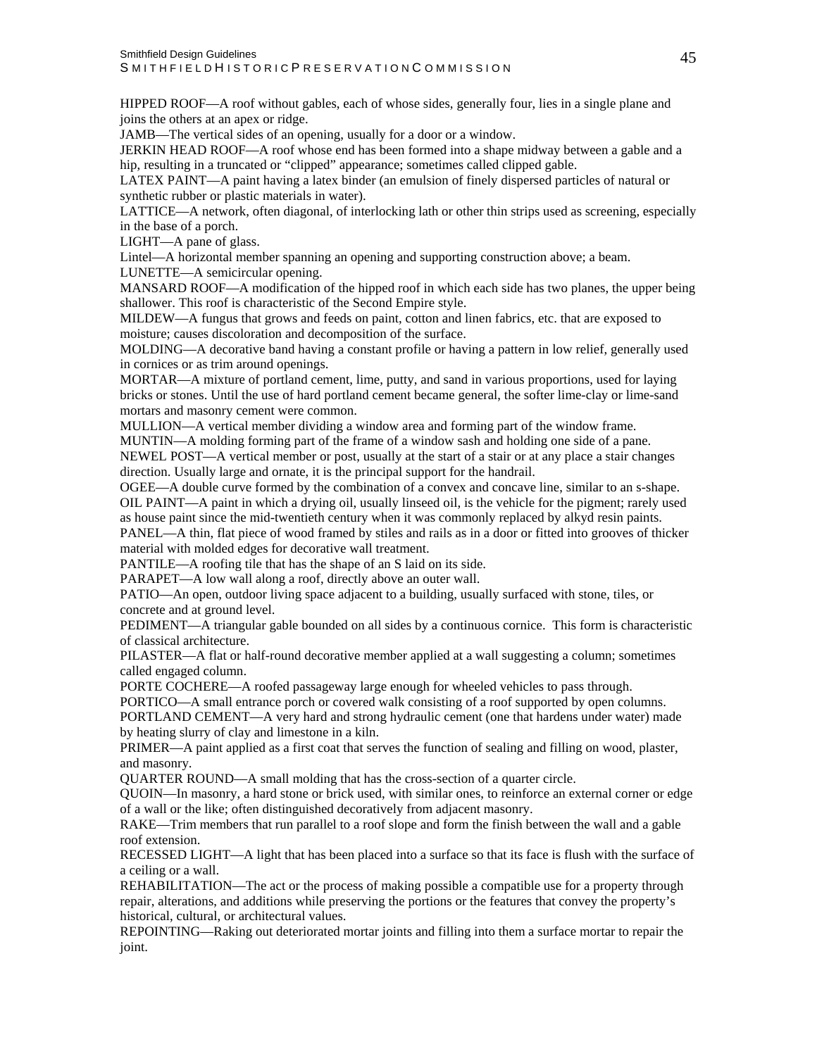HIPPED ROOF—A roof without gables, each of whose sides, generally four, lies in a single plane and joins the others at an apex or ridge.

JAMB—The vertical sides of an opening, usually for a door or a window.

JERKIN HEAD ROOF—A roof whose end has been formed into a shape midway between a gable and a hip, resulting in a truncated or "clipped" appearance; sometimes called clipped gable.

LATEX PAINT—A paint having a latex binder (an emulsion of finely dispersed particles of natural or synthetic rubber or plastic materials in water).

LATTICE—A network, often diagonal, of interlocking lath or other thin strips used as screening, especially in the base of a porch.

LIGHT—A pane of glass.

Lintel—A horizontal member spanning an opening and supporting construction above; a beam.

LUNETTE—A semicircular opening.

MANSARD ROOF—A modification of the hipped roof in which each side has two planes, the upper being shallower. This roof is characteristic of the Second Empire style.

MILDEW—A fungus that grows and feeds on paint, cotton and linen fabrics, etc. that are exposed to moisture; causes discoloration and decomposition of the surface.

MOLDING—A decorative band having a constant profile or having a pattern in low relief, generally used in cornices or as trim around openings.

MORTAR—A mixture of portland cement, lime, putty, and sand in various proportions, used for laying bricks or stones. Until the use of hard portland cement became general, the softer lime-clay or lime-sand mortars and masonry cement were common.

MULLION—A vertical member dividing a window area and forming part of the window frame.

MUNTIN—A molding forming part of the frame of a window sash and holding one side of a pane.

NEWEL POST—A vertical member or post, usually at the start of a stair or at any place a stair changes direction. Usually large and ornate, it is the principal support for the handrail.

OGEE—A double curve formed by the combination of a convex and concave line, similar to an s-shape.

OIL PAINT—A paint in which a drying oil, usually linseed oil, is the vehicle for the pigment; rarely used as house paint since the mid-twentieth century when it was commonly replaced by alkyd resin paints.

PANEL—A thin, flat piece of wood framed by stiles and rails as in a door or fitted into grooves of thicker material with molded edges for decorative wall treatment.

PANTILE—A roofing tile that has the shape of an S laid on its side.

PARAPET—A low wall along a roof, directly above an outer wall.

PATIO—An open, outdoor living space adjacent to a building, usually surfaced with stone, tiles, or concrete and at ground level.

PEDIMENT—A triangular gable bounded on all sides by a continuous cornice. This form is characteristic of classical architecture.

PILASTER—A flat or half-round decorative member applied at a wall suggesting a column; sometimes called engaged column.

PORTE COCHERE—A roofed passageway large enough for wheeled vehicles to pass through.

PORTICO—A small entrance porch or covered walk consisting of a roof supported by open columns.

PORTLAND CEMENT—A very hard and strong hydraulic cement (one that hardens under water) made by heating slurry of clay and limestone in a kiln.

PRIMER—A paint applied as a first coat that serves the function of sealing and filling on wood, plaster, and masonry.

QUARTER ROUND—A small molding that has the cross-section of a quarter circle.

QUOIN—In masonry, a hard stone or brick used, with similar ones, to reinforce an external corner or edge of a wall or the like; often distinguished decoratively from adjacent masonry.

RAKE—Trim members that run parallel to a roof slope and form the finish between the wall and a gable roof extension.

RECESSED LIGHT—A light that has been placed into a surface so that its face is flush with the surface of a ceiling or a wall.

REHABILITATION—The act or the process of making possible a compatible use for a property through repair, alterations, and additions while preserving the portions or the features that convey the property's historical, cultural, or architectural values.

REPOINTING—Raking out deteriorated mortar joints and filling into them a surface mortar to repair the joint.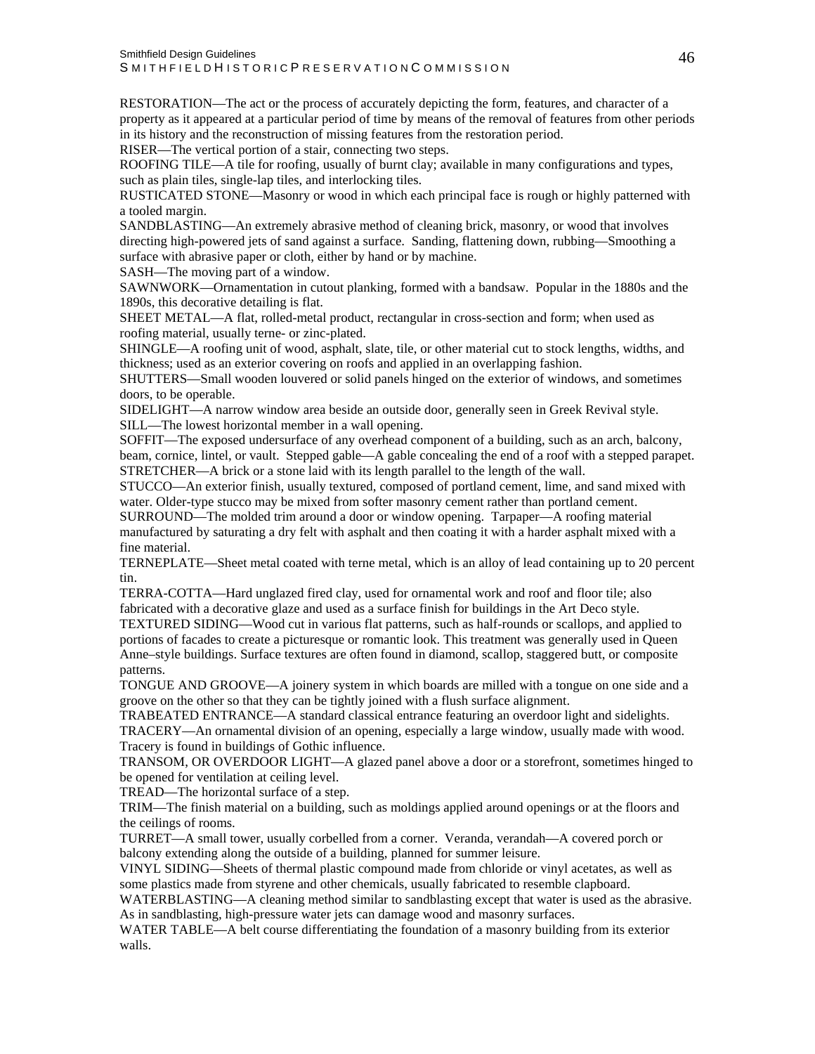RESTORATION—The act or the process of accurately depicting the form, features, and character of a property as it appeared at a particular period of time by means of the removal of features from other periods in its history and the reconstruction of missing features from the restoration period.
RISER—The vertical portion of a stair, connecting two steps.
ROOFING TILE—A tile for roofing, usually of burnt clay; available in many configurations and types, such as plain tiles, single-lap tiles, and interlocking tiles.
RUSTICATED STONE—Masonry or wood in which each principal face is rough or highly patterned with a tooled margin.
SANDBLASTING—An extremely abrasive method of cleaning brick, masonry, or wood that involves directing high-powered jets of sand against a surface. Sanding, flattening down, rubbing—Smoothing a surface with abrasive paper or cloth, either by hand or by machine.
SASH—The moving part of a window.
SAWNWORK—Ornamentation in cutout planking, formed with a bandsaw. Popular in the 1880s and the 1890s, this decorative detailing is flat.
SHEET METAL—A flat, rolled-metal product, rectangular in cross-section and form; when used as roofing material, usually terne- or zinc-plated.
SHINGLE—A roofing unit of wood, asphalt, slate, tile, or other material cut to stock lengths, widths, and thickness; used as an exterior covering on roofs and applied in an overlapping fashion.
SHUTTERS—Small wooden louvered or solid panels hinged on the exterior of windows, and sometimes doors, to be operable.
SIDELIGHT—A narrow window area beside an outside door, generally seen in Greek Revival style.
SILL—The lowest horizontal member in a wall opening.
SOFFIT—The exposed undersurface of any overhead component of a building, such as an arch, balcony, beam, cornice, lintel, or vault. Stepped gable—A gable concealing the end of a roof with a stepped parapet.
STRETCHER—A brick or a stone laid with its length parallel to the length of the wall.
STUCCO—An exterior finish, usually textured, composed of portland cement, lime, and sand mixed with water. Older-type stucco may be mixed from softer masonry cement rather than portland cement.
SURROUND—The molded trim around a door or window opening. Tarpaper—A roofing material manufactured by saturating a dry felt with asphalt and then coating it with a harder asphalt mixed with a fine material.
TERNEPLATE—Sheet metal coated with terne metal, which is an alloy of lead containing up to 20 percent tin.
TERRA-COTTA—Hard unglazed fired clay, used for ornamental work and roof and floor tile; also fabricated with a decorative glaze and used as a surface finish for buildings in the Art Deco style.
TEXTURED SIDING—Wood cut in various flat patterns, such as half-rounds or scallops, and applied to portions of facades to create a picturesque or romantic look. This treatment was generally used in Queen Anne–style buildings. Surface textures are often found in diamond, scallop, staggered butt, or composite patterns.
TONGUE AND GROOVE—A joinery system in which boards are milled with a tongue on one side and a groove on the other so that they can be tightly joined with a flush surface alignment.
TRABEATED ENTRANCE—A standard classical entrance featuring an overdoor light and sidelights.
TRACERY—An ornamental division of an opening, especially a large window, usually made with wood. Tracery is found in buildings of Gothic influence.
TRANSOM, OR OVERDOOR LIGHT—A glazed panel above a door or a storefront, sometimes hinged to be opened for ventilation at ceiling level.
TREAD—The horizontal surface of a step.
TRIM—The finish material on a building, such as moldings applied around openings or at the floors and the ceilings of rooms.
TURRET—A small tower, usually corbelled from a corner. Veranda, verandah—A covered porch or balcony extending along the outside of a building, planned for summer leisure.
VINYL SIDING—Sheets of thermal plastic compound made from chloride or vinyl acetates, as well as some plastics made from styrene and other chemicals, usually fabricated to resemble clapboard.
WATERBLASTING—A cleaning method similar to sandblasting except that water is used as the abrasive. As in sandblasting, high-pressure water jets can damage wood and masonry surfaces.
WATER TABLE—A belt course differentiating the foundation of a masonry building from its exterior walls.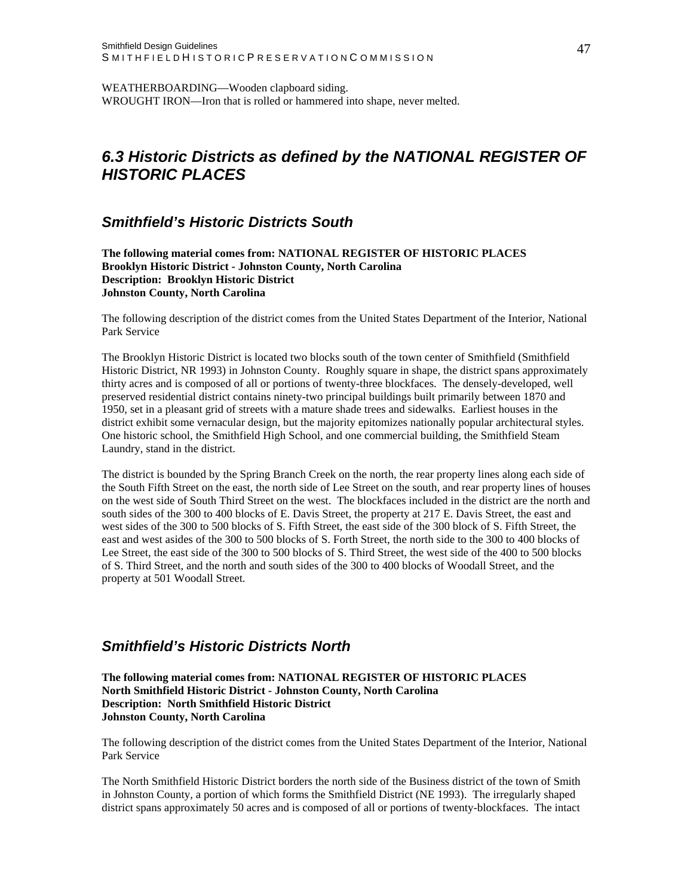WEATHERBOARDING—Wooden clapboard siding.
WROUGHT IRON—Iron that is rolled or hammered into shape, never melted.

## *6.3 Historic Districts as defined by the NATIONAL REGISTER OF HISTORIC PLACES*

### *Smithfield's Historic Districts South*

**The following material comes from: NATIONAL REGISTER OF HISTORIC PLACES**
**Brooklyn Historic District - Johnston County, North Carolina**
**Description: Brooklyn Historic District**
**Johnston County, North Carolina**

The following description of the district comes from the United States Department of the Interior, National Park Service

The Brooklyn Historic District is located two blocks south of the town center of Smithfield (Smithfield Historic District, NR 1993) in Johnston County. Roughly square in shape, the district spans approximately thirty acres and is composed of all or portions of twenty-three blockfaces. The densely-developed, well preserved residential district contains ninety-two principal buildings built primarily between 1870 and 1950, set in a pleasant grid of streets with a mature shade trees and sidewalks. Earliest houses in the district exhibit some vernacular design, but the majority epitomizes nationally popular architectural styles. One historic school, the Smithfield High School, and one commercial building, the Smithfield Steam Laundry, stand in the district.

The district is bounded by the Spring Branch Creek on the north, the rear property lines along each side of the South Fifth Street on the east, the north side of Lee Street on the south, and rear property lines of houses on the west side of South Third Street on the west. The blockfaces included in the district are the north and south sides of the 300 to 400 blocks of E. Davis Street, the property at 217 E. Davis Street, the east and west sides of the 300 to 500 blocks of S. Fifth Street, the east side of the 300 block of S. Fifth Street, the east and west asides of the 300 to 500 blocks of S. Forth Street, the north side to the 300 to 400 blocks of Lee Street, the east side of the 300 to 500 blocks of S. Third Street, the west side of the 400 to 500 blocks of S. Third Street, and the north and south sides of the 300 to 400 blocks of Woodall Street, and the property at 501 Woodall Street.

### *Smithfield's Historic Districts North*

**The following material comes from: NATIONAL REGISTER OF HISTORIC PLACES**
**North Smithfield Historic District - Johnston County, North Carolina**
**Description: North Smithfield Historic District**
**Johnston County, North Carolina**

The following description of the district comes from the United States Department of the Interior, National Park Service

The North Smithfield Historic District borders the north side of the Business district of the town of Smith in Johnston County, a portion of which forms the Smithfield District (NE 1993). The irregularly shaped district spans approximately 50 acres and is composed of all or portions of twenty-blockfaces. The intact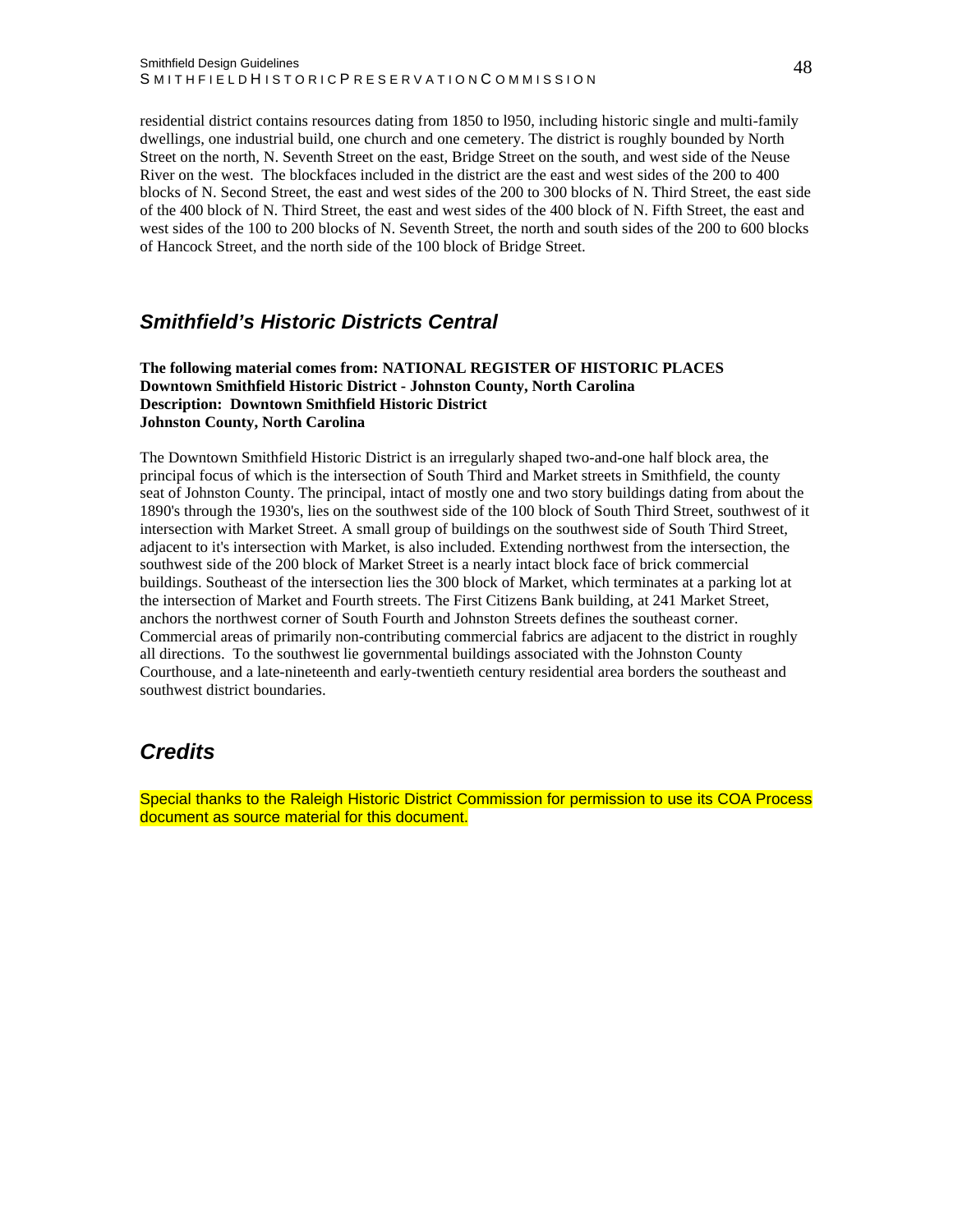residential district contains resources dating from 1850 to l950, including historic single and multi-family dwellings, one industrial build, one church and one cemetery. The district is roughly bounded by North Street on the north, N. Seventh Street on the east, Bridge Street on the south, and west side of the Neuse River on the west. The blockfaces included in the district are the east and west sides of the 200 to 400 blocks of N. Second Street, the east and west sides of the 200 to 300 blocks of N. Third Street, the east side of the 400 block of N. Third Street, the east and west sides of the 400 block of N. Fifth Street, the east and west sides of the 100 to 200 blocks of N. Seventh Street, the north and south sides of the 200 to 600 blocks of Hancock Street, and the north side of the 100 block of Bridge Street.

## *Smithfield's Historic Districts Central*

**The following material comes from: NATIONAL REGISTER OF HISTORIC PLACES**
**Downtown Smithfield Historic District - Johnston County, North Carolina**
**Description: Downtown Smithfield Historic District**
**Johnston County, North Carolina**

The Downtown Smithfield Historic District is an irregularly shaped two-and-one half block area, the principal focus of which is the intersection of South Third and Market streets in Smithfield, the county seat of Johnston County. The principal, intact of mostly one and two story buildings dating from about the 1890's through the 1930's, lies on the southwest side of the 100 block of South Third Street, southwest of it intersection with Market Street. A small group of buildings on the southwest side of South Third Street, adjacent to it's intersection with Market, is also included. Extending northwest from the intersection, the southwest side of the 200 block of Market Street is a nearly intact block face of brick commercial buildings. Southeast of the intersection lies the 300 block of Market, which terminates at a parking lot at the intersection of Market and Fourth streets. The First Citizens Bank building, at 241 Market Street, anchors the northwest corner of South Fourth and Johnston Streets defines the southeast corner. Commercial areas of primarily non-contributing commercial fabrics are adjacent to the district in roughly all directions. To the southwest lie governmental buildings associated with the Johnston County Courthouse, and a late-nineteenth and early-twentieth century residential area borders the southeast and southwest district boundaries.

## *Credits*

Special thanks to the Raleigh Historic District Commission for permission to use its COA Process document as source material for this document.